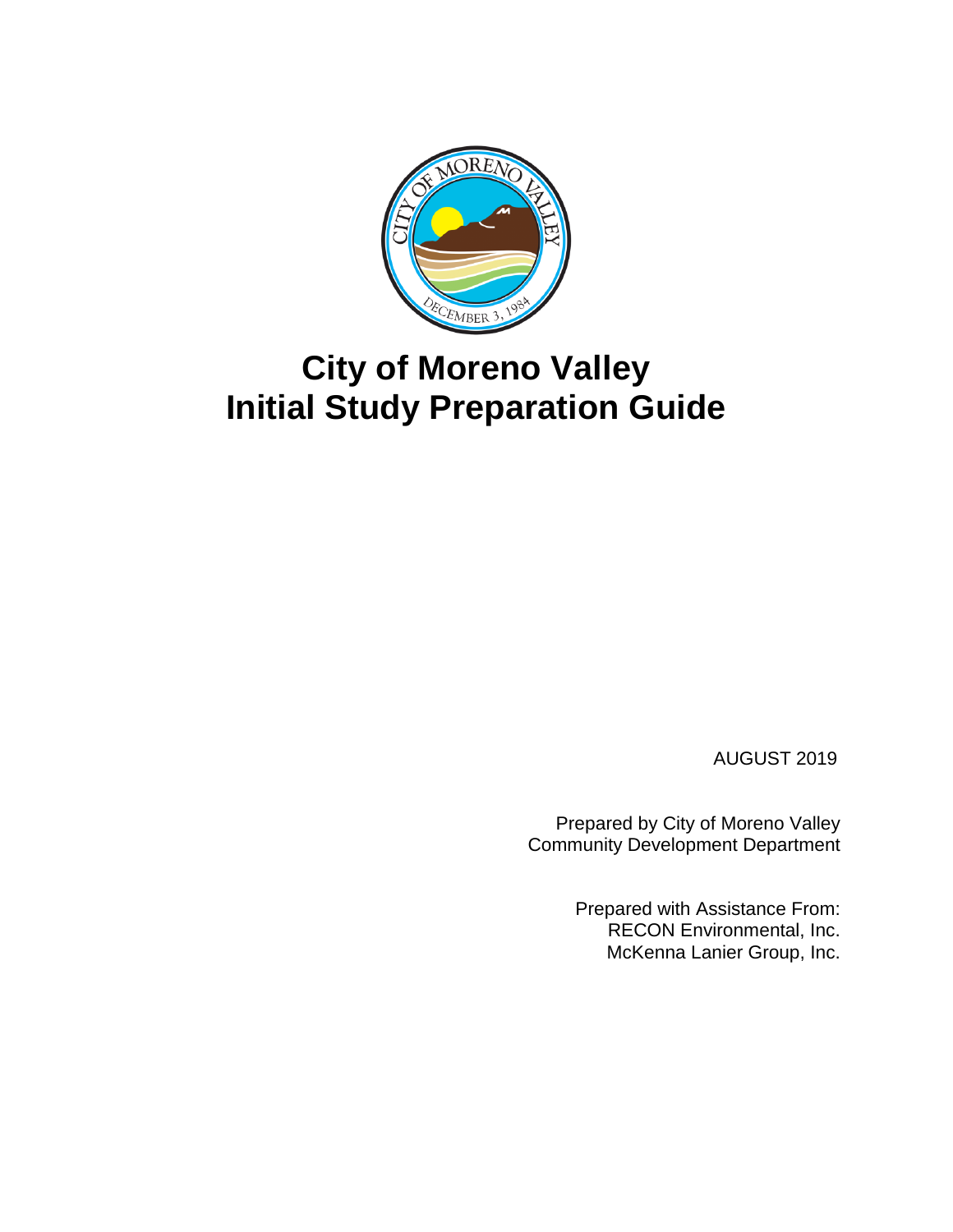# City of Moreno Valley
# Initial Study Preparation Guide

AUGUST 2019

Prepared by City of Moreno Valley
Community Development Department

Prepared with Assistance From:
RECON Environmental, Inc.
McKenna Lanier Group, Inc.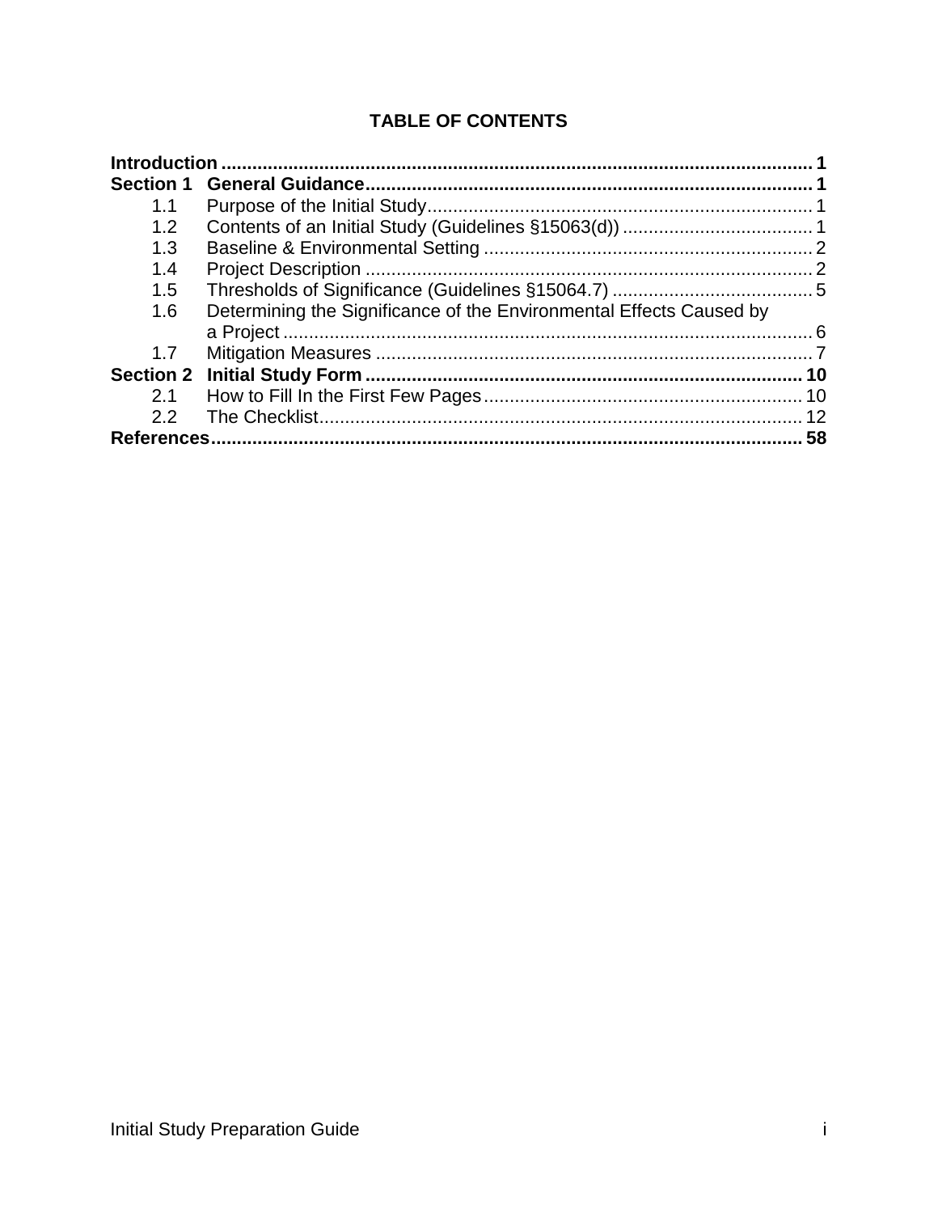# TABLE OF CONTENTS

**Introduction** .................................................................................................................. **1**

**Section 1 General Guidance** ...................................................................................... **1**

- 1.1 Purpose of the Initial Study ........................................................................... 1
- 1.2 Contents of an Initial Study (Guidelines §15063(d)) ..................................... 1
- 1.3 Baseline & Environmental Setting ................................................................ 2
- 1.4 Project Description ....................................................................................... 2
- 1.5 Thresholds of Significance (Guidelines §15064.7) ....................................... 5
- 1.6 Determining the Significance of the Environmental Effects Caused by a Project ....................................................................................................... 6
- 1.7 Mitigation Measures ..................................................................................... 7

**Section 2 Initial Study Form** ...................................................................................... **10**

- 2.1 How to Fill In the First Few Pages .............................................................. 10
- 2.2 The Checklist ............................................................................................... 12

**References** .................................................................................................................. **58**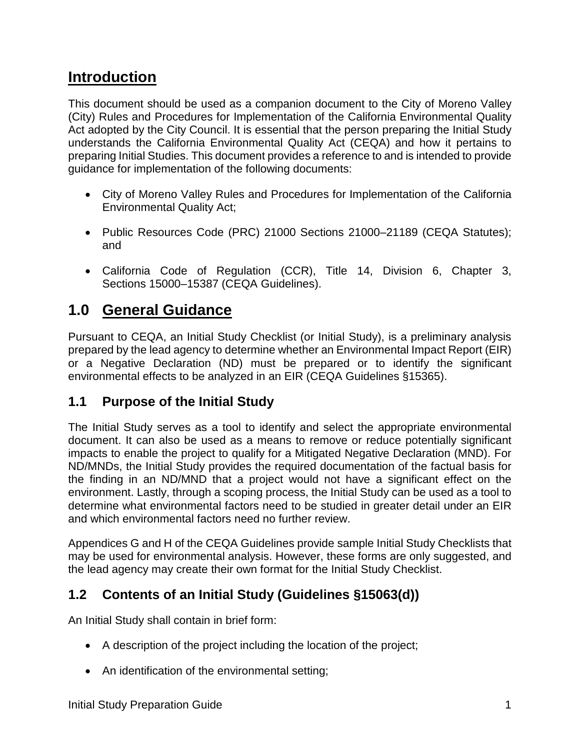# Introduction

This document should be used as a companion document to the City of Moreno Valley (City) Rules and Procedures for Implementation of the California Environmental Quality Act adopted by the City Council. It is essential that the person preparing the Initial Study understands the California Environmental Quality Act (CEQA) and how it pertains to preparing Initial Studies. This document provides a reference to and is intended to provide guidance for implementation of the following documents:

- City of Moreno Valley Rules and Procedures for Implementation of the California Environmental Quality Act;
- Public Resources Code (PRC) 21000 Sections 21000–21189 (CEQA Statutes); and
- California Code of Regulation (CCR), Title 14, Division 6, Chapter 3, Sections 15000–15387 (CEQA Guidelines).

# 1.0 General Guidance

Pursuant to CEQA, an Initial Study Checklist (or Initial Study), is a preliminary analysis prepared by the lead agency to determine whether an Environmental Impact Report (EIR) or a Negative Declaration (ND) must be prepared or to identify the significant environmental effects to be analyzed in an EIR (CEQA Guidelines §15365).

## 1.1 Purpose of the Initial Study

The Initial Study serves as a tool to identify and select the appropriate environmental document. It can also be used as a means to remove or reduce potentially significant impacts to enable the project to qualify for a Mitigated Negative Declaration (MND). For ND/MNDs, the Initial Study provides the required documentation of the factual basis for the finding in an ND/MND that a project would not have a significant effect on the environment. Lastly, through a scoping process, the Initial Study can be used as a tool to determine what environmental factors need to be studied in greater detail under an EIR and which environmental factors need no further review.

Appendices G and H of the CEQA Guidelines provide sample Initial Study Checklists that may be used for environmental analysis. However, these forms are only suggested, and the lead agency may create their own format for the Initial Study Checklist.

## 1.2 Contents of an Initial Study (Guidelines §15063(d))

An Initial Study shall contain in brief form:

- A description of the project including the location of the project;
- An identification of the environmental setting;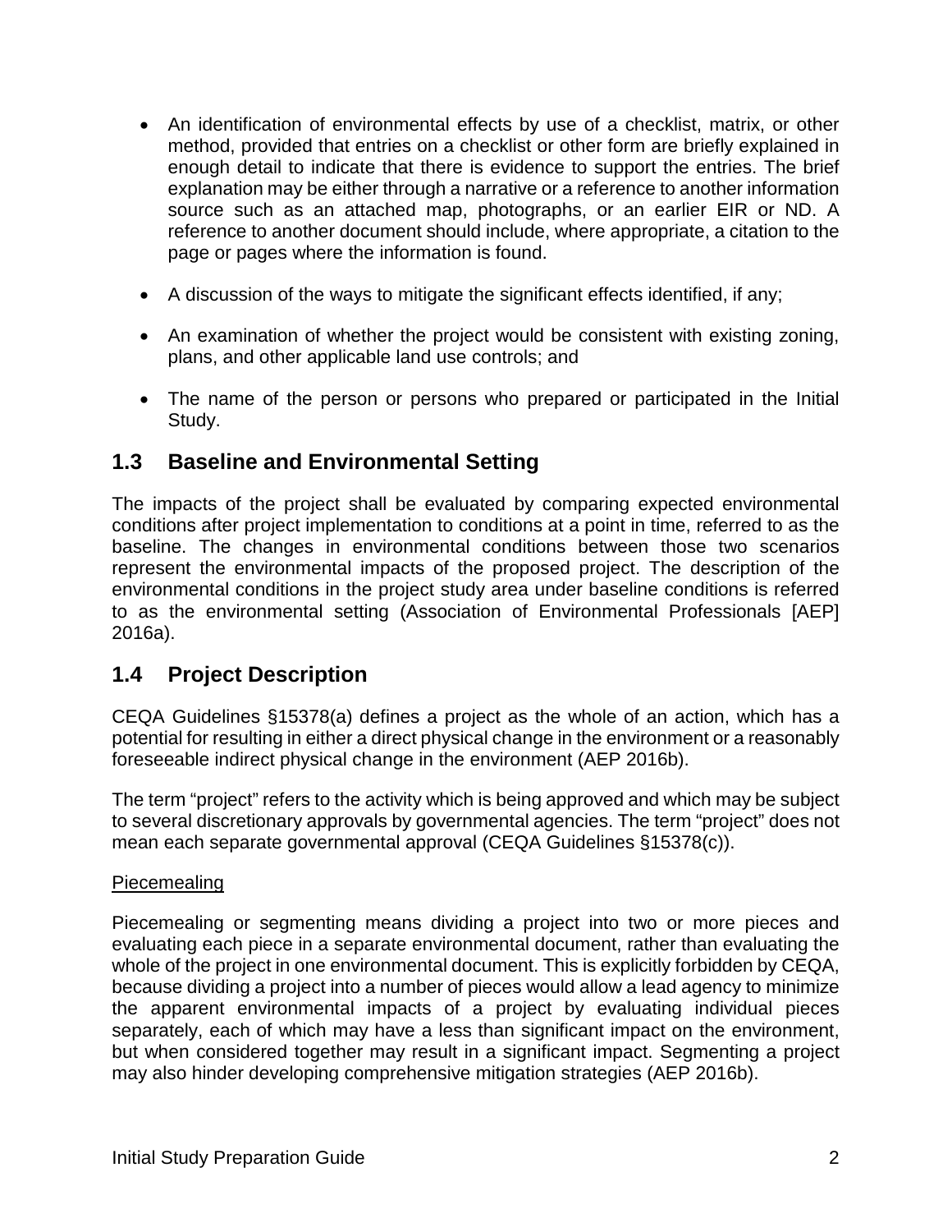- An identification of environmental effects by use of a checklist, matrix, or other method, provided that entries on a checklist or other form are briefly explained in enough detail to indicate that there is evidence to support the entries. The brief explanation may be either through a narrative or a reference to another information source such as an attached map, photographs, or an earlier EIR or ND. A reference to another document should include, where appropriate, a citation to the page or pages where the information is found.

- A discussion of the ways to mitigate the significant effects identified, if any;

- An examination of whether the project would be consistent with existing zoning, plans, and other applicable land use controls; and

- The name of the person or persons who prepared or participated in the Initial Study.

## 1.3 Baseline and Environmental Setting

The impacts of the project shall be evaluated by comparing expected environmental conditions after project implementation to conditions at a point in time, referred to as the baseline. The changes in environmental conditions between those two scenarios represent the environmental impacts of the proposed project. The description of the environmental conditions in the project study area under baseline conditions is referred to as the environmental setting (Association of Environmental Professionals [AEP] 2016a).

## 1.4 Project Description

CEQA Guidelines §15378(a) defines a project as the whole of an action, which has a potential for resulting in either a direct physical change in the environment or a reasonably foreseeable indirect physical change in the environment (AEP 2016b).

The term "project" refers to the activity which is being approved and which may be subject to several discretionary approvals by governmental agencies. The term "project" does not mean each separate governmental approval (CEQA Guidelines §15378(c)).

<u>Piecemealing</u>

Piecemealing or segmenting means dividing a project into two or more pieces and evaluating each piece in a separate environmental document, rather than evaluating the whole of the project in one environmental document. This is explicitly forbidden by CEQA, because dividing a project into a number of pieces would allow a lead agency to minimize the apparent environmental impacts of a project by evaluating individual pieces separately, each of which may have a less than significant impact on the environment, but when considered together may result in a significant impact. Segmenting a project may also hinder developing comprehensive mitigation strategies (AEP 2016b).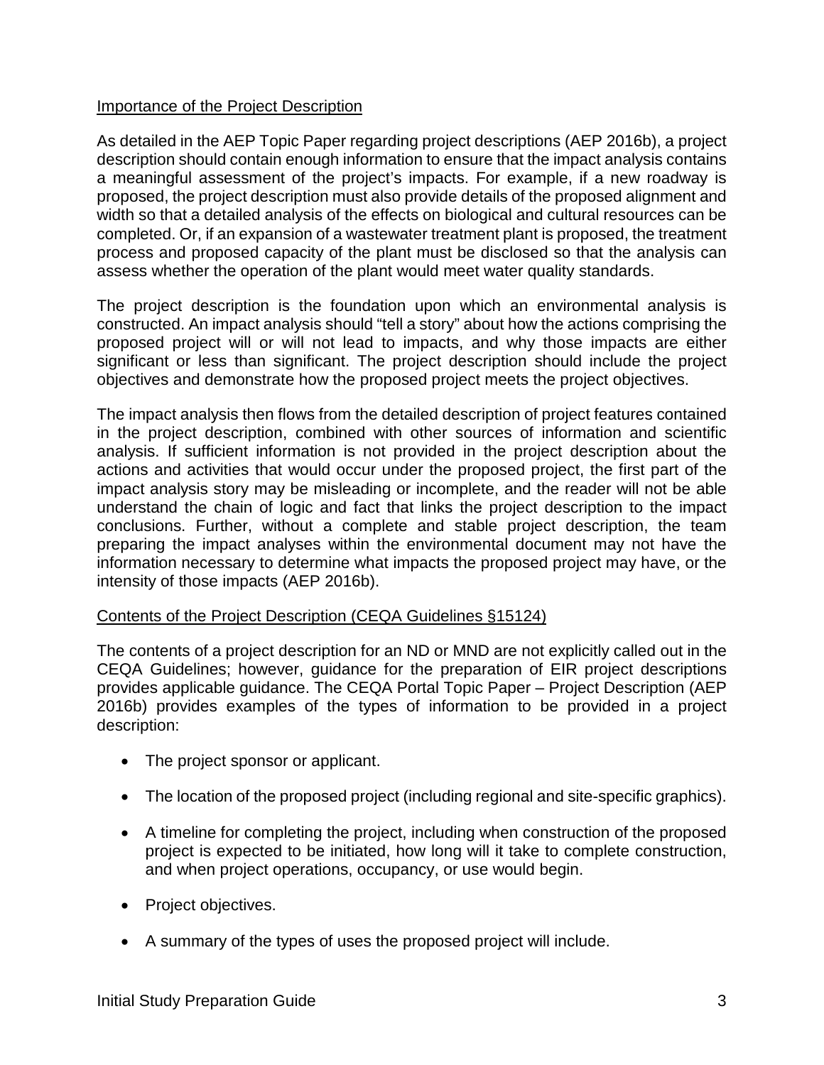Importance of the Project Description

As detailed in the AEP Topic Paper regarding project descriptions (AEP 2016b), a project description should contain enough information to ensure that the impact analysis contains a meaningful assessment of the project's impacts. For example, if a new roadway is proposed, the project description must also provide details of the proposed alignment and width so that a detailed analysis of the effects on biological and cultural resources can be completed. Or, if an expansion of a wastewater treatment plant is proposed, the treatment process and proposed capacity of the plant must be disclosed so that the analysis can assess whether the operation of the plant would meet water quality standards.

The project description is the foundation upon which an environmental analysis is constructed. An impact analysis should "tell a story" about how the actions comprising the proposed project will or will not lead to impacts, and why those impacts are either significant or less than significant. The project description should include the project objectives and demonstrate how the proposed project meets the project objectives.

The impact analysis then flows from the detailed description of project features contained in the project description, combined with other sources of information and scientific analysis. If sufficient information is not provided in the project description about the actions and activities that would occur under the proposed project, the first part of the impact analysis story may be misleading or incomplete, and the reader will not be able understand the chain of logic and fact that links the project description to the impact conclusions. Further, without a complete and stable project description, the team preparing the impact analyses within the environmental document may not have the information necessary to determine what impacts the proposed project may have, or the intensity of those impacts (AEP 2016b).

Contents of the Project Description (CEQA Guidelines §15124)

The contents of a project description for an ND or MND are not explicitly called out in the CEQA Guidelines; however, guidance for the preparation of EIR project descriptions provides applicable guidance. The CEQA Portal Topic Paper – Project Description (AEP 2016b) provides examples of the types of information to be provided in a project description:

- The project sponsor or applicant.
- The location of the proposed project (including regional and site-specific graphics).
- A timeline for completing the project, including when construction of the proposed project is expected to be initiated, how long will it take to complete construction, and when project operations, occupancy, or use would begin.
- Project objectives.
- A summary of the types of uses the proposed project will include.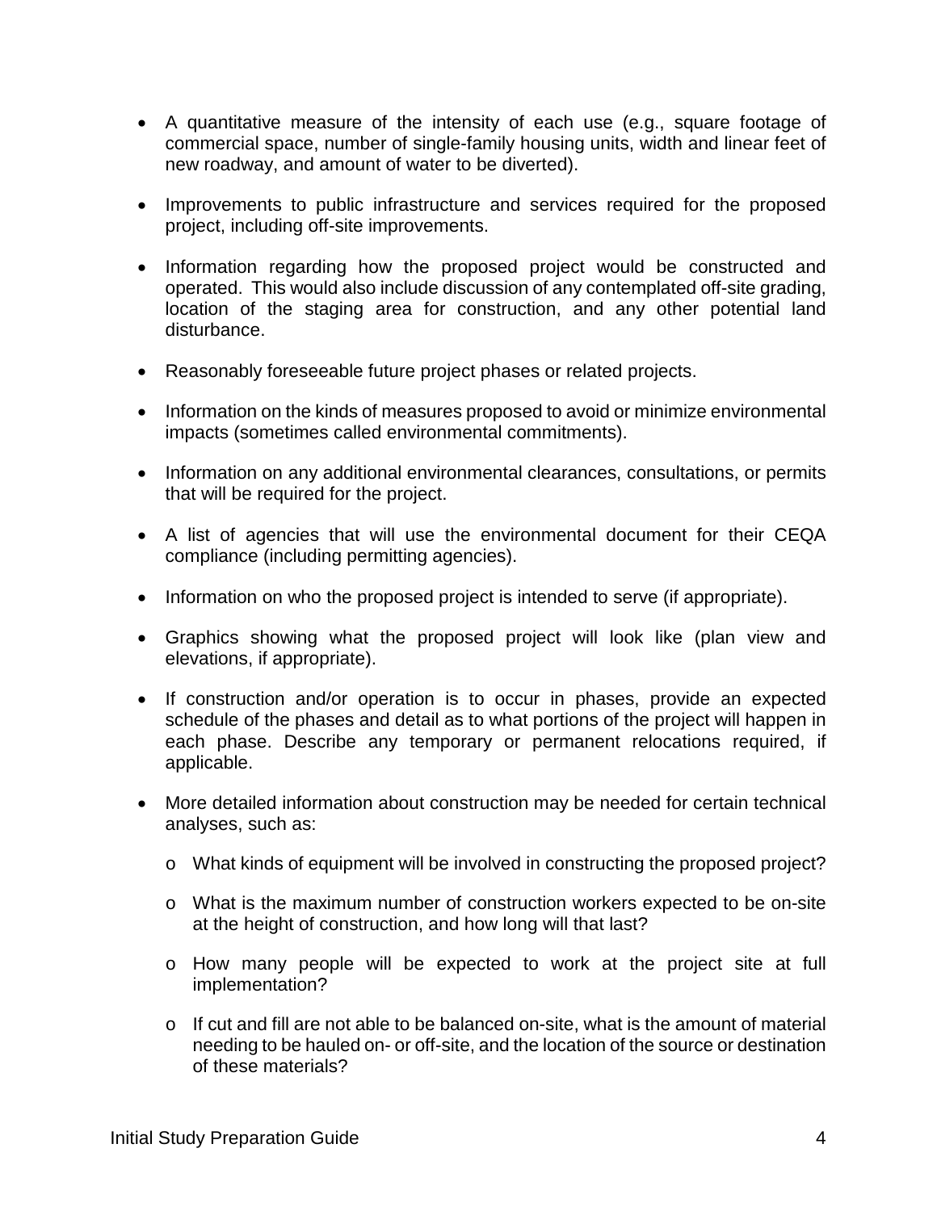- A quantitative measure of the intensity of each use (e.g., square footage of commercial space, number of single-family housing units, width and linear feet of new roadway, and amount of water to be diverted).

- Improvements to public infrastructure and services required for the proposed project, including off-site improvements.

- Information regarding how the proposed project would be constructed and operated. This would also include discussion of any contemplated off-site grading, location of the staging area for construction, and any other potential land disturbance.

- Reasonably foreseeable future project phases or related projects.

- Information on the kinds of measures proposed to avoid or minimize environmental impacts (sometimes called environmental commitments).

- Information on any additional environmental clearances, consultations, or permits that will be required for the project.

- A list of agencies that will use the environmental document for their CEQA compliance (including permitting agencies).

- Information on who the proposed project is intended to serve (if appropriate).

- Graphics showing what the proposed project will look like (plan view and elevations, if appropriate).

- If construction and/or operation is to occur in phases, provide an expected schedule of the phases and detail as to what portions of the project will happen in each phase. Describe any temporary or permanent relocations required, if applicable.

- More detailed information about construction may be needed for certain technical analyses, such as:

  - What kinds of equipment will be involved in constructing the proposed project?

  - What is the maximum number of construction workers expected to be on-site at the height of construction, and how long will that last?

  - How many people will be expected to work at the project site at full implementation?

  - If cut and fill are not able to be balanced on-site, what is the amount of material needing to be hauled on- or off-site, and the location of the source or destination of these materials?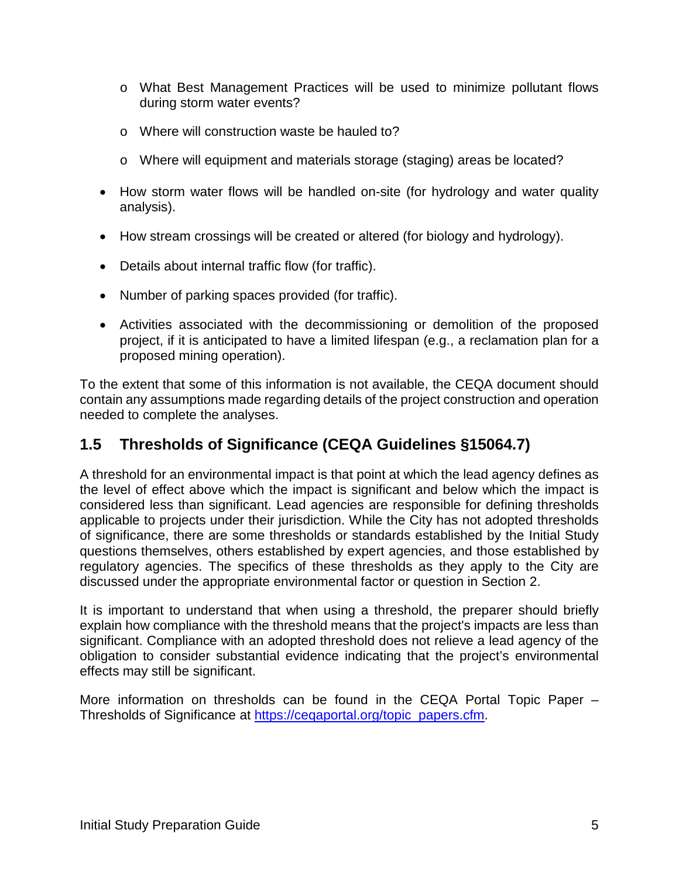- What Best Management Practices will be used to minimize pollutant flows during storm water events?
  - Where will construction waste be hauled to?
  - Where will equipment and materials storage (staging) areas be located?

- How storm water flows will be handled on-site (for hydrology and water quality analysis).
- How stream crossings will be created or altered (for biology and hydrology).
- Details about internal traffic flow (for traffic).
- Number of parking spaces provided (for traffic).
- Activities associated with the decommissioning or demolition of the proposed project, if it is anticipated to have a limited lifespan (e.g., a reclamation plan for a proposed mining operation).

To the extent that some of this information is not available, the CEQA document should contain any assumptions made regarding details of the project construction and operation needed to complete the analyses.

## 1.5 Thresholds of Significance (CEQA Guidelines §15064.7)

A threshold for an environmental impact is that point at which the lead agency defines as the level of effect above which the impact is significant and below which the impact is considered less than significant. Lead agencies are responsible for defining thresholds applicable to projects under their jurisdiction. While the City has not adopted thresholds of significance, there are some thresholds or standards established by the Initial Study questions themselves, others established by expert agencies, and those established by regulatory agencies. The specifics of these thresholds as they apply to the City are discussed under the appropriate environmental factor or question in Section 2.

It is important to understand that when using a threshold, the preparer should briefly explain how compliance with the threshold means that the project's impacts are less than significant. Compliance with an adopted threshold does not relieve a lead agency of the obligation to consider substantial evidence indicating that the project's environmental effects may still be significant.

More information on thresholds can be found in the CEQA Portal Topic Paper – Thresholds of Significance at https://ceqaportal.org/topic_papers.cfm.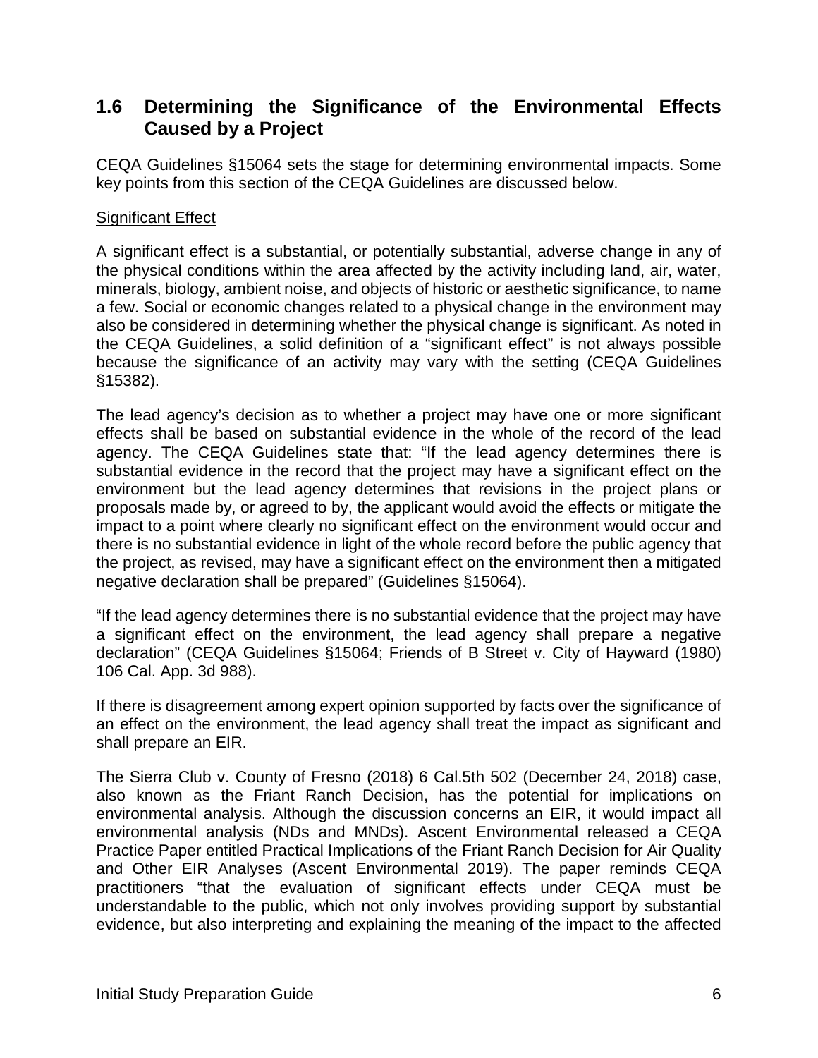## 1.6 Determining the Significance of the Environmental Effects Caused by a Project

CEQA Guidelines §15064 sets the stage for determining environmental impacts. Some key points from this section of the CEQA Guidelines are discussed below.

<u>Significant Effect</u>

A significant effect is a substantial, or potentially substantial, adverse change in any of the physical conditions within the area affected by the activity including land, air, water, minerals, biology, ambient noise, and objects of historic or aesthetic significance, to name a few. Social or economic changes related to a physical change in the environment may also be considered in determining whether the physical change is significant. As noted in the CEQA Guidelines, a solid definition of a "significant effect" is not always possible because the significance of an activity may vary with the setting (CEQA Guidelines §15382).

The lead agency's decision as to whether a project may have one or more significant effects shall be based on substantial evidence in the whole of the record of the lead agency. The CEQA Guidelines state that: "If the lead agency determines there is substantial evidence in the record that the project may have a significant effect on the environment but the lead agency determines that revisions in the project plans or proposals made by, or agreed to by, the applicant would avoid the effects or mitigate the impact to a point where clearly no significant effect on the environment would occur and there is no substantial evidence in light of the whole record before the public agency that the project, as revised, may have a significant effect on the environment then a mitigated negative declaration shall be prepared" (Guidelines §15064).

"If the lead agency determines there is no substantial evidence that the project may have a significant effect on the environment, the lead agency shall prepare a negative declaration" (CEQA Guidelines §15064; Friends of B Street v. City of Hayward (1980) 106 Cal. App. 3d 988).

If there is disagreement among expert opinion supported by facts over the significance of an effect on the environment, the lead agency shall treat the impact as significant and shall prepare an EIR.

The Sierra Club v. County of Fresno (2018) 6 Cal.5th 502 (December 24, 2018) case, also known as the Friant Ranch Decision, has the potential for implications on environmental analysis. Although the discussion concerns an EIR, it would impact all environmental analysis (NDs and MNDs). Ascent Environmental released a CEQA Practice Paper entitled Practical Implications of the Friant Ranch Decision for Air Quality and Other EIR Analyses (Ascent Environmental 2019). The paper reminds CEQA practitioners "that the evaluation of significant effects under CEQA must be understandable to the public, which not only involves providing support by substantial evidence, but also interpreting and explaining the meaning of the impact to the affected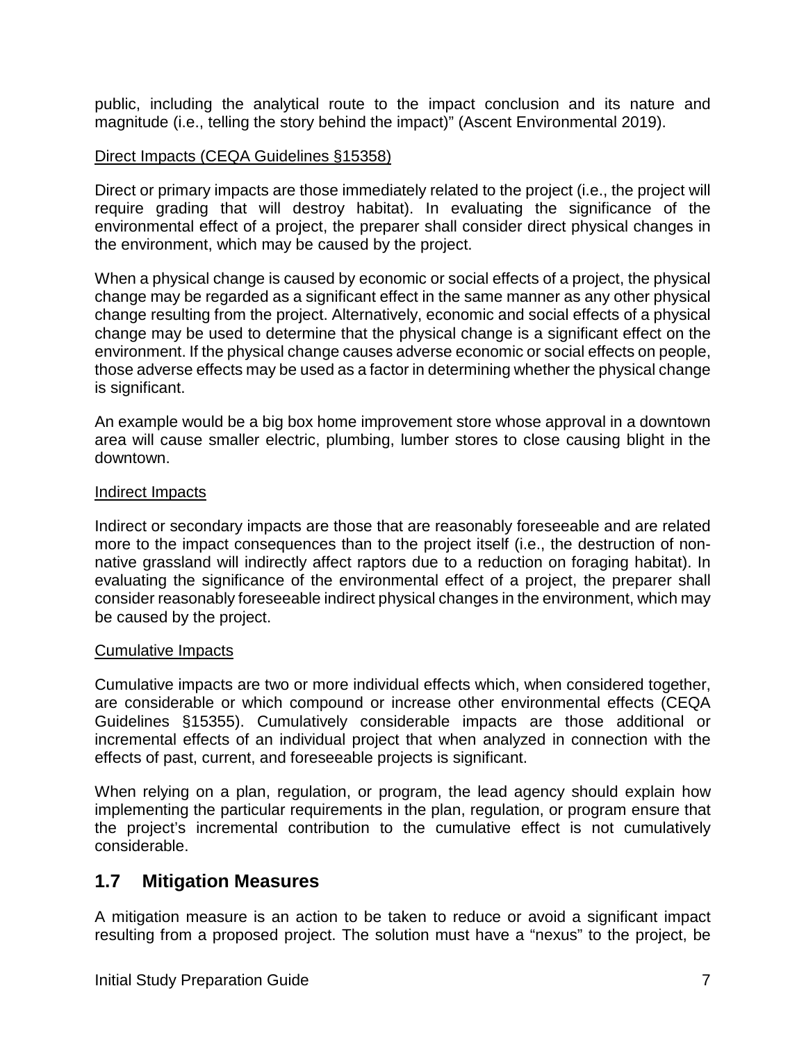public, including the analytical route to the impact conclusion and its nature and magnitude (i.e., telling the story behind the impact)" (Ascent Environmental 2019).

<u>Direct Impacts (CEQA Guidelines §15358)</u>

Direct or primary impacts are those immediately related to the project (i.e., the project will require grading that will destroy habitat). In evaluating the significance of the environmental effect of a project, the preparer shall consider direct physical changes in the environment, which may be caused by the project.

When a physical change is caused by economic or social effects of a project, the physical change may be regarded as a significant effect in the same manner as any other physical change resulting from the project. Alternatively, economic and social effects of a physical change may be used to determine that the physical change is a significant effect on the environment. If the physical change causes adverse economic or social effects on people, those adverse effects may be used as a factor in determining whether the physical change is significant.

An example would be a big box home improvement store whose approval in a downtown area will cause smaller electric, plumbing, lumber stores to close causing blight in the downtown.

<u>Indirect Impacts</u>

Indirect or secondary impacts are those that are reasonably foreseeable and are related more to the impact consequences than to the project itself (i.e., the destruction of non-native grassland will indirectly affect raptors due to a reduction on foraging habitat). In evaluating the significance of the environmental effect of a project, the preparer shall consider reasonably foreseeable indirect physical changes in the environment, which may be caused by the project.

<u>Cumulative Impacts</u>

Cumulative impacts are two or more individual effects which, when considered together, are considerable or which compound or increase other environmental effects (CEQA Guidelines §15355). Cumulatively considerable impacts are those additional or incremental effects of an individual project that when analyzed in connection with the effects of past, current, and foreseeable projects is significant.

When relying on a plan, regulation, or program, the lead agency should explain how implementing the particular requirements in the plan, regulation, or program ensure that the project's incremental contribution to the cumulative effect is not cumulatively considerable.

## 1.7 Mitigation Measures

A mitigation measure is an action to be taken to reduce or avoid a significant impact resulting from a proposed project. The solution must have a "nexus" to the project, be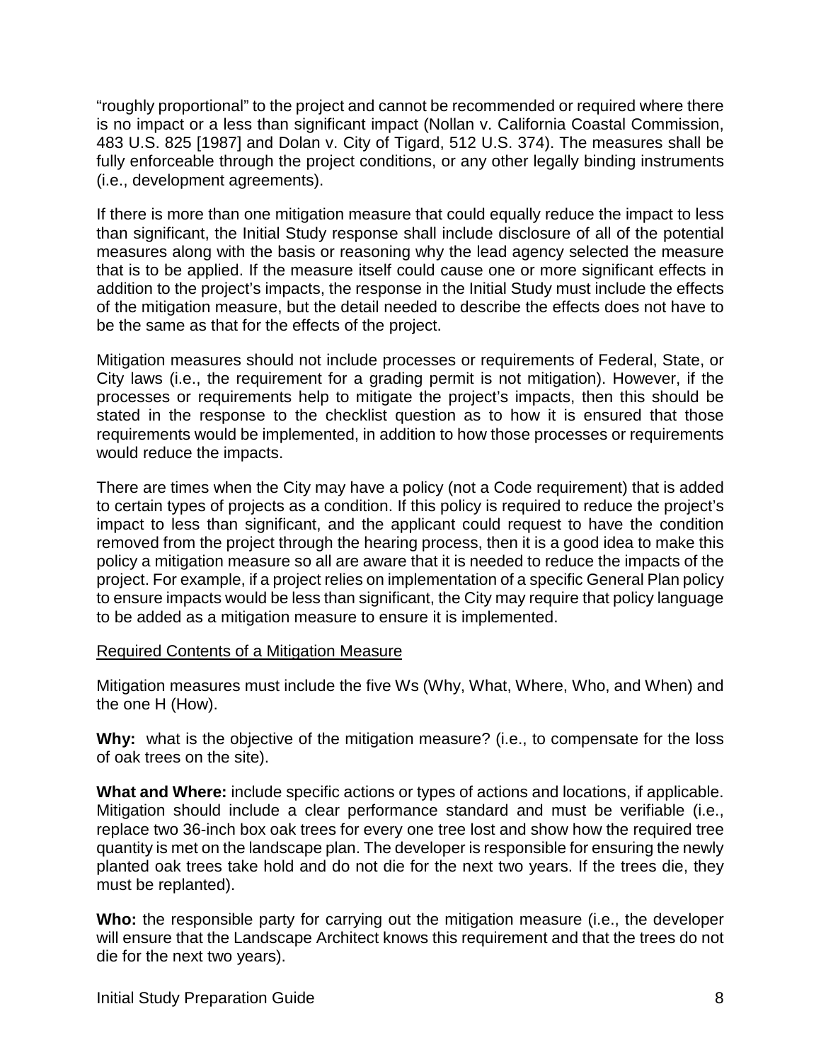"roughly proportional" to the project and cannot be recommended or required where there is no impact or a less than significant impact (Nollan v. California Coastal Commission, 483 U.S. 825 [1987] and Dolan v. City of Tigard, 512 U.S. 374). The measures shall be fully enforceable through the project conditions, or any other legally binding instruments (i.e., development agreements).

If there is more than one mitigation measure that could equally reduce the impact to less than significant, the Initial Study response shall include disclosure of all of the potential measures along with the basis or reasoning why the lead agency selected the measure that is to be applied. If the measure itself could cause one or more significant effects in addition to the project's impacts, the response in the Initial Study must include the effects of the mitigation measure, but the detail needed to describe the effects does not have to be the same as that for the effects of the project.

Mitigation measures should not include processes or requirements of Federal, State, or City laws (i.e., the requirement for a grading permit is not mitigation). However, if the processes or requirements help to mitigate the project's impacts, then this should be stated in the response to the checklist question as to how it is ensured that those requirements would be implemented, in addition to how those processes or requirements would reduce the impacts.

There are times when the City may have a policy (not a Code requirement) that is added to certain types of projects as a condition. If this policy is required to reduce the project's impact to less than significant, and the applicant could request to have the condition removed from the project through the hearing process, then it is a good idea to make this policy a mitigation measure so all are aware that it is needed to reduce the impacts of the project. For example, if a project relies on implementation of a specific General Plan policy to ensure impacts would be less than significant, the City may require that policy language to be added as a mitigation measure to ensure it is implemented.

<u>Required Contents of a Mitigation Measure</u>

Mitigation measures must include the five Ws (Why, What, Where, Who, and When) and the one H (How).

**Why:** what is the objective of the mitigation measure? (i.e., to compensate for the loss of oak trees on the site).

**What and Where:** include specific actions or types of actions and locations, if applicable. Mitigation should include a clear performance standard and must be verifiable (i.e., replace two 36-inch box oak trees for every one tree lost and show how the required tree quantity is met on the landscape plan. The developer is responsible for ensuring the newly planted oak trees take hold and do not die for the next two years. If the trees die, they must be replanted).

**Who:** the responsible party for carrying out the mitigation measure (i.e., the developer will ensure that the Landscape Architect knows this requirement and that the trees do not die for the next two years).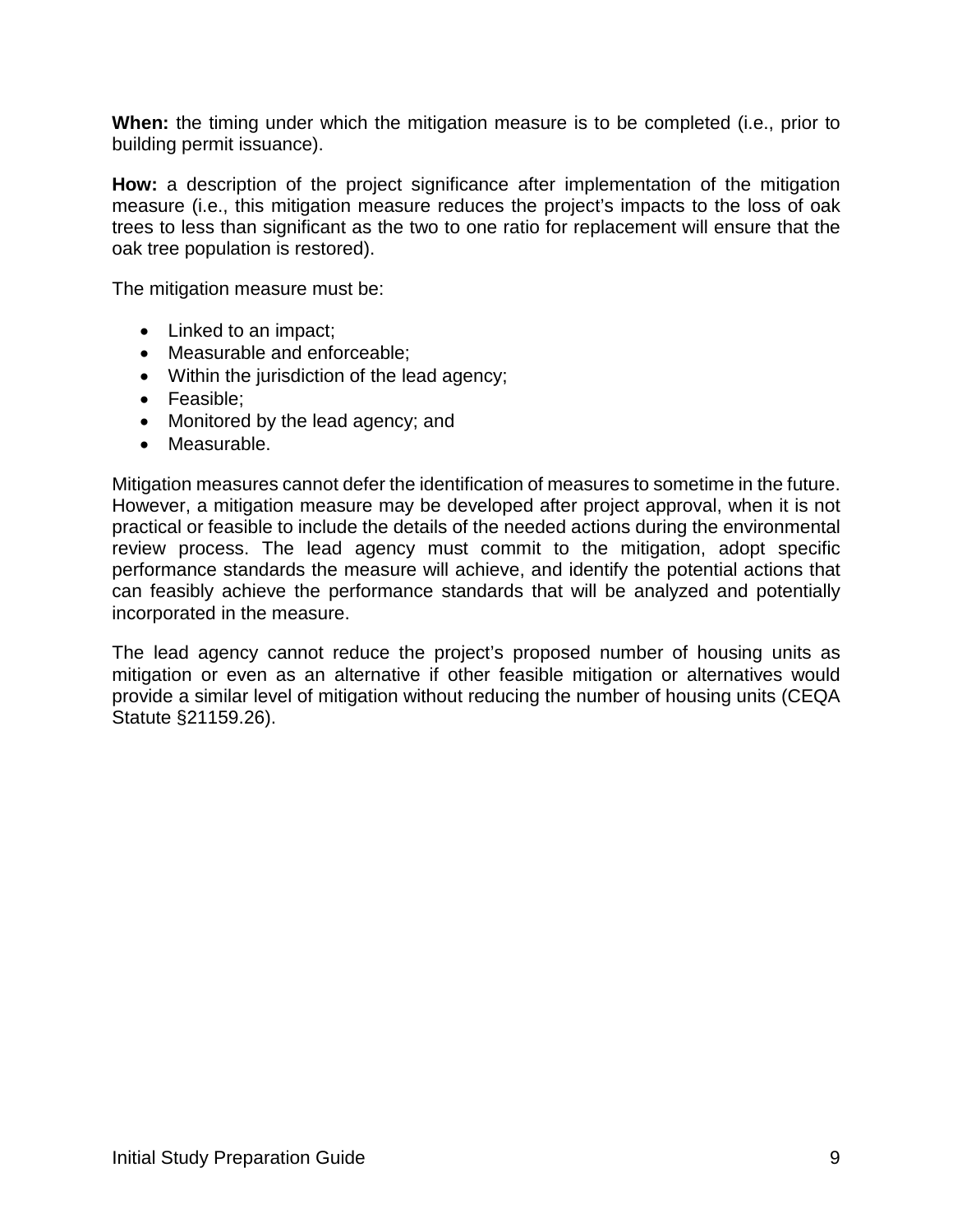**When:** the timing under which the mitigation measure is to be completed (i.e., prior to building permit issuance).

**How:** a description of the project significance after implementation of the mitigation measure (i.e., this mitigation measure reduces the project's impacts to the loss of oak trees to less than significant as the two to one ratio for replacement will ensure that the oak tree population is restored).

The mitigation measure must be:

- Linked to an impact;
- Measurable and enforceable;
- Within the jurisdiction of the lead agency;
- Feasible;
- Monitored by the lead agency; and
- Measurable.

Mitigation measures cannot defer the identification of measures to sometime in the future. However, a mitigation measure may be developed after project approval, when it is not practical or feasible to include the details of the needed actions during the environmental review process. The lead agency must commit to the mitigation, adopt specific performance standards the measure will achieve, and identify the potential actions that can feasibly achieve the performance standards that will be analyzed and potentially incorporated in the measure.

The lead agency cannot reduce the project's proposed number of housing units as mitigation or even as an alternative if other feasible mitigation or alternatives would provide a similar level of mitigation without reducing the number of housing units (CEQA Statute §21159.26).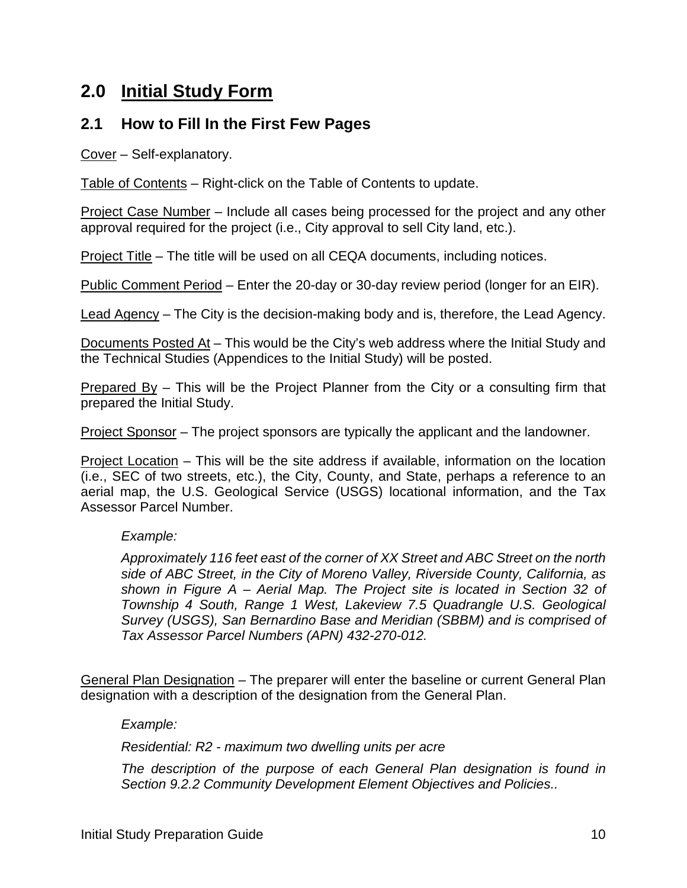# 2.0 Initial Study Form

## 2.1 How to Fill In the First Few Pages

<u>Cover</u> – Self-explanatory.

<u>Table of Contents</u> – Right-click on the Table of Contents to update.

<u>Project Case Number</u> – Include all cases being processed for the project and any other approval required for the project (i.e., City approval to sell City land, etc.).

<u>Project Title</u> – The title will be used on all CEQA documents, including notices.

<u>Public Comment Period</u> – Enter the 20-day or 30-day review period (longer for an EIR).

<u>Lead Agency</u> – The City is the decision-making body and is, therefore, the Lead Agency.

<u>Documents Posted At</u> – This would be the City's web address where the Initial Study and the Technical Studies (Appendices to the Initial Study) will be posted.

<u>Prepared By</u> – This will be the Project Planner from the City or a consulting firm that prepared the Initial Study.

<u>Project Sponsor</u> – The project sponsors are typically the applicant and the landowner.

<u>Project Location</u> – This will be the site address if available, information on the location (i.e., SEC of two streets, etc.), the City, County, and State, perhaps a reference to an aerial map, the U.S. Geological Service (USGS) locational information, and the Tax Assessor Parcel Number.

> *Example:*
>
> *Approximately 116 feet east of the corner of XX Street and ABC Street on the north side of ABC Street, in the City of Moreno Valley, Riverside County, California, as shown in Figure A – Aerial Map. The Project site is located in Section 32 of Township 4 South, Range 1 West, Lakeview 7.5 Quadrangle U.S. Geological Survey (USGS), San Bernardino Base and Meridian (SBBM) and is comprised of Tax Assessor Parcel Numbers (APN) 432-270-012.*

<u>General Plan Designation</u> – The preparer will enter the baseline or current General Plan designation with a description of the designation from the General Plan.

> *Example:*
>
> *Residential: R2 - maximum two dwelling units per acre*
>
> *The description of the purpose of each General Plan designation is found in Section 9.2.2 Community Development Element Objectives and Policies..*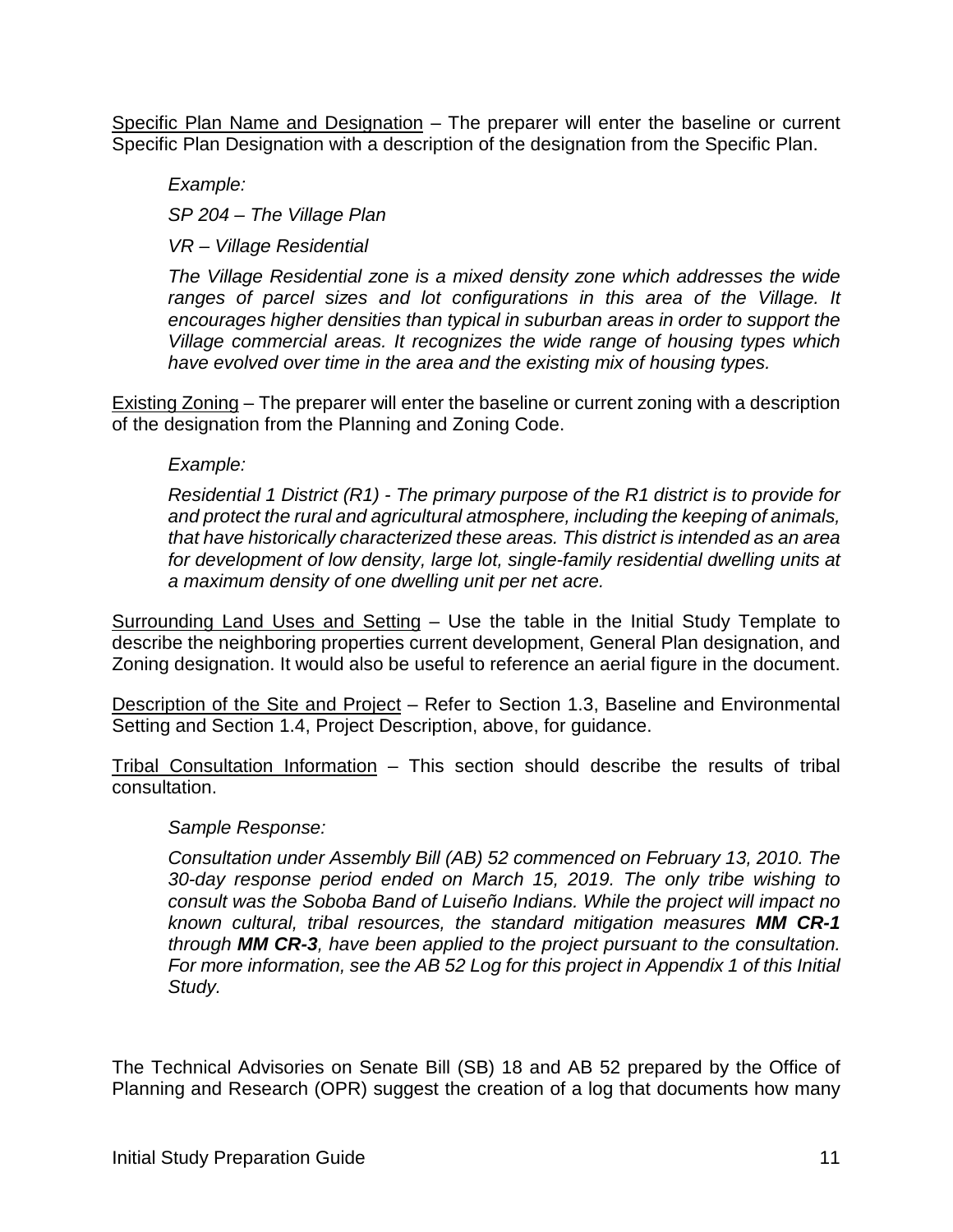Specific Plan Name and Designation – The preparer will enter the baseline or current Specific Plan Designation with a description of the designation from the Specific Plan.

*Example:*

*SP 204 – The Village Plan*

*VR – Village Residential*

*The Village Residential zone is a mixed density zone which addresses the wide ranges of parcel sizes and lot configurations in this area of the Village. It encourages higher densities than typical in suburban areas in order to support the Village commercial areas. It recognizes the wide range of housing types which have evolved over time in the area and the existing mix of housing types.*

Existing Zoning – The preparer will enter the baseline or current zoning with a description of the designation from the Planning and Zoning Code.

*Example:*

*Residential 1 District (R1) - The primary purpose of the R1 district is to provide for and protect the rural and agricultural atmosphere, including the keeping of animals, that have historically characterized these areas. This district is intended as an area for development of low density, large lot, single-family residential dwelling units at a maximum density of one dwelling unit per net acre.*

Surrounding Land Uses and Setting – Use the table in the Initial Study Template to describe the neighboring properties current development, General Plan designation, and Zoning designation. It would also be useful to reference an aerial figure in the document.

Description of the Site and Project – Refer to Section 1.3, Baseline and Environmental Setting and Section 1.4, Project Description, above, for guidance.

Tribal Consultation Information – This section should describe the results of tribal consultation.

*Sample Response:*

*Consultation under Assembly Bill (AB) 52 commenced on February 13, 2010. The 30-day response period ended on March 15, 2019. The only tribe wishing to consult was the Soboba Band of Luiseño Indians. While the project will impact no known cultural, tribal resources, the standard mitigation measures **MM CR-1** through **MM CR-3**, have been applied to the project pursuant to the consultation. For more information, see the AB 52 Log for this project in Appendix 1 of this Initial Study.*

The Technical Advisories on Senate Bill (SB) 18 and AB 52 prepared by the Office of Planning and Research (OPR) suggest the creation of a log that documents how many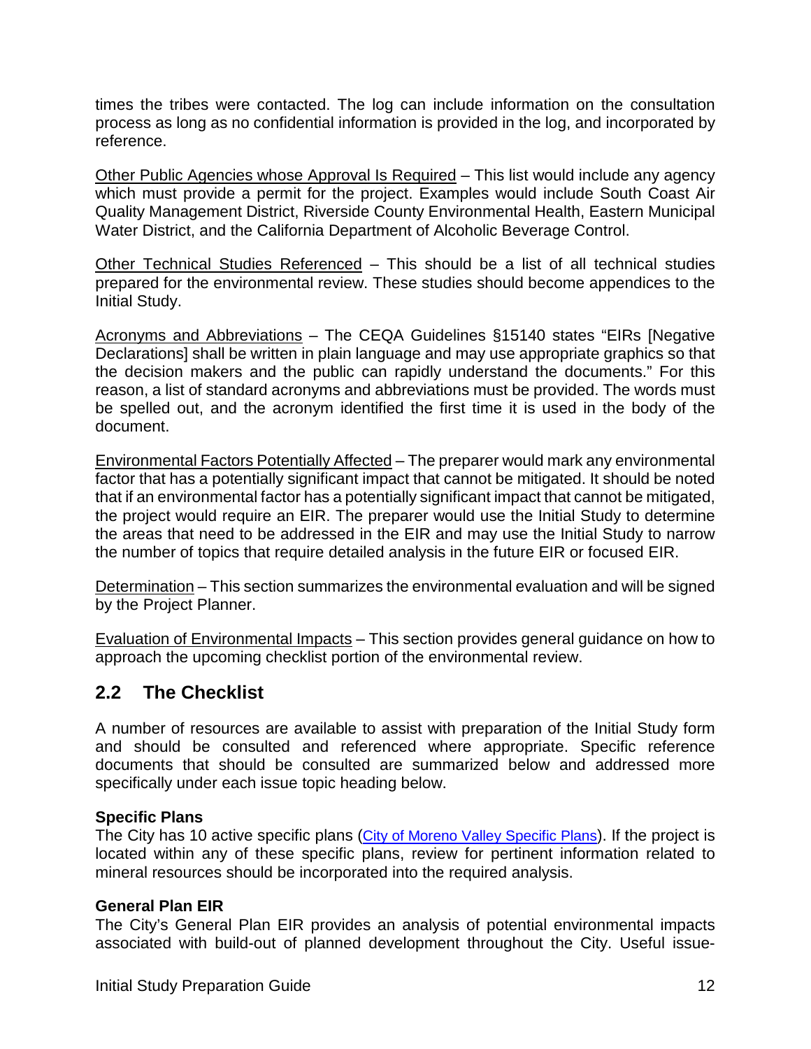times the tribes were contacted. The log can include information on the consultation process as long as no confidential information is provided in the log, and incorporated by reference.

Other Public Agencies whose Approval Is Required – This list would include any agency which must provide a permit for the project. Examples would include South Coast Air Quality Management District, Riverside County Environmental Health, Eastern Municipal Water District, and the California Department of Alcoholic Beverage Control.

Other Technical Studies Referenced – This should be a list of all technical studies prepared for the environmental review. These studies should become appendices to the Initial Study.

Acronyms and Abbreviations – The CEQA Guidelines §15140 states "EIRs [Negative Declarations] shall be written in plain language and may use appropriate graphics so that the decision makers and the public can rapidly understand the documents." For this reason, a list of standard acronyms and abbreviations must be provided. The words must be spelled out, and the acronym identified the first time it is used in the body of the document.

Environmental Factors Potentially Affected – The preparer would mark any environmental factor that has a potentially significant impact that cannot be mitigated. It should be noted that if an environmental factor has a potentially significant impact that cannot be mitigated, the project would require an EIR. The preparer would use the Initial Study to determine the areas that need to be addressed in the EIR and may use the Initial Study to narrow the number of topics that require detailed analysis in the future EIR or focused EIR.

Determination – This section summarizes the environmental evaluation and will be signed by the Project Planner.

Evaluation of Environmental Impacts – This section provides general guidance on how to approach the upcoming checklist portion of the environmental review.

## 2.2 The Checklist

A number of resources are available to assist with preparation of the Initial Study form and should be consulted and referenced where appropriate. Specific reference documents that should be consulted are summarized below and addressed more specifically under each issue topic heading below.

**Specific Plans**
The City has 10 active specific plans (City of Moreno Valley Specific Plans). If the project is located within any of these specific plans, review for pertinent information related to mineral resources should be incorporated into the required analysis.

**General Plan EIR**
The City's General Plan EIR provides an analysis of potential environmental impacts associated with build-out of planned development throughout the City. Useful issue-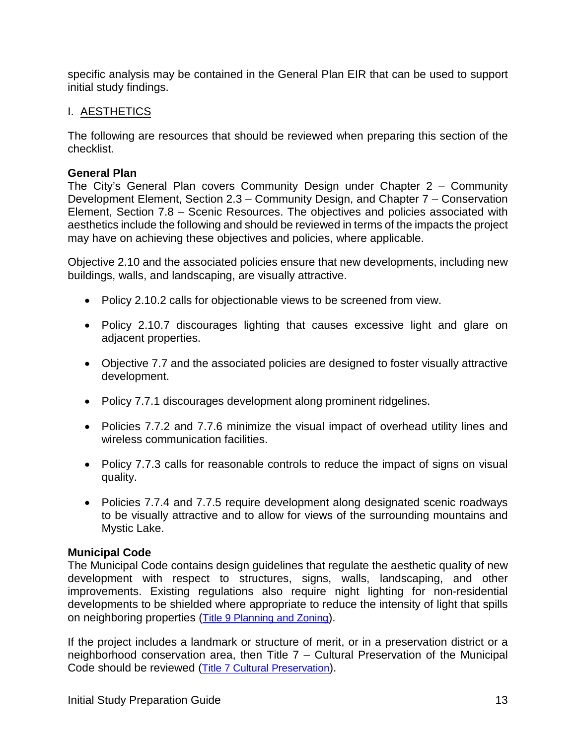specific analysis may be contained in the General Plan EIR that can be used to support initial study findings.

## I. AESTHETICS

The following are resources that should be reviewed when preparing this section of the checklist.

**General Plan**
The City's General Plan covers Community Design under Chapter 2 – Community Development Element, Section 2.3 – Community Design, and Chapter 7 – Conservation Element, Section 7.8 – Scenic Resources. The objectives and policies associated with aesthetics include the following and should be reviewed in terms of the impacts the project may have on achieving these objectives and policies, where applicable.

Objective 2.10 and the associated policies ensure that new developments, including new buildings, walls, and landscaping, are visually attractive.

- Policy 2.10.2 calls for objectionable views to be screened from view.
- Policy 2.10.7 discourages lighting that causes excessive light and glare on adjacent properties.
- Objective 7.7 and the associated policies are designed to foster visually attractive development.
- Policy 7.7.1 discourages development along prominent ridgelines.
- Policies 7.7.2 and 7.7.6 minimize the visual impact of overhead utility lines and wireless communication facilities.
- Policy 7.7.3 calls for reasonable controls to reduce the impact of signs on visual quality.
- Policies 7.7.4 and 7.7.5 require development along designated scenic roadways to be visually attractive and to allow for views of the surrounding mountains and Mystic Lake.

**Municipal Code**
The Municipal Code contains design guidelines that regulate the aesthetic quality of new development with respect to structures, signs, walls, landscaping, and other improvements. Existing regulations also require night lighting for non-residential developments to be shielded where appropriate to reduce the intensity of light that spills on neighboring properties (Title 9 Planning and Zoning).

If the project includes a landmark or structure of merit, or in a preservation district or a neighborhood conservation area, then Title 7 – Cultural Preservation of the Municipal Code should be reviewed (Title 7 Cultural Preservation).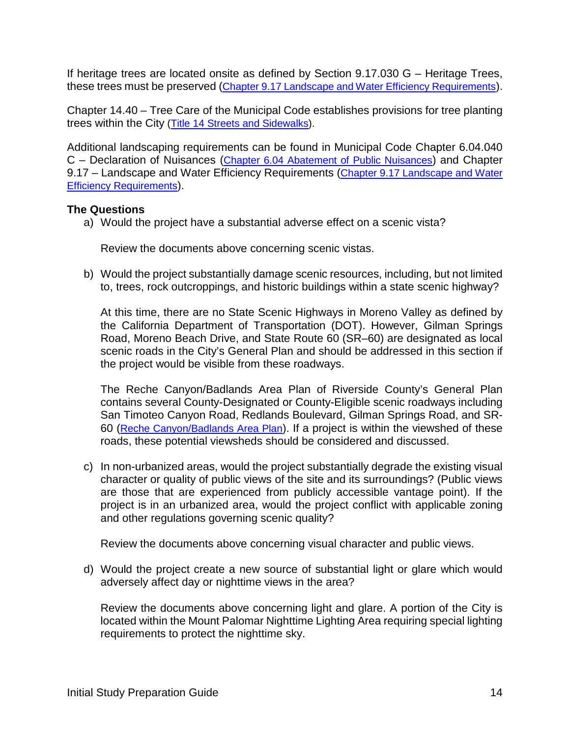If heritage trees are located onsite as defined by Section 9.17.030 G – Heritage Trees, these trees must be preserved (Chapter 9.17 Landscape and Water Efficiency Requirements).

Chapter 14.40 – Tree Care of the Municipal Code establishes provisions for tree planting trees within the City (Title 14 Streets and Sidewalks).

Additional landscaping requirements can be found in Municipal Code Chapter 6.04.040 C – Declaration of Nuisances (Chapter 6.04 Abatement of Public Nuisances) and Chapter 9.17 – Landscape and Water Efficiency Requirements (Chapter 9.17 Landscape and Water Efficiency Requirements).

**The Questions**

a) Would the project have a substantial adverse effect on a scenic vista?

   Review the documents above concerning scenic vistas.

b) Would the project substantially damage scenic resources, including, but not limited to, trees, rock outcroppings, and historic buildings within a state scenic highway?

   At this time, there are no State Scenic Highways in Moreno Valley as defined by the California Department of Transportation (DOT). However, Gilman Springs Road, Moreno Beach Drive, and State Route 60 (SR–60) are designated as local scenic roads in the City's General Plan and should be addressed in this section if the project would be visible from these roadways.

   The Reche Canyon/Badlands Area Plan of Riverside County's General Plan contains several County-Designated or County-Eligible scenic roadways including San Timoteo Canyon Road, Redlands Boulevard, Gilman Springs Road, and SR-60 (Reche Canyon/Badlands Area Plan). If a project is within the viewshed of these roads, these potential viewsheds should be considered and discussed.

c) In non-urbanized areas, would the project substantially degrade the existing visual character or quality of public views of the site and its surroundings? (Public views are those that are experienced from publicly accessible vantage point). If the project is in an urbanized area, would the project conflict with applicable zoning and other regulations governing scenic quality?

   Review the documents above concerning visual character and public views.

d) Would the project create a new source of substantial light or glare which would adversely affect day or nighttime views in the area?

   Review the documents above concerning light and glare. A portion of the City is located within the Mount Palomar Nighttime Lighting Area requiring special lighting requirements to protect the nighttime sky.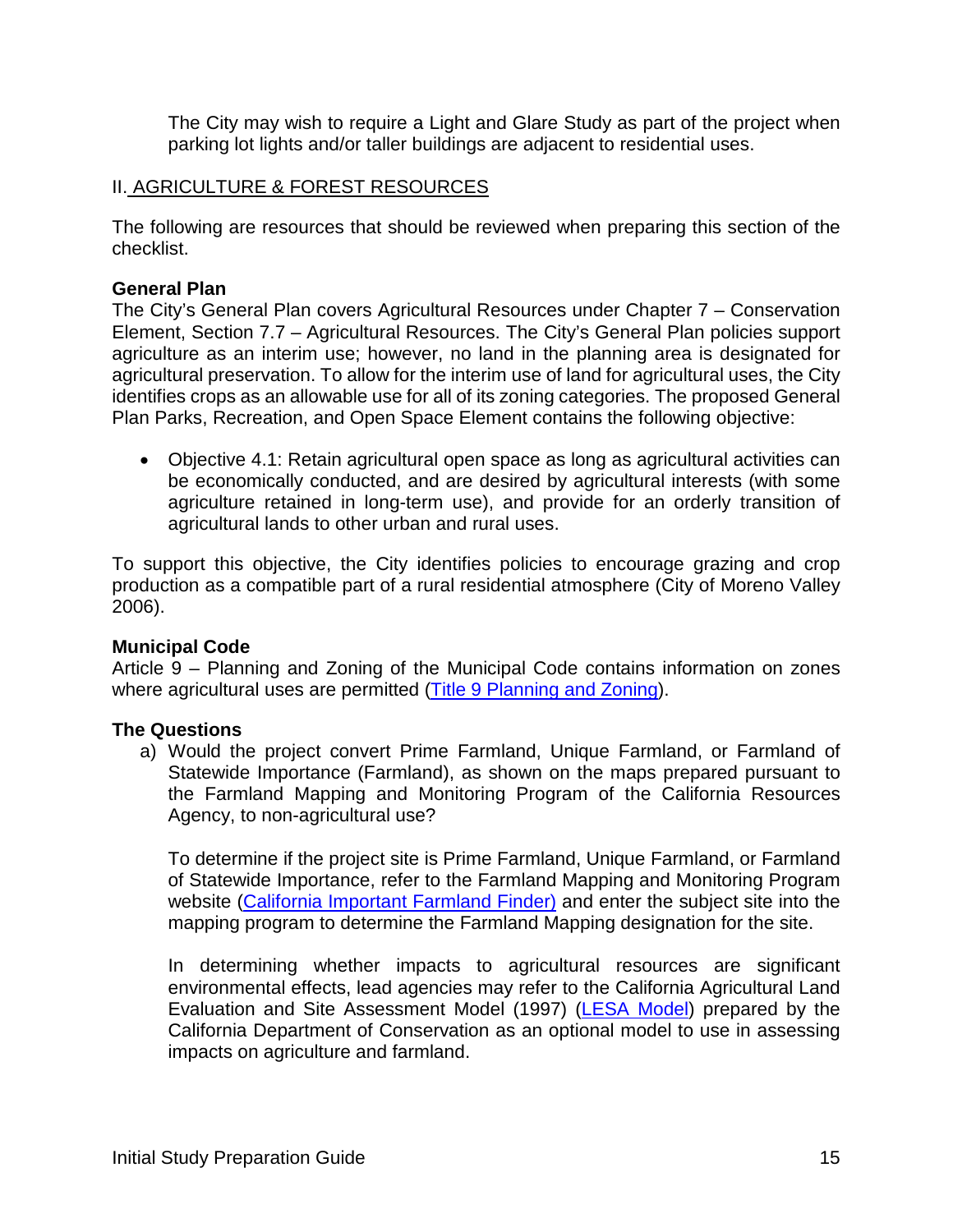The City may wish to require a Light and Glare Study as part of the project when parking lot lights and/or taller buildings are adjacent to residential uses.

## II. AGRICULTURE & FOREST RESOURCES

The following are resources that should be reviewed when preparing this section of the checklist.

**General Plan**

The City's General Plan covers Agricultural Resources under Chapter 7 – Conservation Element, Section 7.7 – Agricultural Resources. The City's General Plan policies support agriculture as an interim use; however, no land in the planning area is designated for agricultural preservation. To allow for the interim use of land for agricultural uses, the City identifies crops as an allowable use for all of its zoning categories. The proposed General Plan Parks, Recreation, and Open Space Element contains the following objective:

- Objective 4.1: Retain agricultural open space as long as agricultural activities can be economically conducted, and are desired by agricultural interests (with some agriculture retained in long-term use), and provide for an orderly transition of agricultural lands to other urban and rural uses.

To support this objective, the City identifies policies to encourage grazing and crop production as a compatible part of a rural residential atmosphere (City of Moreno Valley 2006).

**Municipal Code**

Article 9 – Planning and Zoning of the Municipal Code contains information on zones where agricultural uses are permitted (Title 9 Planning and Zoning).

**The Questions**

a) Would the project convert Prime Farmland, Unique Farmland, or Farmland of Statewide Importance (Farmland), as shown on the maps prepared pursuant to the Farmland Mapping and Monitoring Program of the California Resources Agency, to non-agricultural use?

   To determine if the project site is Prime Farmland, Unique Farmland, or Farmland of Statewide Importance, refer to the Farmland Mapping and Monitoring Program website (California Important Farmland Finder) and enter the subject site into the mapping program to determine the Farmland Mapping designation for the site.

   In determining whether impacts to agricultural resources are significant environmental effects, lead agencies may refer to the California Agricultural Land Evaluation and Site Assessment Model (1997) (LESA Model) prepared by the California Department of Conservation as an optional model to use in assessing impacts on agriculture and farmland.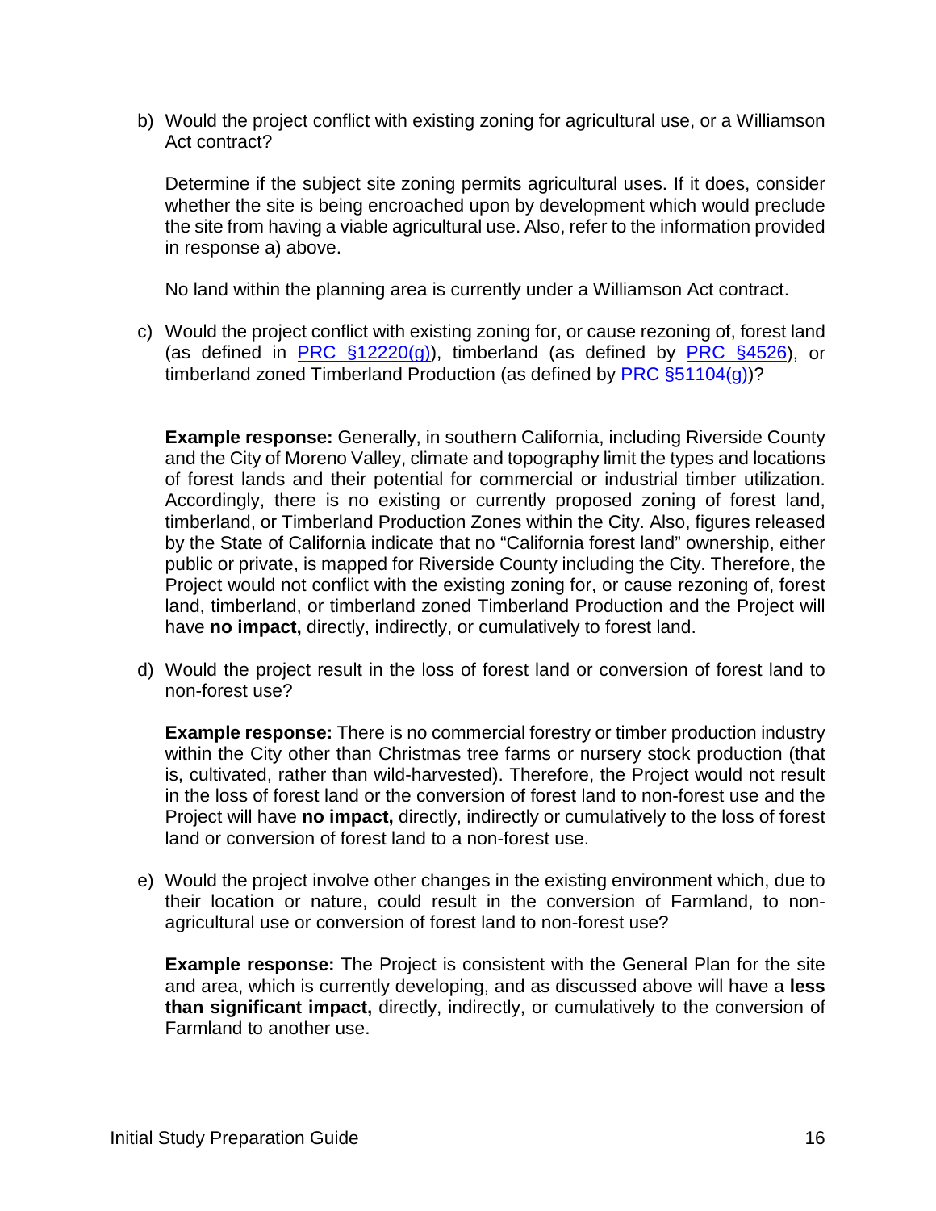b) Would the project conflict with existing zoning for agricultural use, or a Williamson Act contract?

   Determine if the subject site zoning permits agricultural uses. If it does, consider whether the site is being encroached upon by development which would preclude the site from having a viable agricultural use. Also, refer to the information provided in response a) above.

   No land within the planning area is currently under a Williamson Act contract.

c) Would the project conflict with existing zoning for, or cause rezoning of, forest land (as defined in PRC §12220(g)), timberland (as defined by PRC §4526), or timberland zoned Timberland Production (as defined by PRC §51104(g))?

   **Example response:** Generally, in southern California, including Riverside County and the City of Moreno Valley, climate and topography limit the types and locations of forest lands and their potential for commercial or industrial timber utilization. Accordingly, there is no existing or currently proposed zoning of forest land, timberland, or Timberland Production Zones within the City. Also, figures released by the State of California indicate that no "California forest land" ownership, either public or private, is mapped for Riverside County including the City. Therefore, the Project would not conflict with the existing zoning for, or cause rezoning of, forest land, timberland, or timberland zoned Timberland Production and the Project will have **no impact,** directly, indirectly, or cumulatively to forest land.

d) Would the project result in the loss of forest land or conversion of forest land to non-forest use?

   **Example response:** There is no commercial forestry or timber production industry within the City other than Christmas tree farms or nursery stock production (that is, cultivated, rather than wild-harvested). Therefore, the Project would not result in the loss of forest land or the conversion of forest land to non-forest use and the Project will have **no impact,** directly, indirectly or cumulatively to the loss of forest land or conversion of forest land to a non-forest use.

e) Would the project involve other changes in the existing environment which, due to their location or nature, could result in the conversion of Farmland, to non-agricultural use or conversion of forest land to non-forest use?

   **Example response:** The Project is consistent with the General Plan for the site and area, which is currently developing, and as discussed above will have a **less than significant impact,** directly, indirectly, or cumulatively to the conversion of Farmland to another use.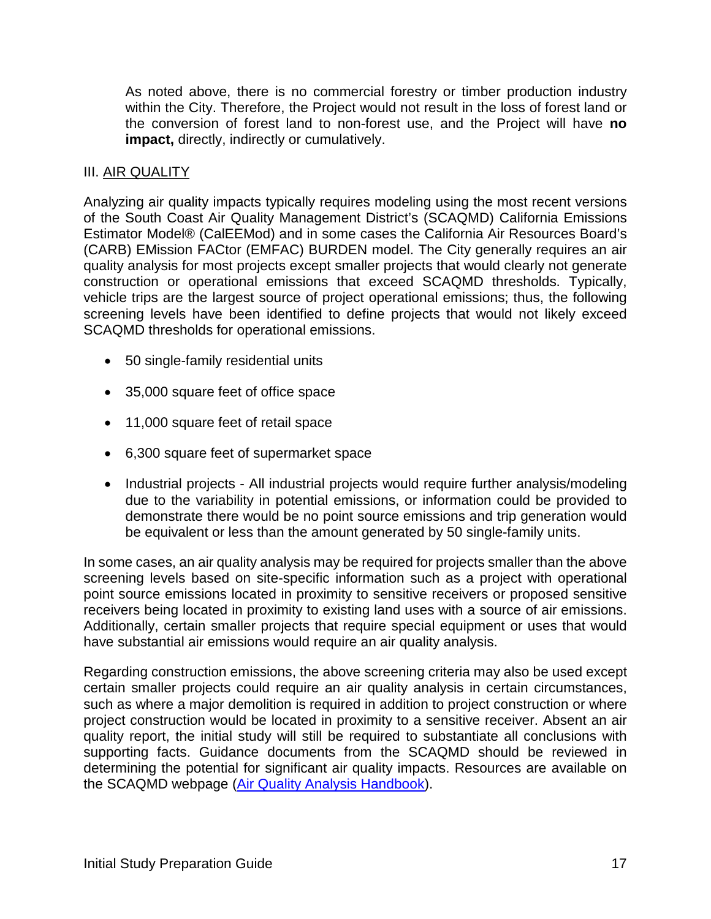As noted above, there is no commercial forestry or timber production industry within the City. Therefore, the Project would not result in the loss of forest land or the conversion of forest land to non-forest use, and the Project will have **no impact,** directly, indirectly or cumulatively.

## III. AIR QUALITY

Analyzing air quality impacts typically requires modeling using the most recent versions of the South Coast Air Quality Management District's (SCAQMD) California Emissions Estimator Model® (CalEEMod) and in some cases the California Air Resources Board's (CARB) EMission FACtor (EMFAC) BURDEN model. The City generally requires an air quality analysis for most projects except smaller projects that would clearly not generate construction or operational emissions that exceed SCAQMD thresholds. Typically, vehicle trips are the largest source of project operational emissions; thus, the following screening levels have been identified to define projects that would not likely exceed SCAQMD thresholds for operational emissions.

- 50 single-family residential units
- 35,000 square feet of office space
- 11,000 square feet of retail space
- 6,300 square feet of supermarket space
- Industrial projects - All industrial projects would require further analysis/modeling due to the variability in potential emissions, or information could be provided to demonstrate there would be no point source emissions and trip generation would be equivalent or less than the amount generated by 50 single-family units.

In some cases, an air quality analysis may be required for projects smaller than the above screening levels based on site-specific information such as a project with operational point source emissions located in proximity to sensitive receivers or proposed sensitive receivers being located in proximity to existing land uses with a source of air emissions. Additionally, certain smaller projects that require special equipment or uses that would have substantial air emissions would require an air quality analysis.

Regarding construction emissions, the above screening criteria may also be used except certain smaller projects could require an air quality analysis in certain circumstances, such as where a major demolition is required in addition to project construction or where project construction would be located in proximity to a sensitive receiver. Absent an air quality report, the initial study will still be required to substantiate all conclusions with supporting facts. Guidance documents from the SCAQMD should be reviewed in determining the potential for significant air quality impacts. Resources are available on the SCAQMD webpage (Air Quality Analysis Handbook).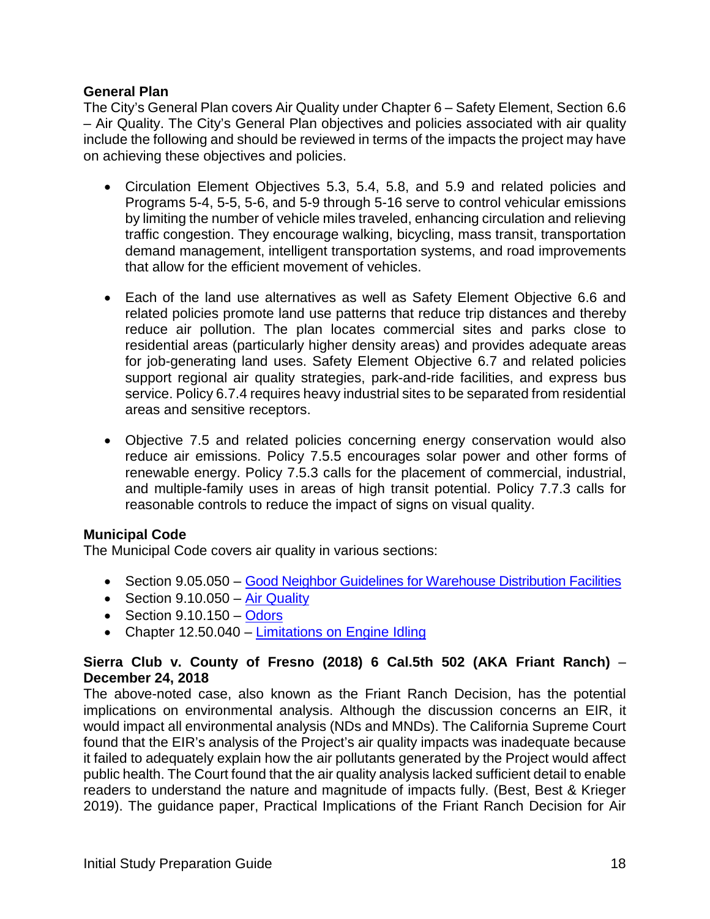**General Plan**

The City's General Plan covers Air Quality under Chapter 6 – Safety Element, Section 6.6 – Air Quality. The City's General Plan objectives and policies associated with air quality include the following and should be reviewed in terms of the impacts the project may have on achieving these objectives and policies.

- Circulation Element Objectives 5.3, 5.4, 5.8, and 5.9 and related policies and Programs 5-4, 5-5, 5-6, and 5-9 through 5-16 serve to control vehicular emissions by limiting the number of vehicle miles traveled, enhancing circulation and relieving traffic congestion. They encourage walking, bicycling, mass transit, transportation demand management, intelligent transportation systems, and road improvements that allow for the efficient movement of vehicles.

- Each of the land use alternatives as well as Safety Element Objective 6.6 and related policies promote land use patterns that reduce trip distances and thereby reduce air pollution. The plan locates commercial sites and parks close to residential areas (particularly higher density areas) and provides adequate areas for job-generating land uses. Safety Element Objective 6.7 and related policies support regional air quality strategies, park-and-ride facilities, and express bus service. Policy 6.7.4 requires heavy industrial sites to be separated from residential areas and sensitive receptors.

- Objective 7.5 and related policies concerning energy conservation would also reduce air emissions. Policy 7.5.5 encourages solar power and other forms of renewable energy. Policy 7.5.3 calls for the placement of commercial, industrial, and multiple-family uses in areas of high transit potential. Policy 7.7.3 calls for reasonable controls to reduce the impact of signs on visual quality.

**Municipal Code**

The Municipal Code covers air quality in various sections:

- Section 9.05.050 – Good Neighbor Guidelines for Warehouse Distribution Facilities
- Section 9.10.050 – Air Quality
- Section 9.10.150 – Odors
- Chapter 12.50.040 – Limitations on Engine Idling

**Sierra Club v. County of Fresno (2018) 6 Cal.5th 502 (AKA Friant Ranch) – December 24, 2018**

The above-noted case, also known as the Friant Ranch Decision, has the potential implications on environmental analysis. Although the discussion concerns an EIR, it would impact all environmental analysis (NDs and MNDs). The California Supreme Court found that the EIR's analysis of the Project's air quality impacts was inadequate because it failed to adequately explain how the air pollutants generated by the Project would affect public health. The Court found that the air quality analysis lacked sufficient detail to enable readers to understand the nature and magnitude of impacts fully. (Best, Best & Krieger 2019). The guidance paper, Practical Implications of the Friant Ranch Decision for Air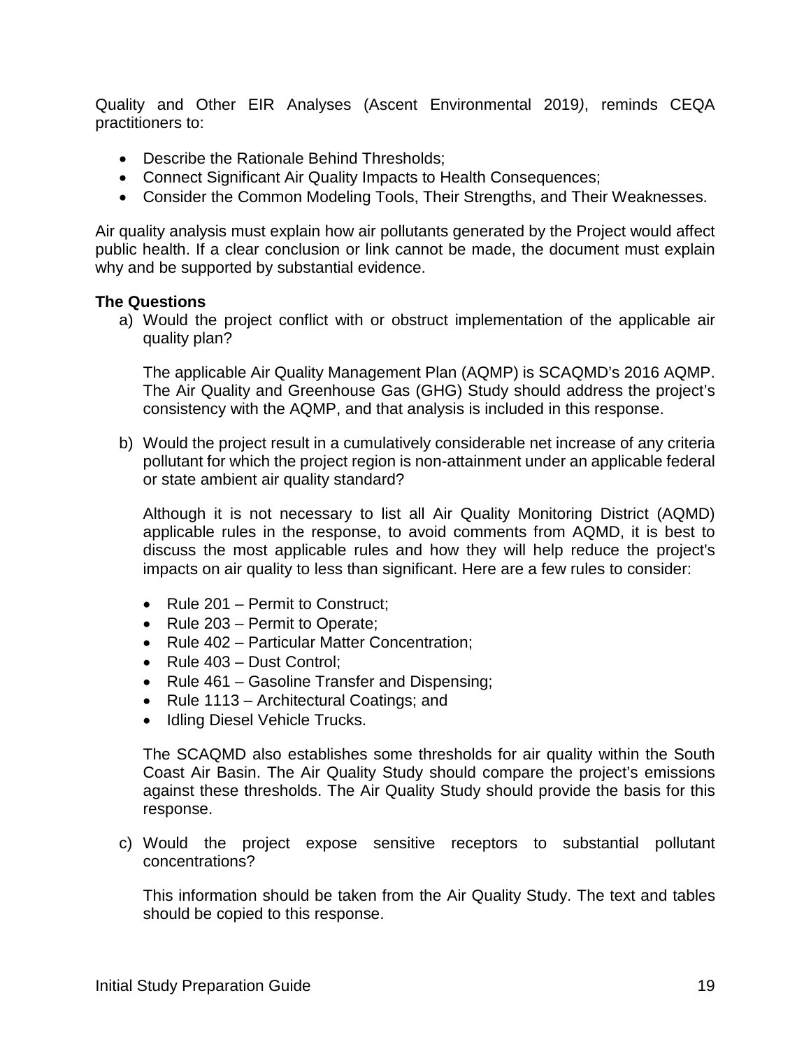Quality and Other EIR Analyses (Ascent Environmental 2019*)*, reminds CEQA practitioners to:

- Describe the Rationale Behind Thresholds;
- Connect Significant Air Quality Impacts to Health Consequences;
- Consider the Common Modeling Tools, Their Strengths, and Their Weaknesses.

Air quality analysis must explain how air pollutants generated by the Project would affect public health. If a clear conclusion or link cannot be made, the document must explain why and be supported by substantial evidence.

**The Questions**

a) Would the project conflict with or obstruct implementation of the applicable air quality plan?

   The applicable Air Quality Management Plan (AQMP) is SCAQMD's 2016 AQMP. The Air Quality and Greenhouse Gas (GHG) Study should address the project's consistency with the AQMP, and that analysis is included in this response.

b) Would the project result in a cumulatively considerable net increase of any criteria pollutant for which the project region is non-attainment under an applicable federal or state ambient air quality standard?

   Although it is not necessary to list all Air Quality Monitoring District (AQMD) applicable rules in the response, to avoid comments from AQMD, it is best to discuss the most applicable rules and how they will help reduce the project's impacts on air quality to less than significant. Here are a few rules to consider:

   - Rule 201 – Permit to Construct;
   - Rule 203 – Permit to Operate;
   - Rule 402 – Particular Matter Concentration;
   - Rule 403 – Dust Control;
   - Rule 461 – Gasoline Transfer and Dispensing;
   - Rule 1113 – Architectural Coatings; and
   - Idling Diesel Vehicle Trucks.

   The SCAQMD also establishes some thresholds for air quality within the South Coast Air Basin. The Air Quality Study should compare the project's emissions against these thresholds. The Air Quality Study should provide the basis for this response.

c) Would the project expose sensitive receptors to substantial pollutant concentrations?

   This information should be taken from the Air Quality Study. The text and tables should be copied to this response.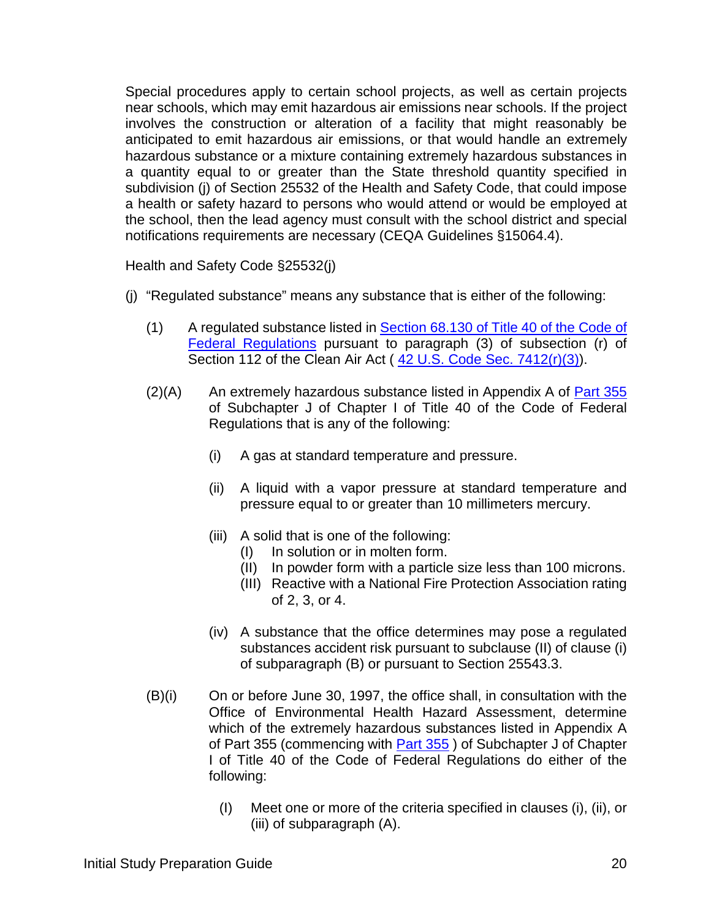Special procedures apply to certain school projects, as well as certain projects near schools, which may emit hazardous air emissions near schools. If the project involves the construction or alteration of a facility that might reasonably be anticipated to emit hazardous air emissions, or that would handle an extremely hazardous substance or a mixture containing extremely hazardous substances in a quantity equal to or greater than the State threshold quantity specified in subdivision (j) of Section 25532 of the Health and Safety Code, that could impose a health or safety hazard to persons who would attend or would be employed at the school, then the lead agency must consult with the school district and special notifications requirements are necessary (CEQA Guidelines §15064.4).

Health and Safety Code §25532(j)

(j) "Regulated substance" means any substance that is either of the following:

(1) A regulated substance listed in [Section 68.130 of Title 40 of the Code of Federal Regulations]() pursuant to paragraph (3) of subsection (r) of Section 112 of the Clean Air Act ( [42 U.S. Code Sec. 7412(r)(3)]()).

(2)(A) An extremely hazardous substance listed in Appendix A of [Part 355]() of Subchapter J of Chapter I of Title 40 of the Code of Federal Regulations that is any of the following:

- (i) A gas at standard temperature and pressure.
- (ii) A liquid with a vapor pressure at standard temperature and pressure equal to or greater than 10 millimeters mercury.
- (iii) A solid that is one of the following:
  - (I) In solution or in molten form.
  - (II) In powder form with a particle size less than 100 microns.
  - (III) Reactive with a National Fire Protection Association rating of 2, 3, or 4.
- (iv) A substance that the office determines may pose a regulated substances accident risk pursuant to subclause (II) of clause (i) of subparagraph (B) or pursuant to Section 25543.3.

(B)(i) On or before June 30, 1997, the office shall, in consultation with the Office of Environmental Health Hazard Assessment, determine which of the extremely hazardous substances listed in Appendix A of Part 355 (commencing with [Part 355]() ) of Subchapter J of Chapter I of Title 40 of the Code of Federal Regulations do either of the following:

- (I) Meet one or more of the criteria specified in clauses (i), (ii), or (iii) of subparagraph (A).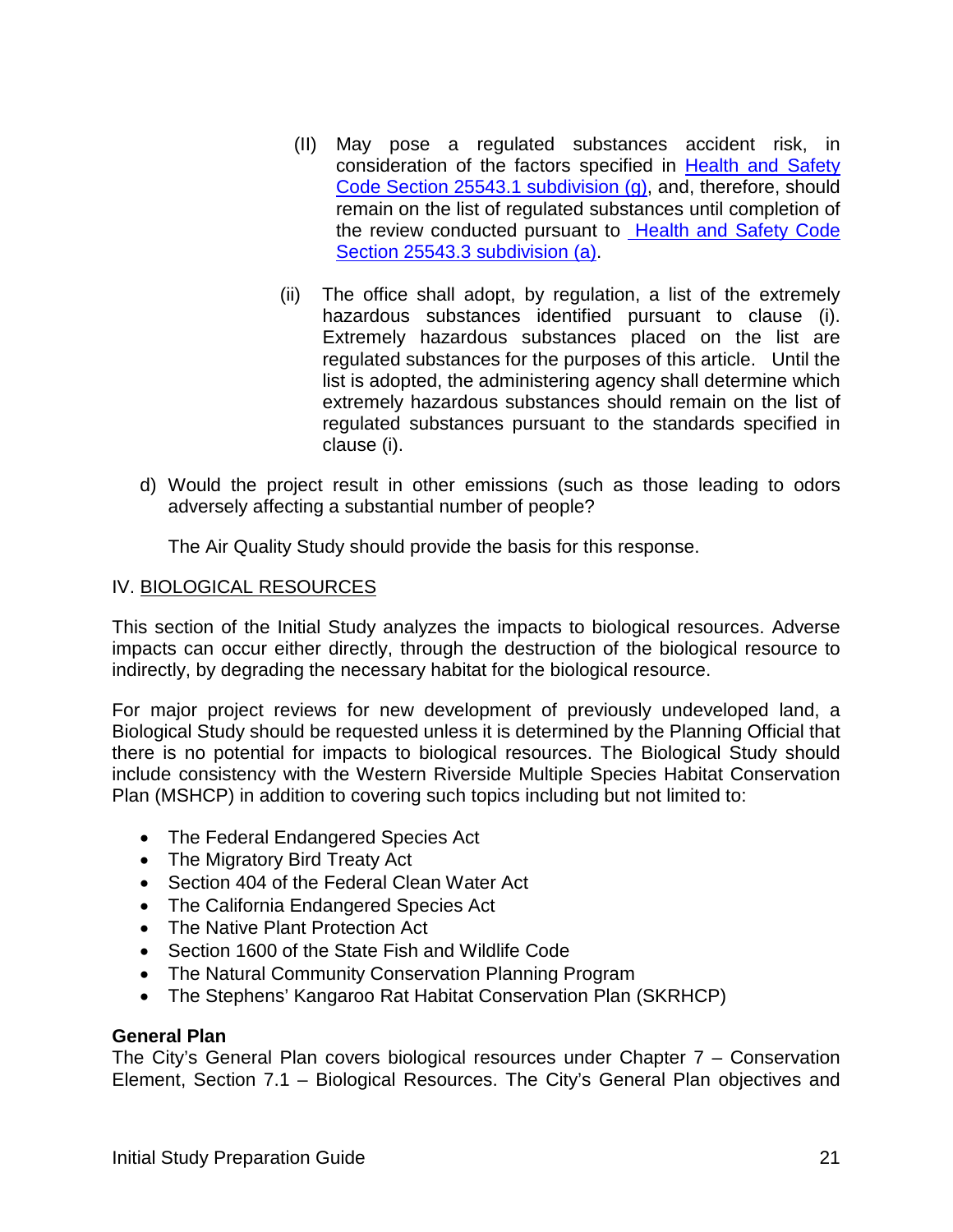(II) May pose a regulated substances accident risk, in consideration of the factors specified in Health and Safety Code Section 25543.1 subdivision (g), and, therefore, should remain on the list of regulated substances until completion of the review conducted pursuant to Health and Safety Code Section 25543.3 subdivision (a).

(ii) The office shall adopt, by regulation, a list of the extremely hazardous substances identified pursuant to clause (i). Extremely hazardous substances placed on the list are regulated substances for the purposes of this article. Until the list is adopted, the administering agency shall determine which extremely hazardous substances should remain on the list of regulated substances pursuant to the standards specified in clause (i).

d) Would the project result in other emissions (such as those leading to odors adversely affecting a substantial number of people?

The Air Quality Study should provide the basis for this response.

## IV. BIOLOGICAL RESOURCES

This section of the Initial Study analyzes the impacts to biological resources. Adverse impacts can occur either directly, through the destruction of the biological resource to indirectly, by degrading the necessary habitat for the biological resource.

For major project reviews for new development of previously undeveloped land, a Biological Study should be requested unless it is determined by the Planning Official that there is no potential for impacts to biological resources. The Biological Study should include consistency with the Western Riverside Multiple Species Habitat Conservation Plan (MSHCP) in addition to covering such topics including but not limited to:

- The Federal Endangered Species Act
- The Migratory Bird Treaty Act
- Section 404 of the Federal Clean Water Act
- The California Endangered Species Act
- The Native Plant Protection Act
- Section 1600 of the State Fish and Wildlife Code
- The Natural Community Conservation Planning Program
- The Stephens' Kangaroo Rat Habitat Conservation Plan (SKRHCP)

**General Plan**

The City's General Plan covers biological resources under Chapter 7 – Conservation Element, Section 7.1 – Biological Resources. The City's General Plan objectives and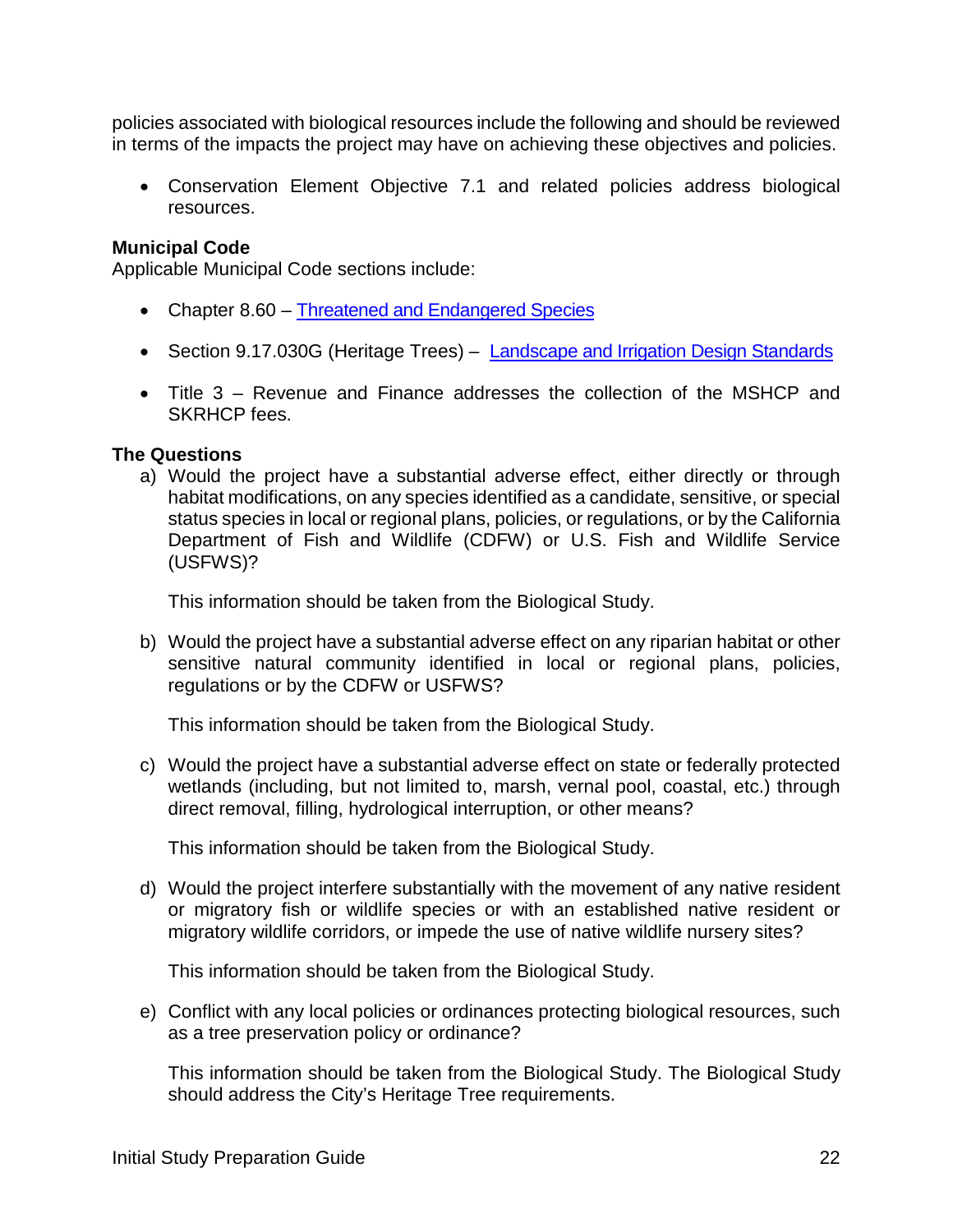policies associated with biological resources include the following and should be reviewed in terms of the impacts the project may have on achieving these objectives and policies.

- Conservation Element Objective 7.1 and related policies address biological resources.

**Municipal Code**
Applicable Municipal Code sections include:

- Chapter 8.60 – Threatened and Endangered Species
- Section 9.17.030G (Heritage Trees) – Landscape and Irrigation Design Standards
- Title 3 – Revenue and Finance addresses the collection of the MSHCP and SKRHCP fees.

**The Questions**

a) Would the project have a substantial adverse effect, either directly or through habitat modifications, on any species identified as a candidate, sensitive, or special status species in local or regional plans, policies, or regulations, or by the California Department of Fish and Wildlife (CDFW) or U.S. Fish and Wildlife Service (USFWS)?

   This information should be taken from the Biological Study.

b) Would the project have a substantial adverse effect on any riparian habitat or other sensitive natural community identified in local or regional plans, policies, regulations or by the CDFW or USFWS?

   This information should be taken from the Biological Study.

c) Would the project have a substantial adverse effect on state or federally protected wetlands (including, but not limited to, marsh, vernal pool, coastal, etc.) through direct removal, filling, hydrological interruption, or other means?

   This information should be taken from the Biological Study.

d) Would the project interfere substantially with the movement of any native resident or migratory fish or wildlife species or with an established native resident or migratory wildlife corridors, or impede the use of native wildlife nursery sites?

   This information should be taken from the Biological Study.

e) Conflict with any local policies or ordinances protecting biological resources, such as a tree preservation policy or ordinance?

   This information should be taken from the Biological Study. The Biological Study should address the City's Heritage Tree requirements.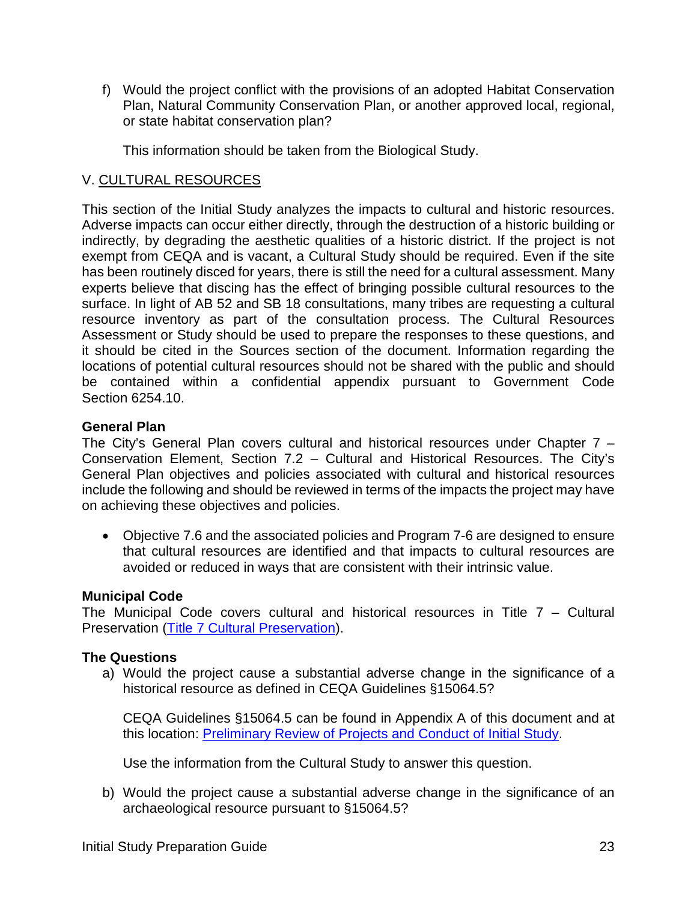f) Would the project conflict with the provisions of an adopted Habitat Conservation Plan, Natural Community Conservation Plan, or another approved local, regional, or state habitat conservation plan?

   This information should be taken from the Biological Study.

## V. CULTURAL RESOURCES

This section of the Initial Study analyzes the impacts to cultural and historic resources. Adverse impacts can occur either directly, through the destruction of a historic building or indirectly, by degrading the aesthetic qualities of a historic district. If the project is not exempt from CEQA and is vacant, a Cultural Study should be required. Even if the site has been routinely disced for years, there is still the need for a cultural assessment. Many experts believe that discing has the effect of bringing possible cultural resources to the surface. In light of AB 52 and SB 18 consultations, many tribes are requesting a cultural resource inventory as part of the consultation process. The Cultural Resources Assessment or Study should be used to prepare the responses to these questions, and it should be cited in the Sources section of the document. Information regarding the locations of potential cultural resources should not be shared with the public and should be contained within a confidential appendix pursuant to Government Code Section 6254.10.

**General Plan**

The City's General Plan covers cultural and historical resources under Chapter 7 – Conservation Element, Section 7.2 – Cultural and Historical Resources. The City's General Plan objectives and policies associated with cultural and historical resources include the following and should be reviewed in terms of the impacts the project may have on achieving these objectives and policies.

- Objective 7.6 and the associated policies and Program 7-6 are designed to ensure that cultural resources are identified and that impacts to cultural resources are avoided or reduced in ways that are consistent with their intrinsic value.

**Municipal Code**

The Municipal Code covers cultural and historical resources in Title 7 – Cultural Preservation (Title 7 Cultural Preservation).

**The Questions**

a) Would the project cause a substantial adverse change in the significance of a historical resource as defined in CEQA Guidelines §15064.5?

   CEQA Guidelines §15064.5 can be found in Appendix A of this document and at this location: Preliminary Review of Projects and Conduct of Initial Study.

   Use the information from the Cultural Study to answer this question.

b) Would the project cause a substantial adverse change in the significance of an archaeological resource pursuant to §15064.5?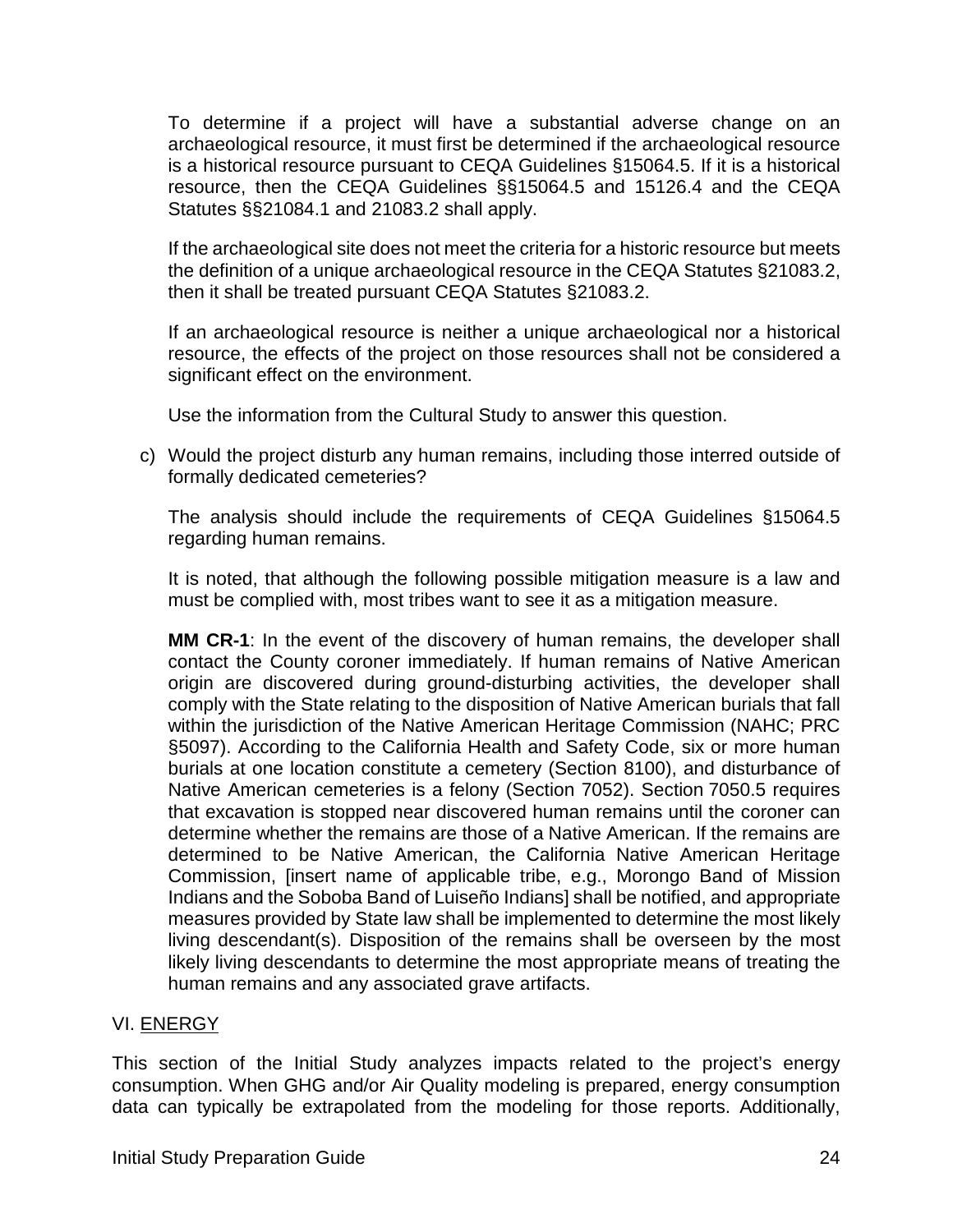To determine if a project will have a substantial adverse change on an archaeological resource, it must first be determined if the archaeological resource is a historical resource pursuant to CEQA Guidelines §15064.5. If it is a historical resource, then the CEQA Guidelines §§15064.5 and 15126.4 and the CEQA Statutes §§21084.1 and 21083.2 shall apply.

If the archaeological site does not meet the criteria for a historic resource but meets the definition of a unique archaeological resource in the CEQA Statutes §21083.2, then it shall be treated pursuant CEQA Statutes §21083.2.

If an archaeological resource is neither a unique archaeological nor a historical resource, the effects of the project on those resources shall not be considered a significant effect on the environment.

Use the information from the Cultural Study to answer this question.

c) Would the project disturb any human remains, including those interred outside of formally dedicated cemeteries?

The analysis should include the requirements of CEQA Guidelines §15064.5 regarding human remains.

It is noted, that although the following possible mitigation measure is a law and must be complied with, most tribes want to see it as a mitigation measure.

**MM CR-1**: In the event of the discovery of human remains, the developer shall contact the County coroner immediately. If human remains of Native American origin are discovered during ground-disturbing activities, the developer shall comply with the State relating to the disposition of Native American burials that fall within the jurisdiction of the Native American Heritage Commission (NAHC; PRC §5097). According to the California Health and Safety Code, six or more human burials at one location constitute a cemetery (Section 8100), and disturbance of Native American cemeteries is a felony (Section 7052). Section 7050.5 requires that excavation is stopped near discovered human remains until the coroner can determine whether the remains are those of a Native American. If the remains are determined to be Native American, the California Native American Heritage Commission, [insert name of applicable tribe, e.g., Morongo Band of Mission Indians and the Soboba Band of Luiseño Indians] shall be notified, and appropriate measures provided by State law shall be implemented to determine the most likely living descendant(s). Disposition of the remains shall be overseen by the most likely living descendants to determine the most appropriate means of treating the human remains and any associated grave artifacts.

## VI. ENERGY

This section of the Initial Study analyzes impacts related to the project's energy consumption. When GHG and/or Air Quality modeling is prepared, energy consumption data can typically be extrapolated from the modeling for those reports. Additionally,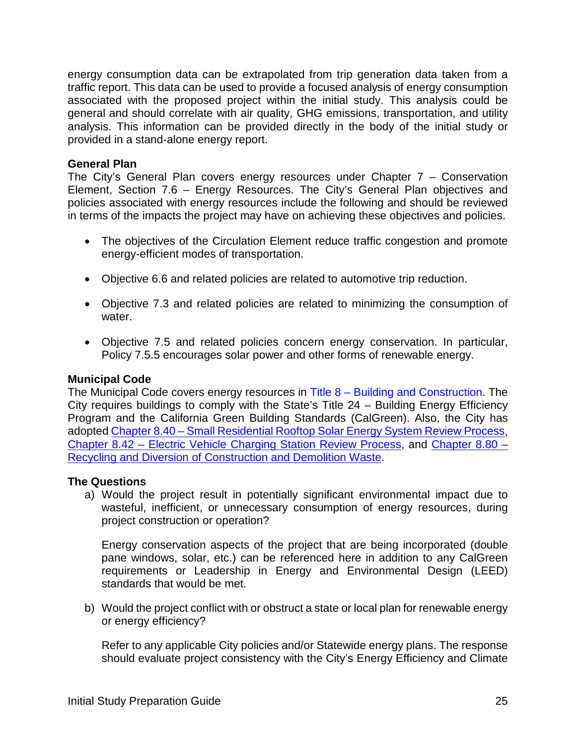energy consumption data can be extrapolated from trip generation data taken from a traffic report. This data can be used to provide a focused analysis of energy consumption associated with the proposed project within the initial study. This analysis could be general and should correlate with air quality, GHG emissions, transportation, and utility analysis. This information can be provided directly in the body of the initial study or provided in a stand-alone energy report.

**General Plan**

The City's General Plan covers energy resources under Chapter 7 – Conservation Element, Section 7.6 – Energy Resources. The City's General Plan objectives and policies associated with energy resources include the following and should be reviewed in terms of the impacts the project may have on achieving these objectives and policies.

- The objectives of the Circulation Element reduce traffic congestion and promote energy-efficient modes of transportation.
- Objective 6.6 and related policies are related to automotive trip reduction.
- Objective 7.3 and related policies are related to minimizing the consumption of water.
- Objective 7.5 and related policies concern energy conservation. In particular, Policy 7.5.5 encourages solar power and other forms of renewable energy.

**Municipal Code**

The Municipal Code covers energy resources in Title 8 – Building and Construction. The City requires buildings to comply with the State's Title 24 – Building Energy Efficiency Program and the California Green Building Standards (CalGreen). Also, the City has adopted Chapter 8.40 – Small Residential Rooftop Solar Energy System Review Process, Chapter 8.42 – Electric Vehicle Charging Station Review Process, and Chapter 8.80 – Recycling and Diversion of Construction and Demolition Waste.

**The Questions**

a) Would the project result in potentially significant environmental impact due to wasteful, inefficient, or unnecessary consumption of energy resources, during project construction or operation?

   Energy conservation aspects of the project that are being incorporated (double pane windows, solar, etc.) can be referenced here in addition to any CalGreen requirements or Leadership in Energy and Environmental Design (LEED) standards that would be met.

b) Would the project conflict with or obstruct a state or local plan for renewable energy or energy efficiency?

   Refer to any applicable City policies and/or Statewide energy plans. The response should evaluate project consistency with the City's Energy Efficiency and Climate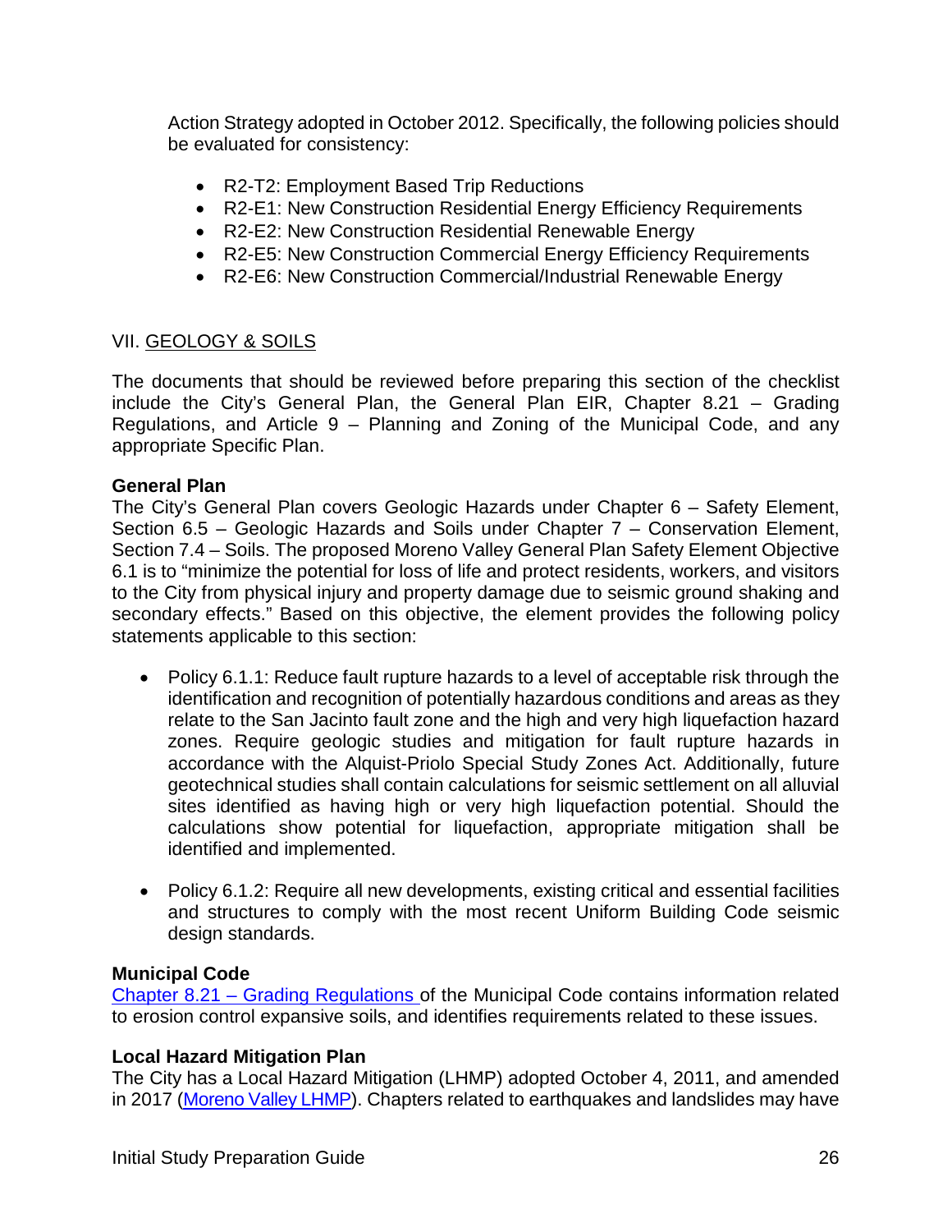Action Strategy adopted in October 2012. Specifically, the following policies should be evaluated for consistency:

- R2-T2: Employment Based Trip Reductions
- R2-E1: New Construction Residential Energy Efficiency Requirements
- R2-E2: New Construction Residential Renewable Energy
- R2-E5: New Construction Commercial Energy Efficiency Requirements
- R2-E6: New Construction Commercial/Industrial Renewable Energy

## VII. GEOLOGY & SOILS

The documents that should be reviewed before preparing this section of the checklist include the City's General Plan, the General Plan EIR, Chapter 8.21 – Grading Regulations, and Article 9 – Planning and Zoning of the Municipal Code, and any appropriate Specific Plan.

**General Plan**
The City's General Plan covers Geologic Hazards under Chapter 6 – Safety Element, Section 6.5 – Geologic Hazards and Soils under Chapter 7 – Conservation Element, Section 7.4 – Soils. The proposed Moreno Valley General Plan Safety Element Objective 6.1 is to "minimize the potential for loss of life and protect residents, workers, and visitors to the City from physical injury and property damage due to seismic ground shaking and secondary effects." Based on this objective, the element provides the following policy statements applicable to this section:

- Policy 6.1.1: Reduce fault rupture hazards to a level of acceptable risk through the identification and recognition of potentially hazardous conditions and areas as they relate to the San Jacinto fault zone and the high and very high liquefaction hazard zones. Require geologic studies and mitigation for fault rupture hazards in accordance with the Alquist-Priolo Special Study Zones Act. Additionally, future geotechnical studies shall contain calculations for seismic settlement on all alluvial sites identified as having high or very high liquefaction potential. Should the calculations show potential for liquefaction, appropriate mitigation shall be identified and implemented.

- Policy 6.1.2: Require all new developments, existing critical and essential facilities and structures to comply with the most recent Uniform Building Code seismic design standards.

**Municipal Code**
Chapter 8.21 – Grading Regulations of the Municipal Code contains information related to erosion control expansive soils, and identifies requirements related to these issues.

**Local Hazard Mitigation Plan**
The City has a Local Hazard Mitigation (LHMP) adopted October 4, 2011, and amended in 2017 (Moreno Valley LHMP). Chapters related to earthquakes and landslides may have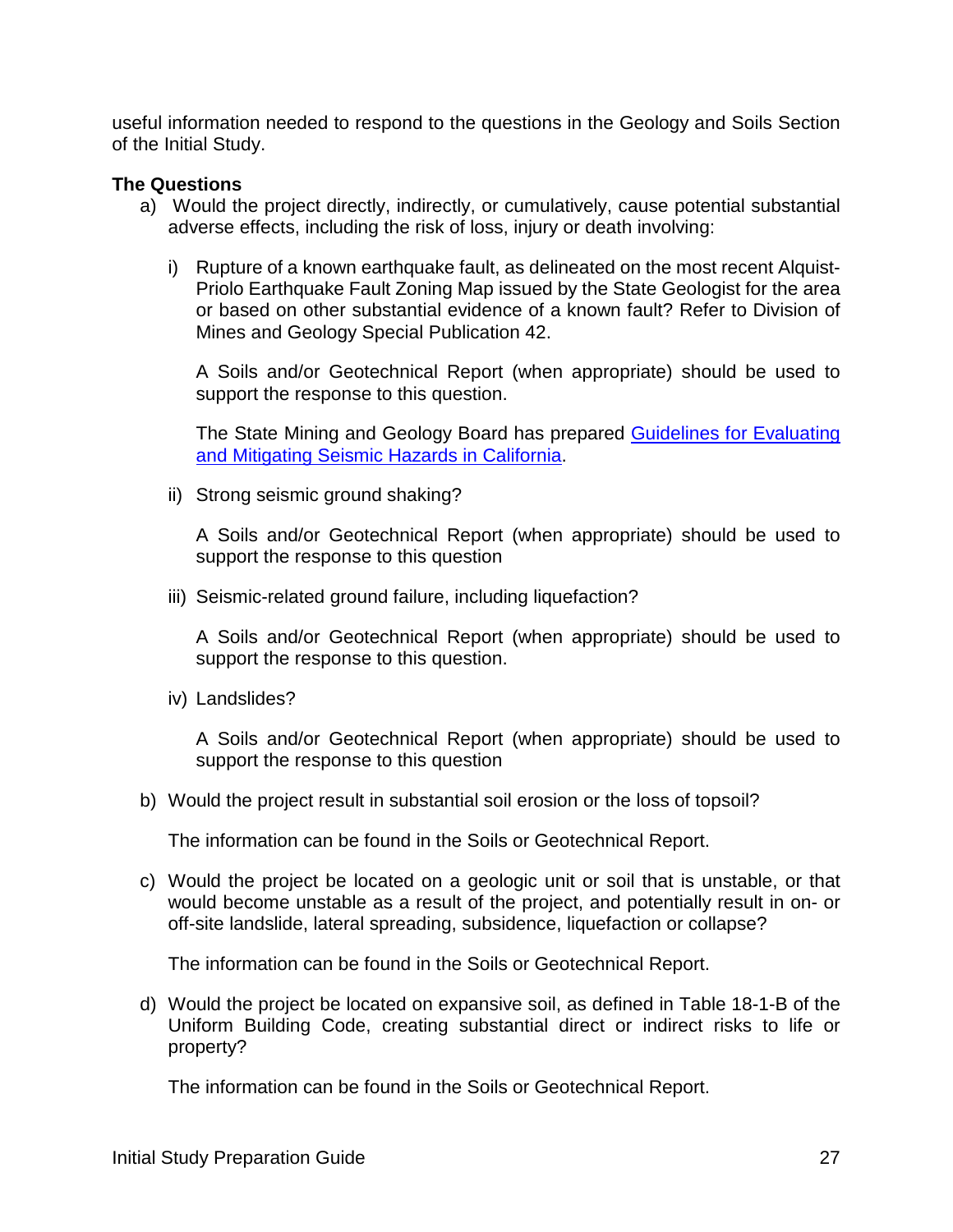useful information needed to respond to the questions in the Geology and Soils Section of the Initial Study.

**The Questions**

a) Would the project directly, indirectly, or cumulatively, cause potential substantial adverse effects, including the risk of loss, injury or death involving:

   i) Rupture of a known earthquake fault, as delineated on the most recent Alquist-Priolo Earthquake Fault Zoning Map issued by the State Geologist for the area or based on other substantial evidence of a known fault? Refer to Division of Mines and Geology Special Publication 42.

      A Soils and/or Geotechnical Report (when appropriate) should be used to support the response to this question.

      The State Mining and Geology Board has prepared Guidelines for Evaluating and Mitigating Seismic Hazards in California.

   ii) Strong seismic ground shaking?

      A Soils and/or Geotechnical Report (when appropriate) should be used to support the response to this question

   iii) Seismic-related ground failure, including liquefaction?

      A Soils and/or Geotechnical Report (when appropriate) should be used to support the response to this question.

   iv) Landslides?

      A Soils and/or Geotechnical Report (when appropriate) should be used to support the response to this question

b) Would the project result in substantial soil erosion or the loss of topsoil?

   The information can be found in the Soils or Geotechnical Report.

c) Would the project be located on a geologic unit or soil that is unstable, or that would become unstable as a result of the project, and potentially result in on- or off-site landslide, lateral spreading, subsidence, liquefaction or collapse?

   The information can be found in the Soils or Geotechnical Report.

d) Would the project be located on expansive soil, as defined in Table 18-1-B of the Uniform Building Code, creating substantial direct or indirect risks to life or property?

   The information can be found in the Soils or Geotechnical Report.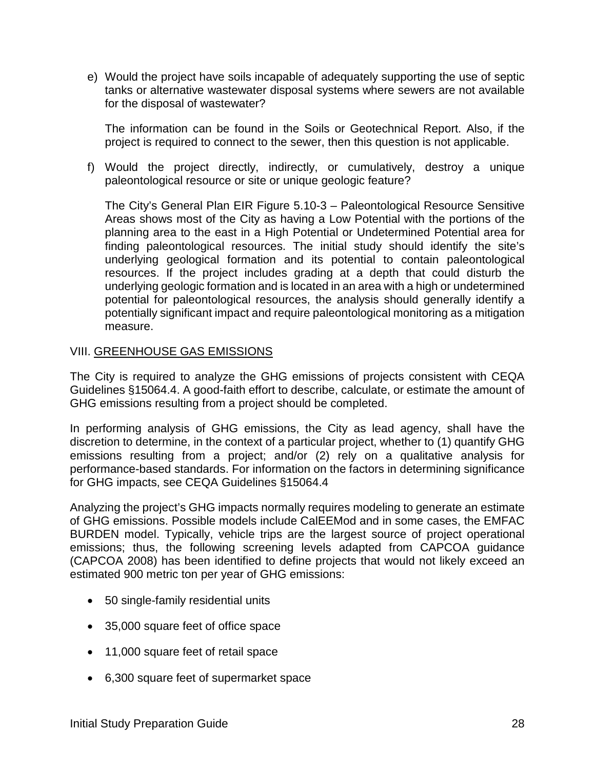e) Would the project have soils incapable of adequately supporting the use of septic tanks or alternative wastewater disposal systems where sewers are not available for the disposal of wastewater?

   The information can be found in the Soils or Geotechnical Report. Also, if the project is required to connect to the sewer, then this question is not applicable.

f) Would the project directly, indirectly, or cumulatively, destroy a unique paleontological resource or site or unique geologic feature?

   The City's General Plan EIR Figure 5.10-3 – Paleontological Resource Sensitive Areas shows most of the City as having a Low Potential with the portions of the planning area to the east in a High Potential or Undetermined Potential area for finding paleontological resources. The initial study should identify the site's underlying geological formation and its potential to contain paleontological resources. If the project includes grading at a depth that could disturb the underlying geologic formation and is located in an area with a high or undetermined potential for paleontological resources, the analysis should generally identify a potentially significant impact and require paleontological monitoring as a mitigation measure.

## VIII. <u>GREENHOUSE GAS EMISSIONS</u>

The City is required to analyze the GHG emissions of projects consistent with CEQA Guidelines §15064.4. A good-faith effort to describe, calculate, or estimate the amount of GHG emissions resulting from a project should be completed.

In performing analysis of GHG emissions, the City as lead agency, shall have the discretion to determine, in the context of a particular project, whether to (1) quantify GHG emissions resulting from a project; and/or (2) rely on a qualitative analysis for performance-based standards. For information on the factors in determining significance for GHG impacts, see CEQA Guidelines §15064.4

Analyzing the project's GHG impacts normally requires modeling to generate an estimate of GHG emissions. Possible models include CalEEMod and in some cases, the EMFAC BURDEN model. Typically, vehicle trips are the largest source of project operational emissions; thus, the following screening levels adapted from CAPCOA guidance (CAPCOA 2008) has been identified to define projects that would not likely exceed an estimated 900 metric ton per year of GHG emissions:

- 50 single-family residential units
- 35,000 square feet of office space
- 11,000 square feet of retail space
- 6,300 square feet of supermarket space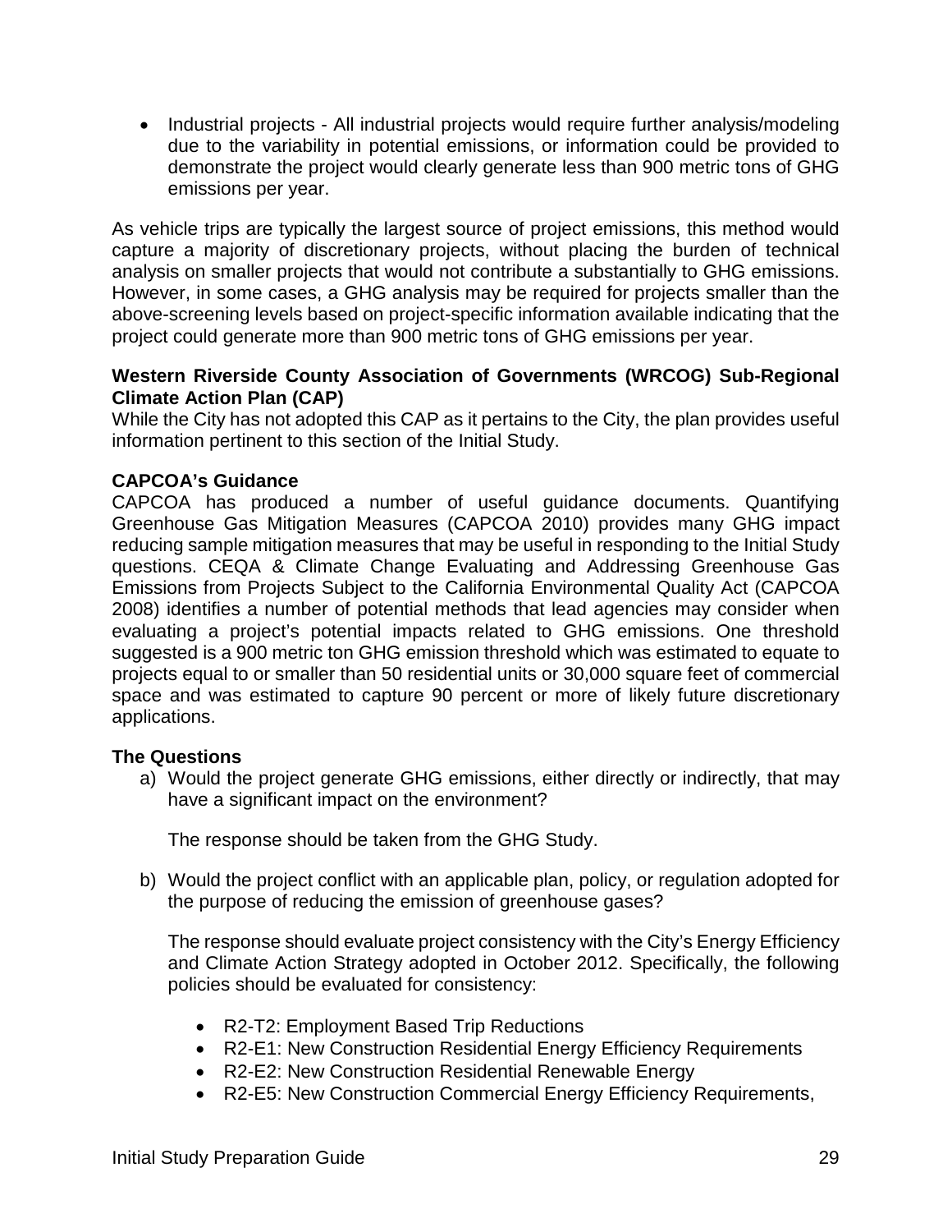- Industrial projects - All industrial projects would require further analysis/modeling due to the variability in potential emissions, or information could be provided to demonstrate the project would clearly generate less than 900 metric tons of GHG emissions per year.

As vehicle trips are typically the largest source of project emissions, this method would capture a majority of discretionary projects, without placing the burden of technical analysis on smaller projects that would not contribute a substantially to GHG emissions. However, in some cases, a GHG analysis may be required for projects smaller than the above-screening levels based on project-specific information available indicating that the project could generate more than 900 metric tons of GHG emissions per year.

**Western Riverside County Association of Governments (WRCOG) Sub-Regional Climate Action Plan (CAP)**
While the City has not adopted this CAP as it pertains to the City, the plan provides useful information pertinent to this section of the Initial Study.

**CAPCOA's Guidance**
CAPCOA has produced a number of useful guidance documents. Quantifying Greenhouse Gas Mitigation Measures (CAPCOA 2010) provides many GHG impact reducing sample mitigation measures that may be useful in responding to the Initial Study questions. CEQA & Climate Change Evaluating and Addressing Greenhouse Gas Emissions from Projects Subject to the California Environmental Quality Act (CAPCOA 2008) identifies a number of potential methods that lead agencies may consider when evaluating a project's potential impacts related to GHG emissions. One threshold suggested is a 900 metric ton GHG emission threshold which was estimated to equate to projects equal to or smaller than 50 residential units or 30,000 square feet of commercial space and was estimated to capture 90 percent or more of likely future discretionary applications.

**The Questions**

a) Would the project generate GHG emissions, either directly or indirectly, that may have a significant impact on the environment?

   The response should be taken from the GHG Study.

b) Would the project conflict with an applicable plan, policy, or regulation adopted for the purpose of reducing the emission of greenhouse gases?

   The response should evaluate project consistency with the City's Energy Efficiency and Climate Action Strategy adopted in October 2012. Specifically, the following policies should be evaluated for consistency:

   - R2-T2: Employment Based Trip Reductions
   - R2-E1: New Construction Residential Energy Efficiency Requirements
   - R2-E2: New Construction Residential Renewable Energy
   - R2-E5: New Construction Commercial Energy Efficiency Requirements,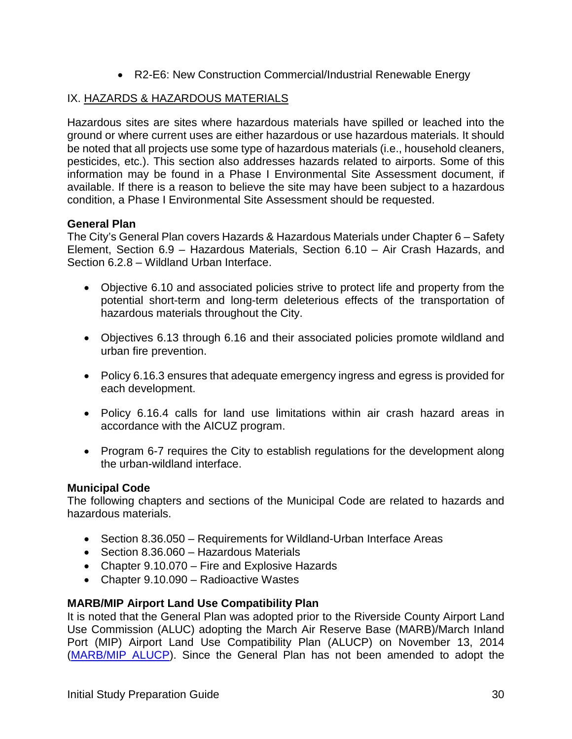- R2-E6: New Construction Commercial/Industrial Renewable Energy

## IX. HAZARDS & HAZARDOUS MATERIALS

Hazardous sites are sites where hazardous materials have spilled or leached into the ground or where current uses are either hazardous or use hazardous materials. It should be noted that all projects use some type of hazardous materials (i.e., household cleaners, pesticides, etc.). This section also addresses hazards related to airports. Some of this information may be found in a Phase I Environmental Site Assessment document, if available. If there is a reason to believe the site may have been subject to a hazardous condition, a Phase I Environmental Site Assessment should be requested.

**General Plan**
The City's General Plan covers Hazards & Hazardous Materials under Chapter 6 – Safety Element, Section 6.9 – Hazardous Materials, Section 6.10 – Air Crash Hazards, and Section 6.2.8 – Wildland Urban Interface.

- Objective 6.10 and associated policies strive to protect life and property from the potential short-term and long-term deleterious effects of the transportation of hazardous materials throughout the City.

- Objectives 6.13 through 6.16 and their associated policies promote wildland and urban fire prevention.

- Policy 6.16.3 ensures that adequate emergency ingress and egress is provided for each development.

- Policy 6.16.4 calls for land use limitations within air crash hazard areas in accordance with the AICUZ program.

- Program 6-7 requires the City to establish regulations for the development along the urban-wildland interface.

**Municipal Code**
The following chapters and sections of the Municipal Code are related to hazards and hazardous materials.

- Section 8.36.050 – Requirements for Wildland-Urban Interface Areas
- Section 8.36.060 – Hazardous Materials
- Chapter 9.10.070 – Fire and Explosive Hazards
- Chapter 9.10.090 – Radioactive Wastes

**MARB/MIP Airport Land Use Compatibility Plan**
It is noted that the General Plan was adopted prior to the Riverside County Airport Land Use Commission (ALUC) adopting the March Air Reserve Base (MARB)/March Inland Port (MIP) Airport Land Use Compatibility Plan (ALUCP) on November 13, 2014 (MARB/MIP ALUCP). Since the General Plan has not been amended to adopt the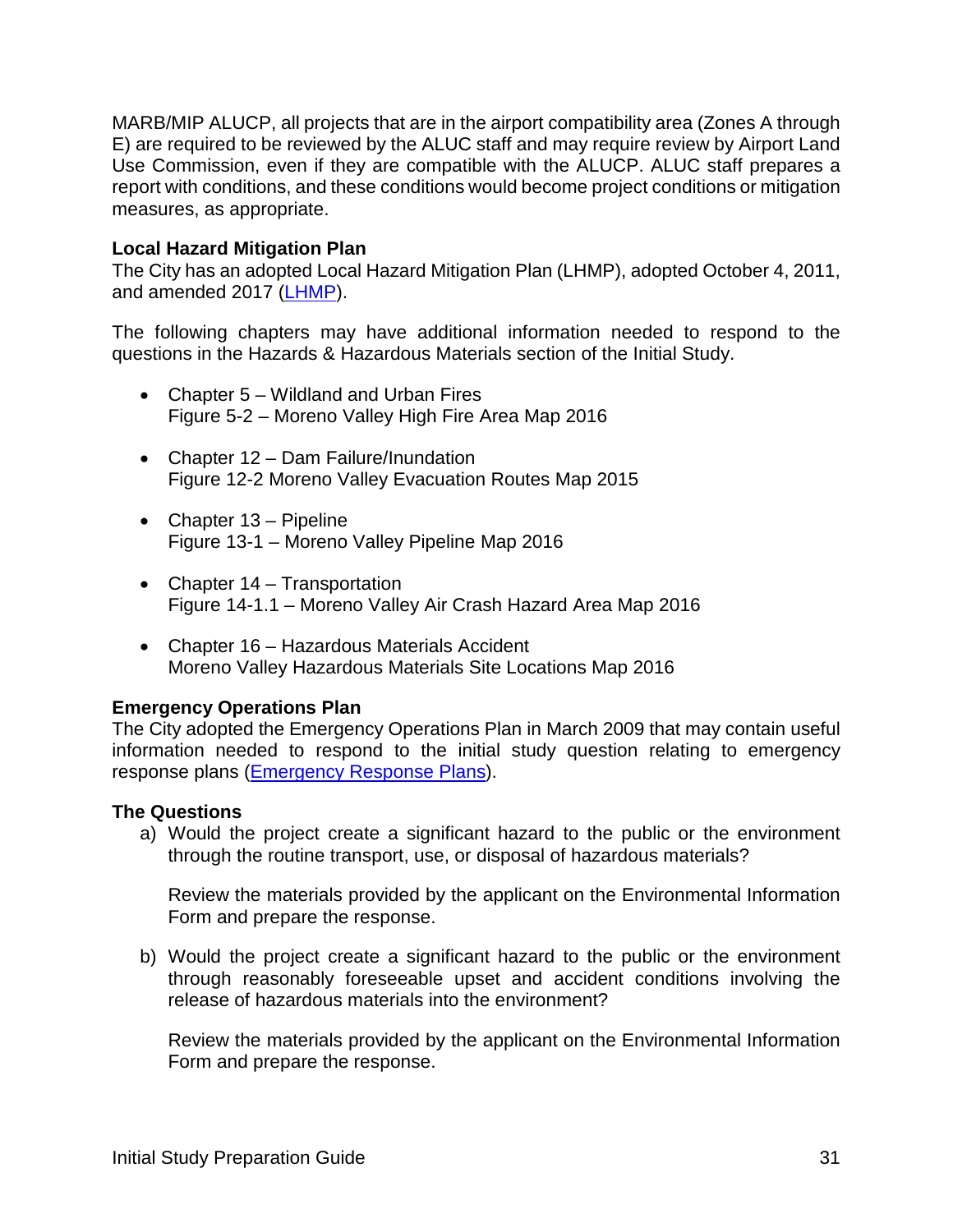MARB/MIP ALUCP, all projects that are in the airport compatibility area (Zones A through E) are required to be reviewed by the ALUC staff and may require review by Airport Land Use Commission, even if they are compatible with the ALUCP. ALUC staff prepares a report with conditions, and these conditions would become project conditions or mitigation measures, as appropriate.

**Local Hazard Mitigation Plan**
The City has an adopted Local Hazard Mitigation Plan (LHMP), adopted October 4, 2011, and amended 2017 (LHMP).

The following chapters may have additional information needed to respond to the questions in the Hazards & Hazardous Materials section of the Initial Study.

- Chapter 5 – Wildland and Urban Fires
  Figure 5-2 – Moreno Valley High Fire Area Map 2016

- Chapter 12 – Dam Failure/Inundation
  Figure 12-2 Moreno Valley Evacuation Routes Map 2015

- Chapter 13 – Pipeline
  Figure 13-1 – Moreno Valley Pipeline Map 2016

- Chapter 14 – Transportation
  Figure 14-1.1 – Moreno Valley Air Crash Hazard Area Map 2016

- Chapter 16 – Hazardous Materials Accident
  Moreno Valley Hazardous Materials Site Locations Map 2016

**Emergency Operations Plan**
The City adopted the Emergency Operations Plan in March 2009 that may contain useful information needed to respond to the initial study question relating to emergency response plans (Emergency Response Plans).

**The Questions**

a) Would the project create a significant hazard to the public or the environment through the routine transport, use, or disposal of hazardous materials?

   Review the materials provided by the applicant on the Environmental Information Form and prepare the response.

b) Would the project create a significant hazard to the public or the environment through reasonably foreseeable upset and accident conditions involving the release of hazardous materials into the environment?

   Review the materials provided by the applicant on the Environmental Information Form and prepare the response.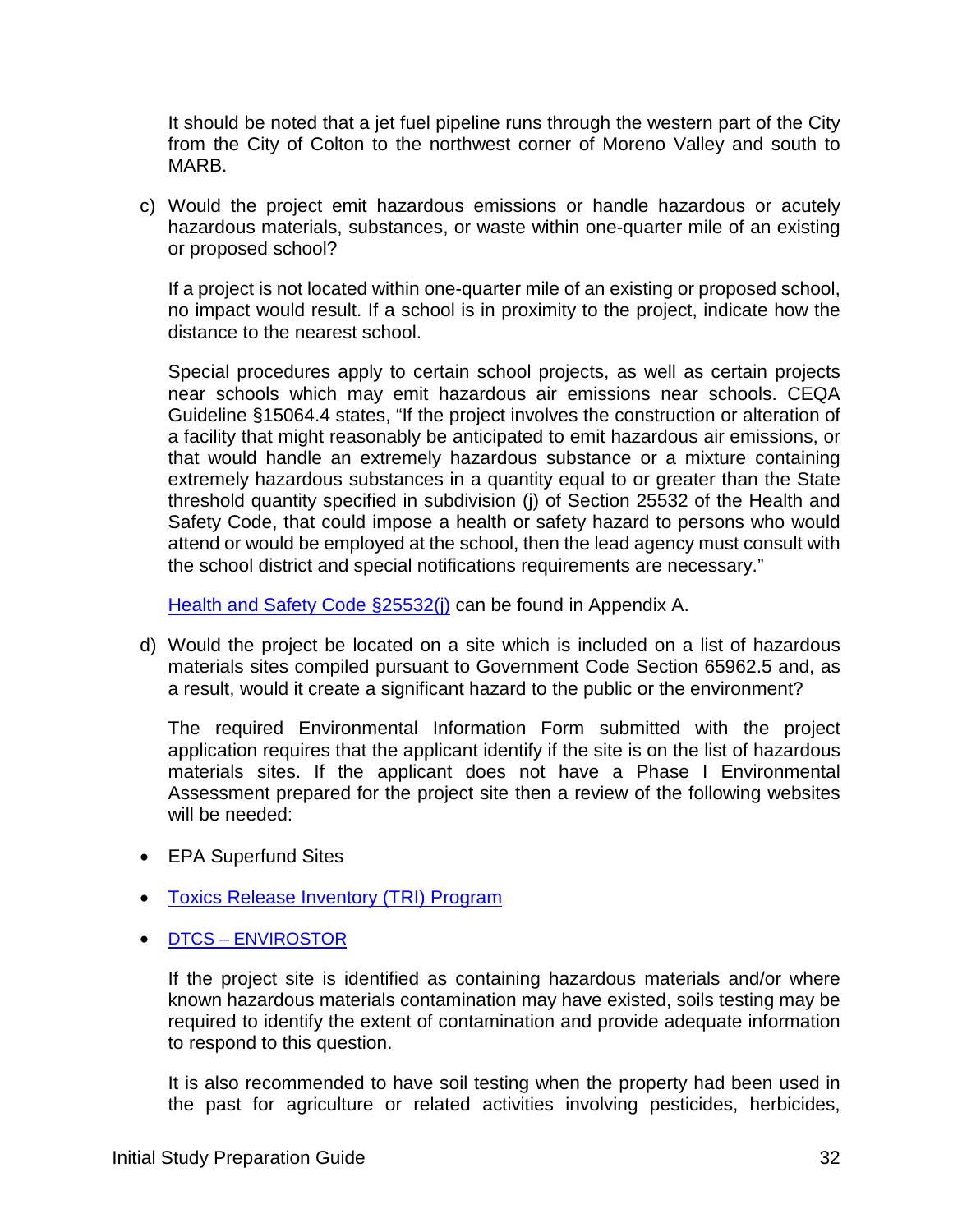It should be noted that a jet fuel pipeline runs through the western part of the City from the City of Colton to the northwest corner of Moreno Valley and south to MARB.

c) Would the project emit hazardous emissions or handle hazardous or acutely hazardous materials, substances, or waste within one-quarter mile of an existing or proposed school?

   If a project is not located within one-quarter mile of an existing or proposed school, no impact would result. If a school is in proximity to the project, indicate how the distance to the nearest school.

   Special procedures apply to certain school projects, as well as certain projects near schools which may emit hazardous air emissions near schools. CEQA Guideline §15064.4 states, “If the project involves the construction or alteration of a facility that might reasonably be anticipated to emit hazardous air emissions, or that would handle an extremely hazardous substance or a mixture containing extremely hazardous substances in a quantity equal to or greater than the State threshold quantity specified in subdivision (j) of Section 25532 of the Health and Safety Code, that could impose a health or safety hazard to persons who would attend or would be employed at the school, then the lead agency must consult with the school district and special notifications requirements are necessary.”

   Health and Safety Code §25532(j) can be found in Appendix A.

d) Would the project be located on a site which is included on a list of hazardous materials sites compiled pursuant to Government Code Section 65962.5 and, as a result, would it create a significant hazard to the public or the environment?

   The required Environmental Information Form submitted with the project application requires that the applicant identify if the site is on the list of hazardous materials sites. If the applicant does not have a Phase I Environmental Assessment prepared for the project site then a review of the following websites will be needed:

- EPA Superfund Sites
- Toxics Release Inventory (TRI) Program
- DTCS – ENVIROSTOR

   If the project site is identified as containing hazardous materials and/or where known hazardous materials contamination may have existed, soils testing may be required to identify the extent of contamination and provide adequate information to respond to this question.

   It is also recommended to have soil testing when the property had been used in the past for agriculture or related activities involving pesticides, herbicides,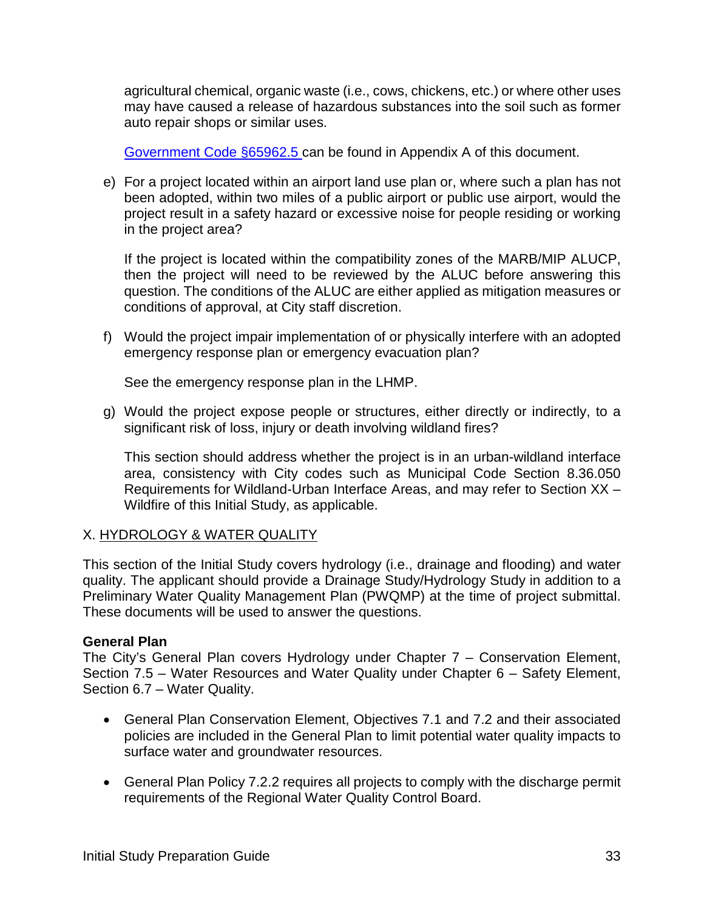agricultural chemical, organic waste (i.e., cows, chickens, etc.) or where other uses may have caused a release of hazardous substances into the soil such as former auto repair shops or similar uses.

Government Code §65962.5 can be found in Appendix A of this document.

e) For a project located within an airport land use plan or, where such a plan has not been adopted, within two miles of a public airport or public use airport, would the project result in a safety hazard or excessive noise for people residing or working in the project area?

   If the project is located within the compatibility zones of the MARB/MIP ALUCP, then the project will need to be reviewed by the ALUC before answering this question. The conditions of the ALUC are either applied as mitigation measures or conditions of approval, at City staff discretion.

f) Would the project impair implementation of or physically interfere with an adopted emergency response plan or emergency evacuation plan?

   See the emergency response plan in the LHMP.

g) Would the project expose people or structures, either directly or indirectly, to a significant risk of loss, injury or death involving wildland fires?

   This section should address whether the project is in an urban-wildland interface area, consistency with City codes such as Municipal Code Section 8.36.050 Requirements for Wildland-Urban Interface Areas, and may refer to Section XX – Wildfire of this Initial Study, as applicable.

## X. HYDROLOGY & WATER QUALITY

This section of the Initial Study covers hydrology (i.e., drainage and flooding) and water quality. The applicant should provide a Drainage Study/Hydrology Study in addition to a Preliminary Water Quality Management Plan (PWQMP) at the time of project submittal. These documents will be used to answer the questions.

**General Plan**
The City's General Plan covers Hydrology under Chapter 7 – Conservation Element, Section 7.5 – Water Resources and Water Quality under Chapter 6 – Safety Element, Section 6.7 – Water Quality.

- General Plan Conservation Element, Objectives 7.1 and 7.2 and their associated policies are included in the General Plan to limit potential water quality impacts to surface water and groundwater resources.

- General Plan Policy 7.2.2 requires all projects to comply with the discharge permit requirements of the Regional Water Quality Control Board.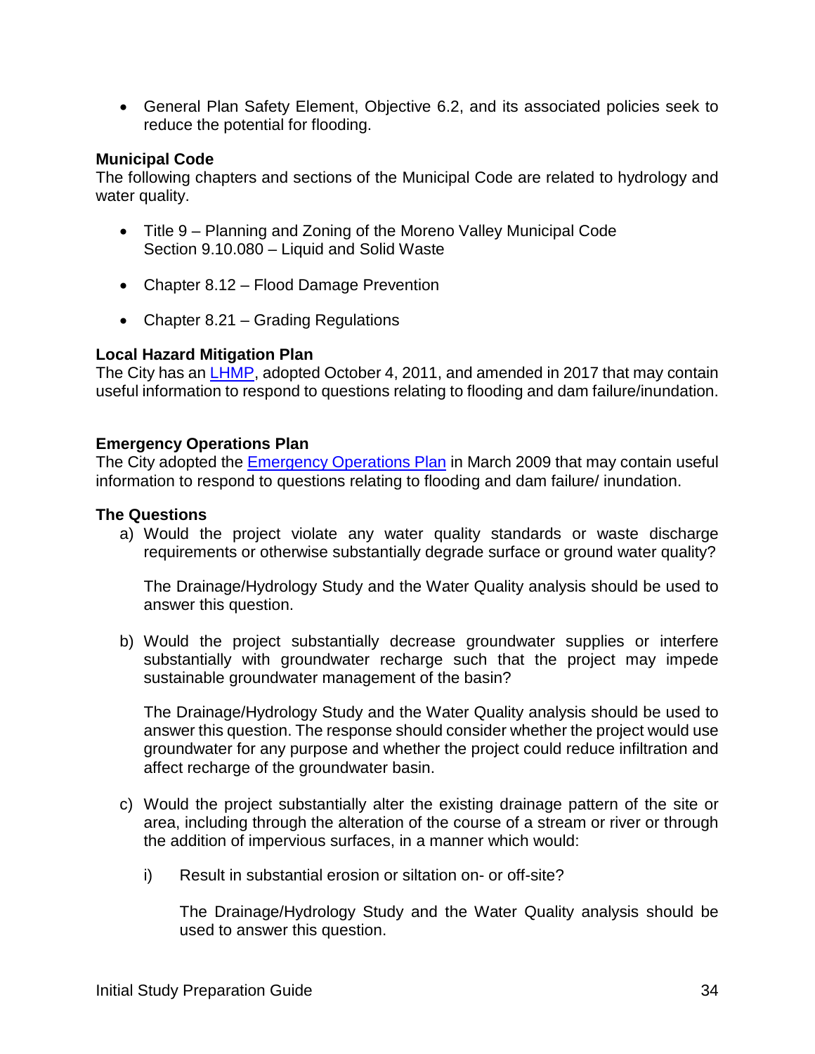- General Plan Safety Element, Objective 6.2, and its associated policies seek to reduce the potential for flooding.

**Municipal Code**

The following chapters and sections of the Municipal Code are related to hydrology and water quality.

- Title 9 – Planning and Zoning of the Moreno Valley Municipal Code
  Section 9.10.080 – Liquid and Solid Waste

- Chapter 8.12 – Flood Damage Prevention

- Chapter 8.21 – Grading Regulations

**Local Hazard Mitigation Plan**

The City has an LHMP, adopted October 4, 2011, and amended in 2017 that may contain useful information to respond to questions relating to flooding and dam failure/inundation.

**Emergency Operations Plan**

The City adopted the Emergency Operations Plan in March 2009 that may contain useful information to respond to questions relating to flooding and dam failure/ inundation.

**The Questions**

a) Would the project violate any water quality standards or waste discharge requirements or otherwise substantially degrade surface or ground water quality?

   The Drainage/Hydrology Study and the Water Quality analysis should be used to answer this question.

b) Would the project substantially decrease groundwater supplies or interfere substantially with groundwater recharge such that the project may impede sustainable groundwater management of the basin?

   The Drainage/Hydrology Study and the Water Quality analysis should be used to answer this question. The response should consider whether the project would use groundwater for any purpose and whether the project could reduce infiltration and affect recharge of the groundwater basin.

c) Would the project substantially alter the existing drainage pattern of the site or area, including through the alteration of the course of a stream or river or through the addition of impervious surfaces, in a manner which would:

   i) Result in substantial erosion or siltation on- or off-site?

      The Drainage/Hydrology Study and the Water Quality analysis should be used to answer this question.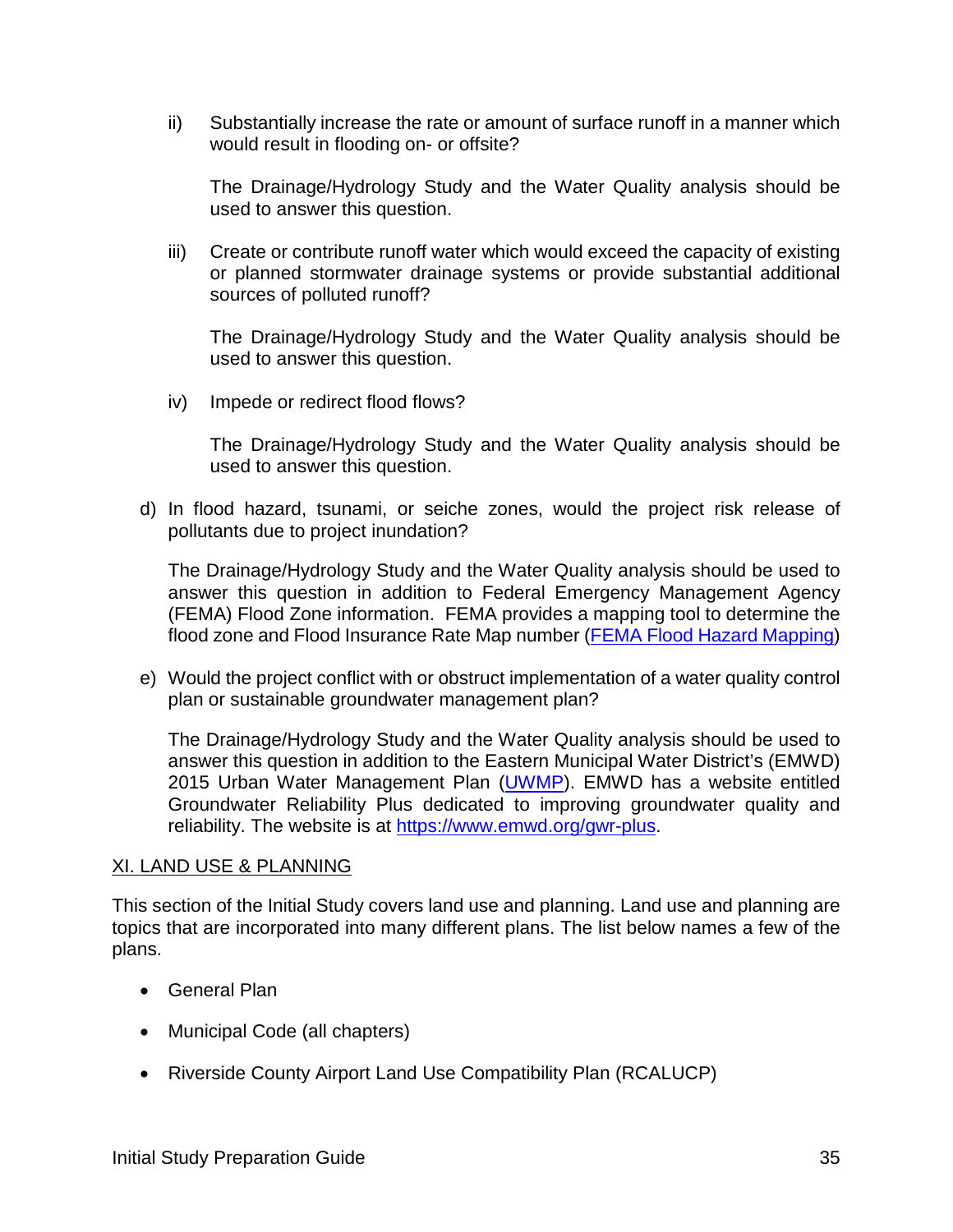ii) Substantially increase the rate or amount of surface runoff in a manner which would result in flooding on- or offsite?

The Drainage/Hydrology Study and the Water Quality analysis should be used to answer this question.

iii) Create or contribute runoff water which would exceed the capacity of existing or planned stormwater drainage systems or provide substantial additional sources of polluted runoff?

The Drainage/Hydrology Study and the Water Quality analysis should be used to answer this question.

iv) Impede or redirect flood flows?

The Drainage/Hydrology Study and the Water Quality analysis should be used to answer this question.

d) In flood hazard, tsunami, or seiche zones, would the project risk release of pollutants due to project inundation?

The Drainage/Hydrology Study and the Water Quality analysis should be used to answer this question in addition to Federal Emergency Management Agency (FEMA) Flood Zone information. FEMA provides a mapping tool to determine the flood zone and Flood Insurance Rate Map number (FEMA Flood Hazard Mapping)

e) Would the project conflict with or obstruct implementation of a water quality control plan or sustainable groundwater management plan?

The Drainage/Hydrology Study and the Water Quality analysis should be used to answer this question in addition to the Eastern Municipal Water District's (EMWD) 2015 Urban Water Management Plan (UWMP). EMWD has a website entitled Groundwater Reliability Plus dedicated to improving groundwater quality and reliability. The website is at https://www.emwd.org/gwr-plus.

## XI. LAND USE & PLANNING

This section of the Initial Study covers land use and planning. Land use and planning are topics that are incorporated into many different plans. The list below names a few of the plans.

- General Plan
- Municipal Code (all chapters)
- Riverside County Airport Land Use Compatibility Plan (RCALUCP)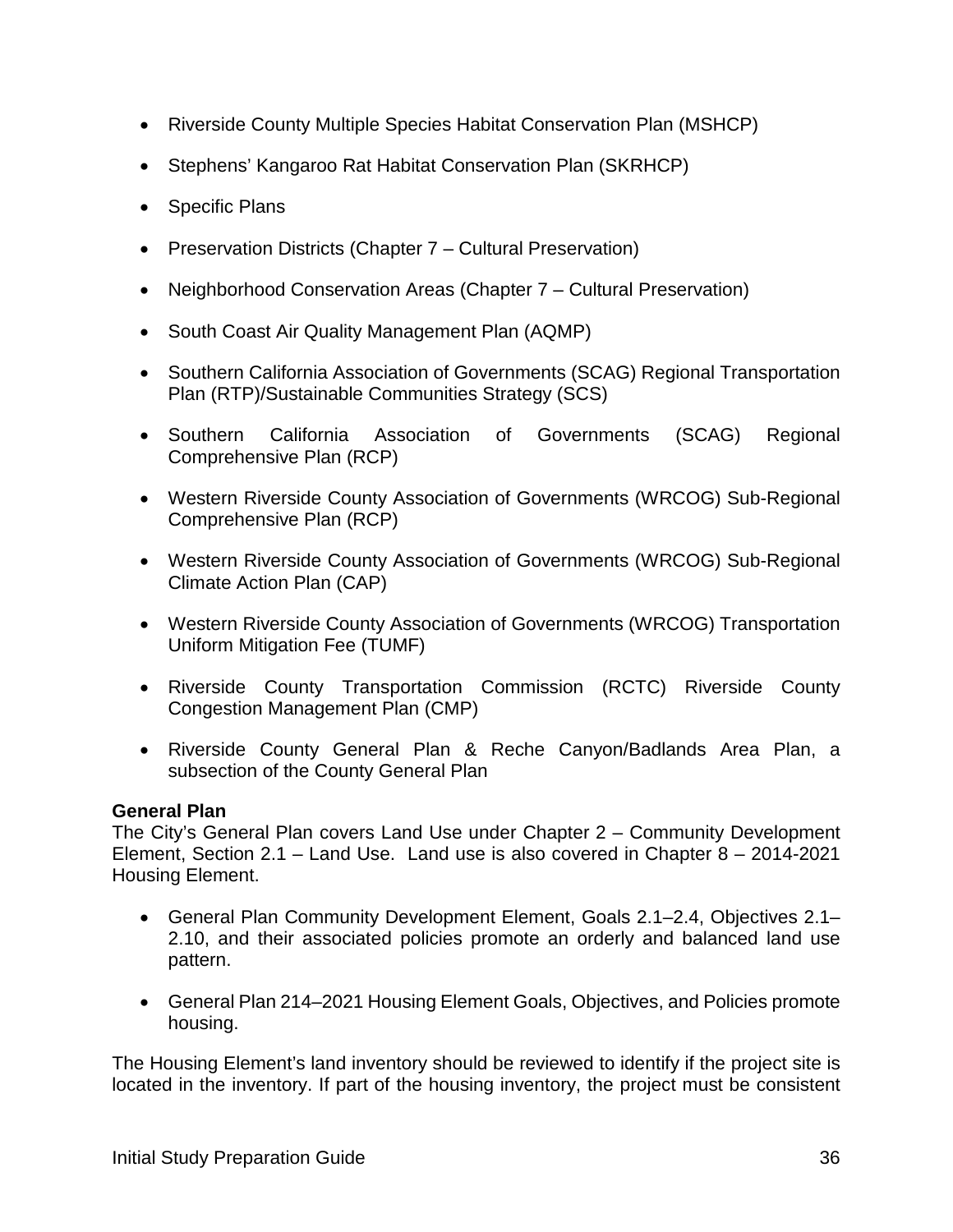- Riverside County Multiple Species Habitat Conservation Plan (MSHCP)
- Stephens' Kangaroo Rat Habitat Conservation Plan (SKRHCP)
- Specific Plans
- Preservation Districts (Chapter 7 – Cultural Preservation)
- Neighborhood Conservation Areas (Chapter 7 – Cultural Preservation)
- South Coast Air Quality Management Plan (AQMP)
- Southern California Association of Governments (SCAG) Regional Transportation Plan (RTP)/Sustainable Communities Strategy (SCS)
- Southern California Association of Governments (SCAG) Regional Comprehensive Plan (RCP)
- Western Riverside County Association of Governments (WRCOG) Sub-Regional Comprehensive Plan (RCP)
- Western Riverside County Association of Governments (WRCOG) Sub-Regional Climate Action Plan (CAP)
- Western Riverside County Association of Governments (WRCOG) Transportation Uniform Mitigation Fee (TUMF)
- Riverside County Transportation Commission (RCTC) Riverside County Congestion Management Plan (CMP)
- Riverside County General Plan & Reche Canyon/Badlands Area Plan, a subsection of the County General Plan

**General Plan**
The City's General Plan covers Land Use under Chapter 2 – Community Development Element, Section 2.1 – Land Use. Land use is also covered in Chapter 8 – 2014-2021 Housing Element.

- General Plan Community Development Element, Goals 2.1–2.4, Objectives 2.1–2.10, and their associated policies promote an orderly and balanced land use pattern.
- General Plan 214–2021 Housing Element Goals, Objectives, and Policies promote housing.

The Housing Element's land inventory should be reviewed to identify if the project site is located in the inventory. If part of the housing inventory, the project must be consistent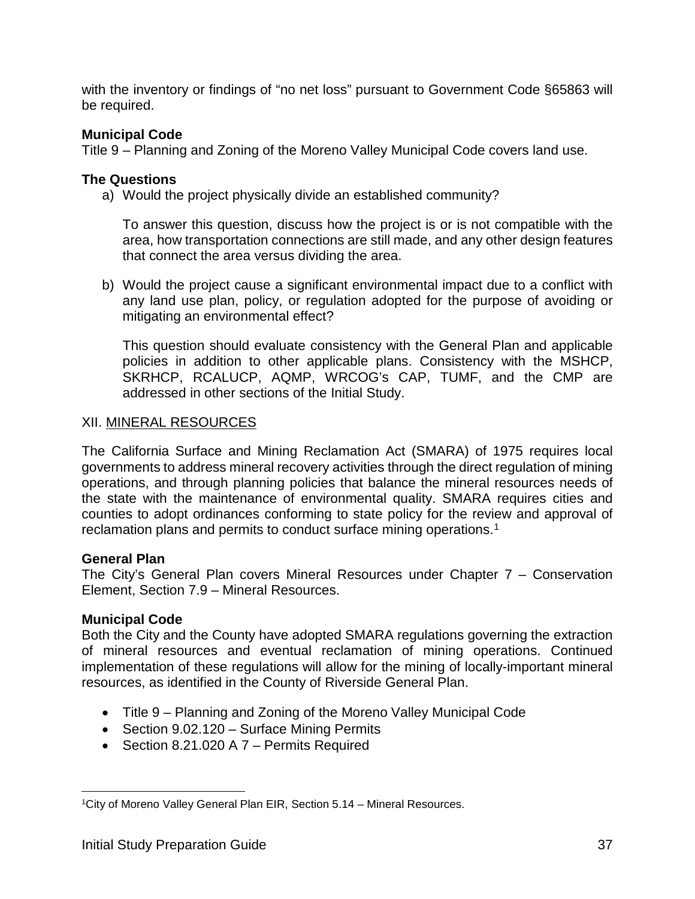with the inventory or findings of “no net loss” pursuant to Government Code §65863 will be required.

**Municipal Code**

Title 9 – Planning and Zoning of the Moreno Valley Municipal Code covers land use.

**The Questions**

a) Would the project physically divide an established community?

   To answer this question, discuss how the project is or is not compatible with the area, how transportation connections are still made, and any other design features that connect the area versus dividing the area.

b) Would the project cause a significant environmental impact due to a conflict with any land use plan, policy, or regulation adopted for the purpose of avoiding or mitigating an environmental effect?

   This question should evaluate consistency with the General Plan and applicable policies in addition to other applicable plans. Consistency with the MSHCP, SKRHCP, RCALUCP, AQMP, WRCOG’s CAP, TUMF, and the CMP are addressed in other sections of the Initial Study.

## XII. MINERAL RESOURCES

The California Surface and Mining Reclamation Act (SMARA) of 1975 requires local governments to address mineral recovery activities through the direct regulation of mining operations, and through planning policies that balance the mineral resources needs of the state with the maintenance of environmental quality. SMARA requires cities and counties to adopt ordinances conforming to state policy for the review and approval of reclamation plans and permits to conduct surface mining operations.[1]

**General Plan**

The City’s General Plan covers Mineral Resources under Chapter 7 – Conservation Element, Section 7.9 – Mineral Resources.

**Municipal Code**

Both the City and the County have adopted SMARA regulations governing the extraction of mineral resources and eventual reclamation of mining operations. Continued implementation of these regulations will allow for the mining of locally-important mineral resources, as identified in the County of Riverside General Plan.

- Title 9 – Planning and Zoning of the Moreno Valley Municipal Code
- Section 9.02.120 – Surface Mining Permits
- Section 8.21.020 A 7 – Permits Required

[1] City of Moreno Valley General Plan EIR, Section 5.14 – Mineral Resources.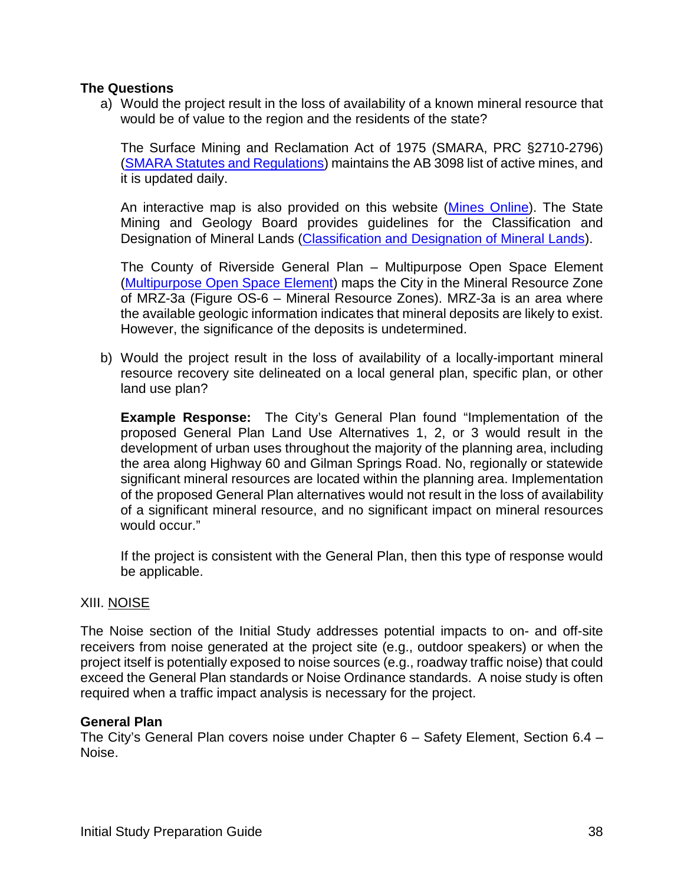**The Questions**

a) Would the project result in the loss of availability of a known mineral resource that would be of value to the region and the residents of the state?

   The Surface Mining and Reclamation Act of 1975 (SMARA, PRC §2710-2796) (SMARA Statutes and Regulations) maintains the AB 3098 list of active mines, and it is updated daily.

   An interactive map is also provided on this website (Mines Online). The State Mining and Geology Board provides guidelines for the Classification and Designation of Mineral Lands (Classification and Designation of Mineral Lands).

   The County of Riverside General Plan – Multipurpose Open Space Element (Multipurpose Open Space Element) maps the City in the Mineral Resource Zone of MRZ-3a (Figure OS-6 – Mineral Resource Zones). MRZ-3a is an area where the available geologic information indicates that mineral deposits are likely to exist. However, the significance of the deposits is undetermined.

b) Would the project result in the loss of availability of a locally-important mineral resource recovery site delineated on a local general plan, specific plan, or other land use plan?

   **Example Response:** The City's General Plan found "Implementation of the proposed General Plan Land Use Alternatives 1, 2, or 3 would result in the development of urban uses throughout the majority of the planning area, including the area along Highway 60 and Gilman Springs Road. No, regionally or statewide significant mineral resources are located within the planning area. Implementation of the proposed General Plan alternatives would not result in the loss of availability of a significant mineral resource, and no significant impact on mineral resources would occur."

   If the project is consistent with the General Plan, then this type of response would be applicable.

## XIII. NOISE

The Noise section of the Initial Study addresses potential impacts to on- and off-site receivers from noise generated at the project site (e.g., outdoor speakers) or when the project itself is potentially exposed to noise sources (e.g., roadway traffic noise) that could exceed the General Plan standards or Noise Ordinance standards. A noise study is often required when a traffic impact analysis is necessary for the project.

**General Plan**

The City's General Plan covers noise under Chapter 6 – Safety Element, Section 6.4 – Noise.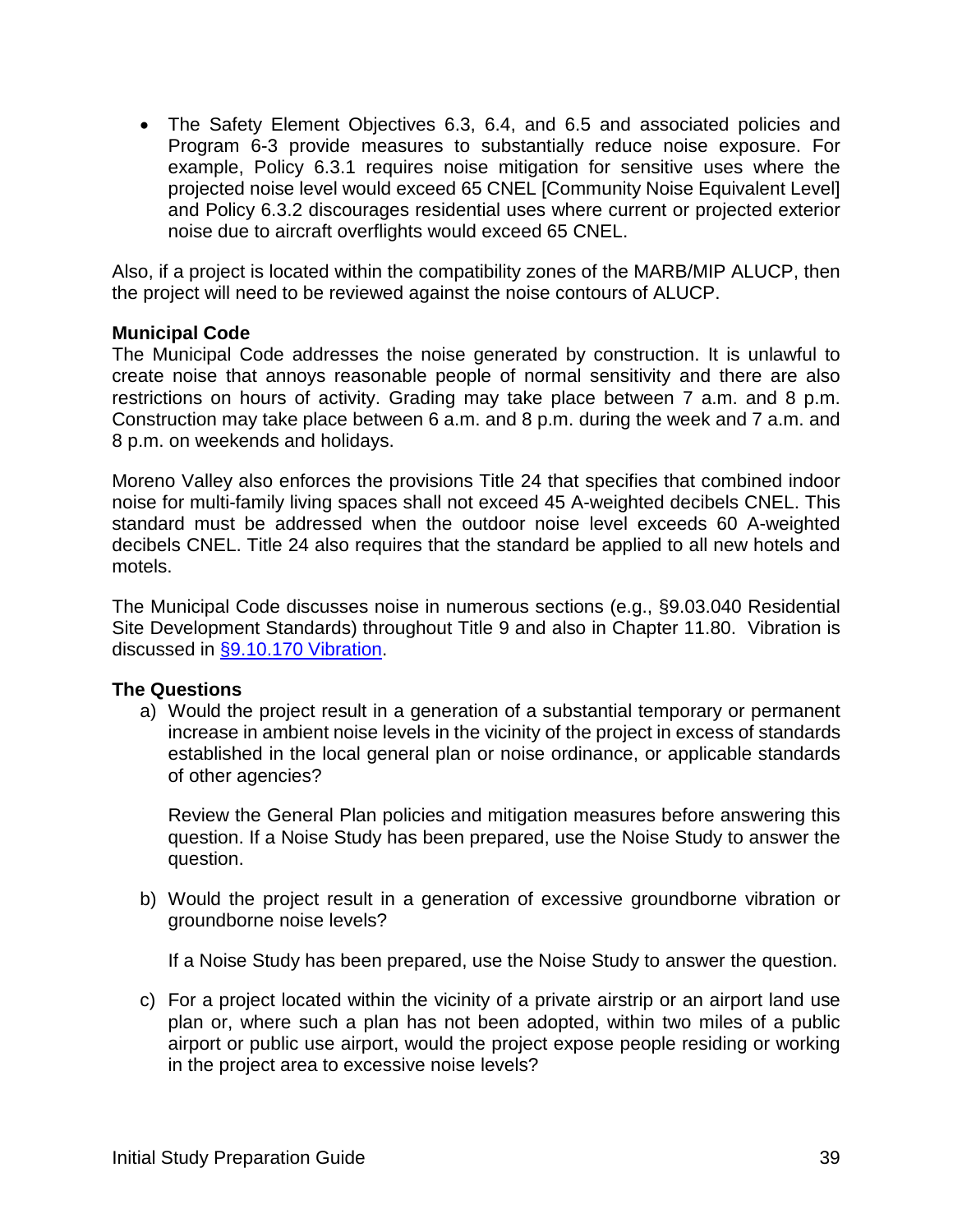- The Safety Element Objectives 6.3, 6.4, and 6.5 and associated policies and Program 6-3 provide measures to substantially reduce noise exposure. For example, Policy 6.3.1 requires noise mitigation for sensitive uses where the projected noise level would exceed 65 CNEL [Community Noise Equivalent Level] and Policy 6.3.2 discourages residential uses where current or projected exterior noise due to aircraft overflights would exceed 65 CNEL.

Also, if a project is located within the compatibility zones of the MARB/MIP ALUCP, then the project will need to be reviewed against the noise contours of ALUCP.

**Municipal Code**

The Municipal Code addresses the noise generated by construction. It is unlawful to create noise that annoys reasonable people of normal sensitivity and there are also restrictions on hours of activity. Grading may take place between 7 a.m. and 8 p.m. Construction may take place between 6 a.m. and 8 p.m. during the week and 7 a.m. and 8 p.m. on weekends and holidays.

Moreno Valley also enforces the provisions Title 24 that specifies that combined indoor noise for multi-family living spaces shall not exceed 45 A-weighted decibels CNEL. This standard must be addressed when the outdoor noise level exceeds 60 A-weighted decibels CNEL. Title 24 also requires that the standard be applied to all new hotels and motels.

The Municipal Code discusses noise in numerous sections (e.g., §9.03.040 Residential Site Development Standards) throughout Title 9 and also in Chapter 11.80. Vibration is discussed in §9.10.170 Vibration.

**The Questions**

a) Would the project result in a generation of a substantial temporary or permanent increase in ambient noise levels in the vicinity of the project in excess of standards established in the local general plan or noise ordinance, or applicable standards of other agencies?

   Review the General Plan policies and mitigation measures before answering this question. If a Noise Study has been prepared, use the Noise Study to answer the question.

b) Would the project result in a generation of excessive groundborne vibration or groundborne noise levels?

   If a Noise Study has been prepared, use the Noise Study to answer the question.

c) For a project located within the vicinity of a private airstrip or an airport land use plan or, where such a plan has not been adopted, within two miles of a public airport or public use airport, would the project expose people residing or working in the project area to excessive noise levels?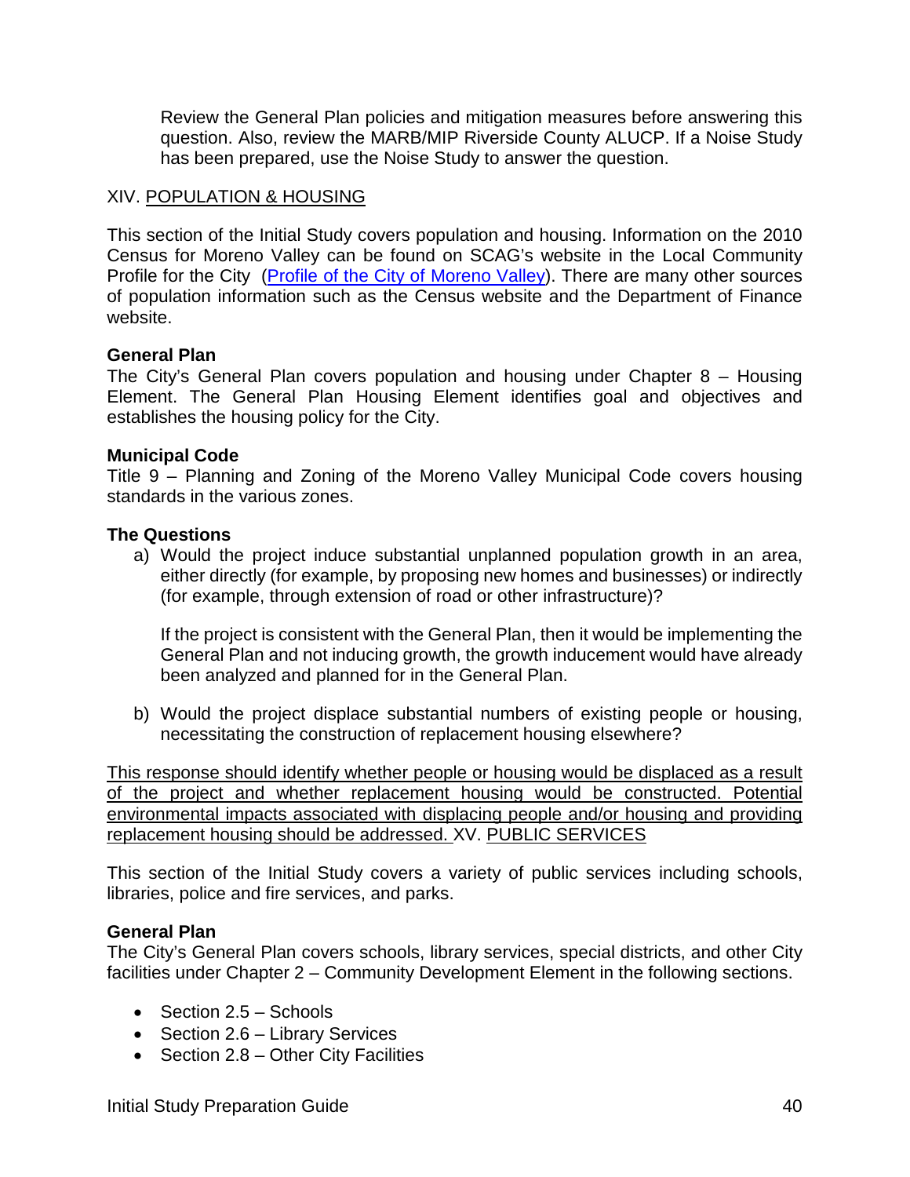Review the General Plan policies and mitigation measures before answering this question. Also, review the MARB/MIP Riverside County ALUCP. If a Noise Study has been prepared, use the Noise Study to answer the question.

## XIV. POPULATION & HOUSING

This section of the Initial Study covers population and housing. Information on the 2010 Census for Moreno Valley can be found on SCAG's website in the Local Community Profile for the City (Profile of the City of Moreno Valley). There are many other sources of population information such as the Census website and the Department of Finance website.

**General Plan**
The City's General Plan covers population and housing under Chapter 8 – Housing Element. The General Plan Housing Element identifies goal and objectives and establishes the housing policy for the City.

**Municipal Code**
Title 9 – Planning and Zoning of the Moreno Valley Municipal Code covers housing standards in the various zones.

**The Questions**

a) Would the project induce substantial unplanned population growth in an area, either directly (for example, by proposing new homes and businesses) or indirectly (for example, through extension of road or other infrastructure)?

   If the project is consistent with the General Plan, then it would be implementing the General Plan and not inducing growth, the growth inducement would have already been analyzed and planned for in the General Plan.

b) Would the project displace substantial numbers of existing people or housing, necessitating the construction of replacement housing elsewhere?

This response should identify whether people or housing would be displaced as a result of the project and whether replacement housing would be constructed. Potential environmental impacts associated with displacing people and/or housing and providing replacement housing should be addressed.

## XV. PUBLIC SERVICES

This section of the Initial Study covers a variety of public services including schools, libraries, police and fire services, and parks.

**General Plan**
The City's General Plan covers schools, library services, special districts, and other City facilities under Chapter 2 – Community Development Element in the following sections.

- Section 2.5 – Schools
- Section 2.6 – Library Services
- Section 2.8 – Other City Facilities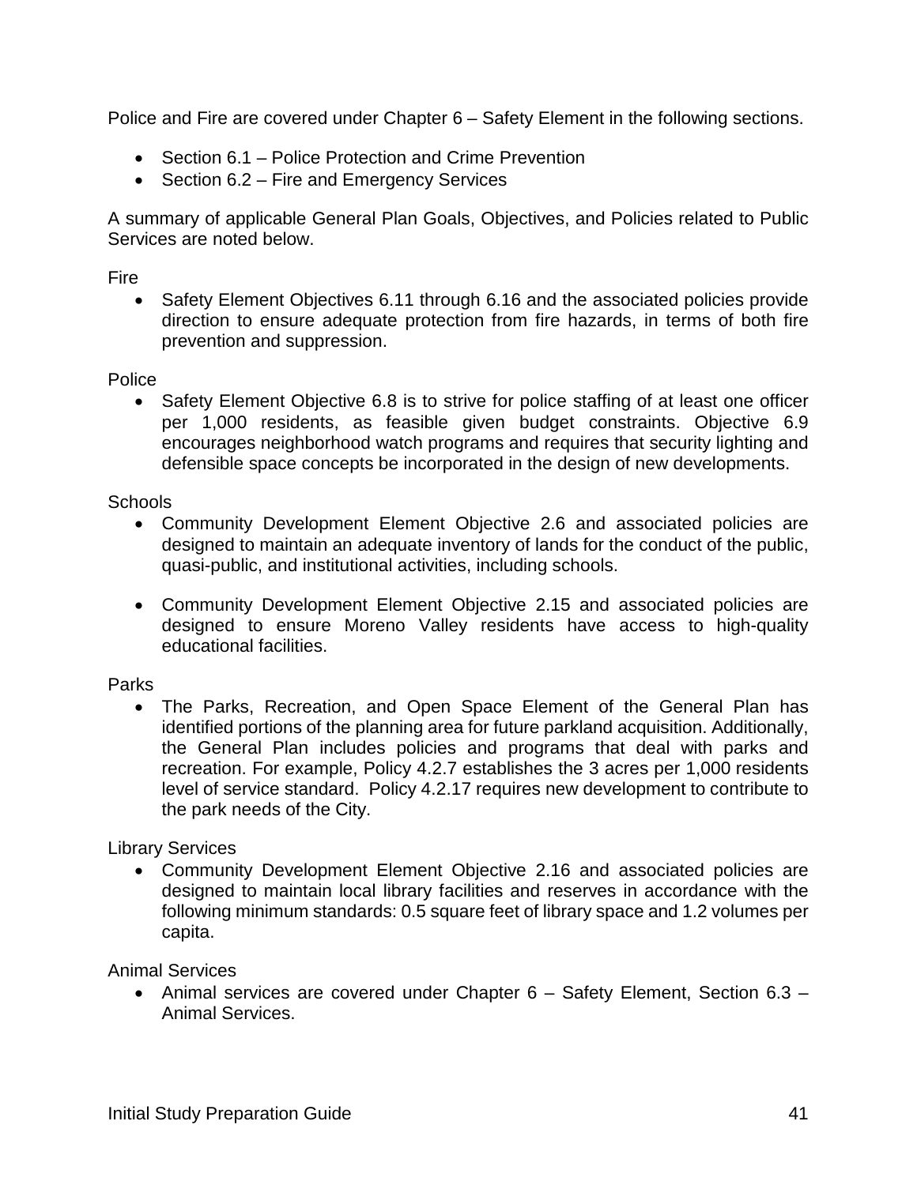Police and Fire are covered under Chapter 6 – Safety Element in the following sections.

- Section 6.1 – Police Protection and Crime Prevention
- Section 6.2 – Fire and Emergency Services

A summary of applicable General Plan Goals, Objectives, and Policies related to Public Services are noted below.

Fire

- Safety Element Objectives 6.11 through 6.16 and the associated policies provide direction to ensure adequate protection from fire hazards, in terms of both fire prevention and suppression.

Police

- Safety Element Objective 6.8 is to strive for police staffing of at least one officer per 1,000 residents, as feasible given budget constraints. Objective 6.9 encourages neighborhood watch programs and requires that security lighting and defensible space concepts be incorporated in the design of new developments.

Schools

- Community Development Element Objective 2.6 and associated policies are designed to maintain an adequate inventory of lands for the conduct of the public, quasi-public, and institutional activities, including schools.

- Community Development Element Objective 2.15 and associated policies are designed to ensure Moreno Valley residents have access to high-quality educational facilities.

Parks

- The Parks, Recreation, and Open Space Element of the General Plan has identified portions of the planning area for future parkland acquisition. Additionally, the General Plan includes policies and programs that deal with parks and recreation. For example, Policy 4.2.7 establishes the 3 acres per 1,000 residents level of service standard. Policy 4.2.17 requires new development to contribute to the park needs of the City.

Library Services

- Community Development Element Objective 2.16 and associated policies are designed to maintain local library facilities and reserves in accordance with the following minimum standards: 0.5 square feet of library space and 1.2 volumes per capita.

Animal Services

- Animal services are covered under Chapter 6 – Safety Element, Section 6.3 – Animal Services.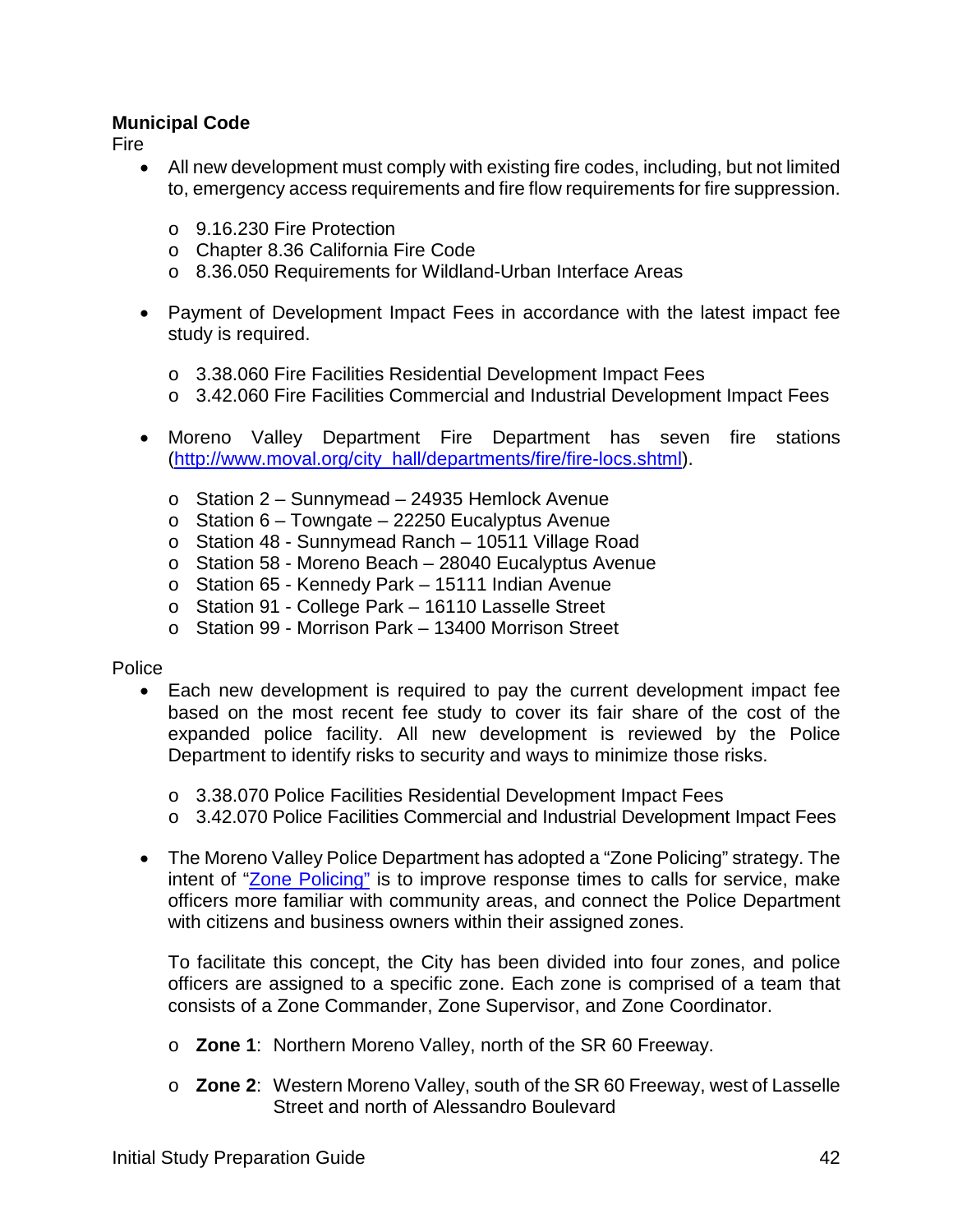**Municipal Code**

Fire

- All new development must comply with existing fire codes, including, but not limited to, emergency access requirements and fire flow requirements for fire suppression.
  - 9.16.230 Fire Protection
  - Chapter 8.36 California Fire Code
  - 8.36.050 Requirements for Wildland-Urban Interface Areas

- Payment of Development Impact Fees in accordance with the latest impact fee study is required.
  - 3.38.060 Fire Facilities Residential Development Impact Fees
  - 3.42.060 Fire Facilities Commercial and Industrial Development Impact Fees

- Moreno Valley Department Fire Department has seven fire stations ([http://www.moval.org/city_hall/departments/fire/fire-locs.shtml](http://www.moval.org/city_hall/departments/fire/fire-locs.shtml)).
  - Station 2 – Sunnymead – 24935 Hemlock Avenue
  - Station 6 – Towngate – 22250 Eucalyptus Avenue
  - Station 48 - Sunnymead Ranch – 10511 Village Road
  - Station 58 - Moreno Beach – 28040 Eucalyptus Avenue
  - Station 65 - Kennedy Park – 15111 Indian Avenue
  - Station 91 - College Park – 16110 Lasselle Street
  - Station 99 - Morrison Park – 13400 Morrison Street

Police

- Each new development is required to pay the current development impact fee based on the most recent fee study to cover its fair share of the cost of the expanded police facility. All new development is reviewed by the Police Department to identify risks to security and ways to minimize those risks.
  - 3.38.070 Police Facilities Residential Development Impact Fees
  - 3.42.070 Police Facilities Commercial and Industrial Development Impact Fees

- The Moreno Valley Police Department has adopted a "Zone Policing" strategy. The intent of "Zone Policing" is to improve response times to calls for service, make officers more familiar with community areas, and connect the Police Department with citizens and business owners within their assigned zones.

  To facilitate this concept, the City has been divided into four zones, and police officers are assigned to a specific zone. Each zone is comprised of a team that consists of a Zone Commander, Zone Supervisor, and Zone Coordinator.

  - **Zone 1**: Northern Moreno Valley, north of the SR 60 Freeway.
  - **Zone 2**: Western Moreno Valley, south of the SR 60 Freeway, west of Lasselle Street and north of Alessandro Boulevard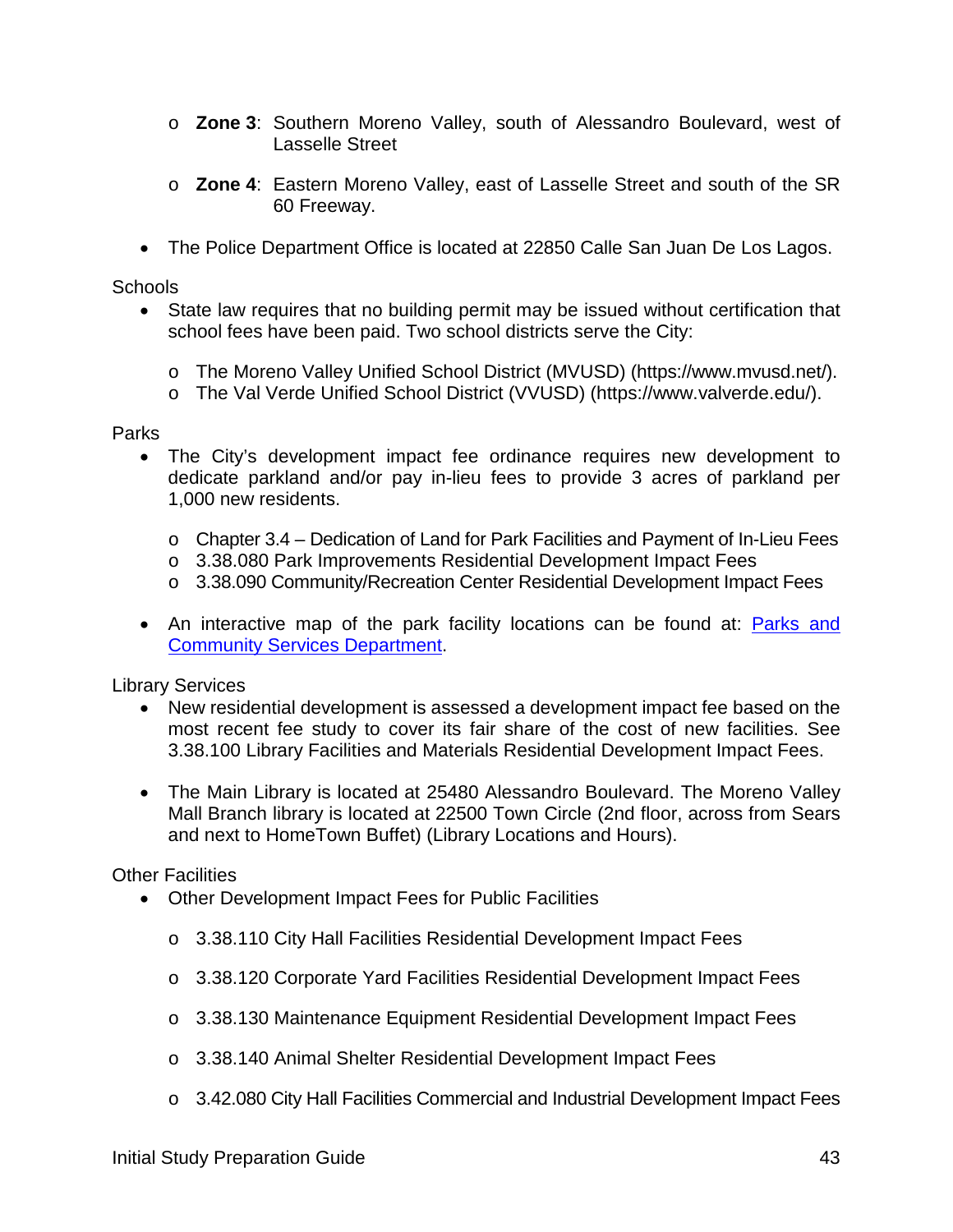- **Zone 3**: Southern Moreno Valley, south of Alessandro Boulevard, west of Lasselle Street
- **Zone 4**: Eastern Moreno Valley, east of Lasselle Street and south of the SR 60 Freeway.

- The Police Department Office is located at 22850 Calle San Juan De Los Lagos.

Schools

- State law requires that no building permit may be issued without certification that school fees have been paid. Two school districts serve the City:
  - The Moreno Valley Unified School District (MVUSD) (https://www.mvusd.net/).
  - The Val Verde Unified School District (VVUSD) (https://www.valverde.edu/).

Parks

- The City's development impact fee ordinance requires new development to dedicate parkland and/or pay in-lieu fees to provide 3 acres of parkland per 1,000 new residents.
  - Chapter 3.4 – Dedication of Land for Park Facilities and Payment of In-Lieu Fees
  - 3.38.080 Park Improvements Residential Development Impact Fees
  - 3.38.090 Community/Recreation Center Residential Development Impact Fees

- An interactive map of the park facility locations can be found at: [Parks and Community Services Department](#).

Library Services

- New residential development is assessed a development impact fee based on the most recent fee study to cover its fair share of the cost of new facilities. See 3.38.100 Library Facilities and Materials Residential Development Impact Fees.

- The Main Library is located at 25480 Alessandro Boulevard. The Moreno Valley Mall Branch library is located at 22500 Town Circle (2nd floor, across from Sears and next to HomeTown Buffet) (Library Locations and Hours).

Other Facilities

- Other Development Impact Fees for Public Facilities
  - 3.38.110 City Hall Facilities Residential Development Impact Fees
  - 3.38.120 Corporate Yard Facilities Residential Development Impact Fees
  - 3.38.130 Maintenance Equipment Residential Development Impact Fees
  - 3.38.140 Animal Shelter Residential Development Impact Fees
  - 3.42.080 City Hall Facilities Commercial and Industrial Development Impact Fees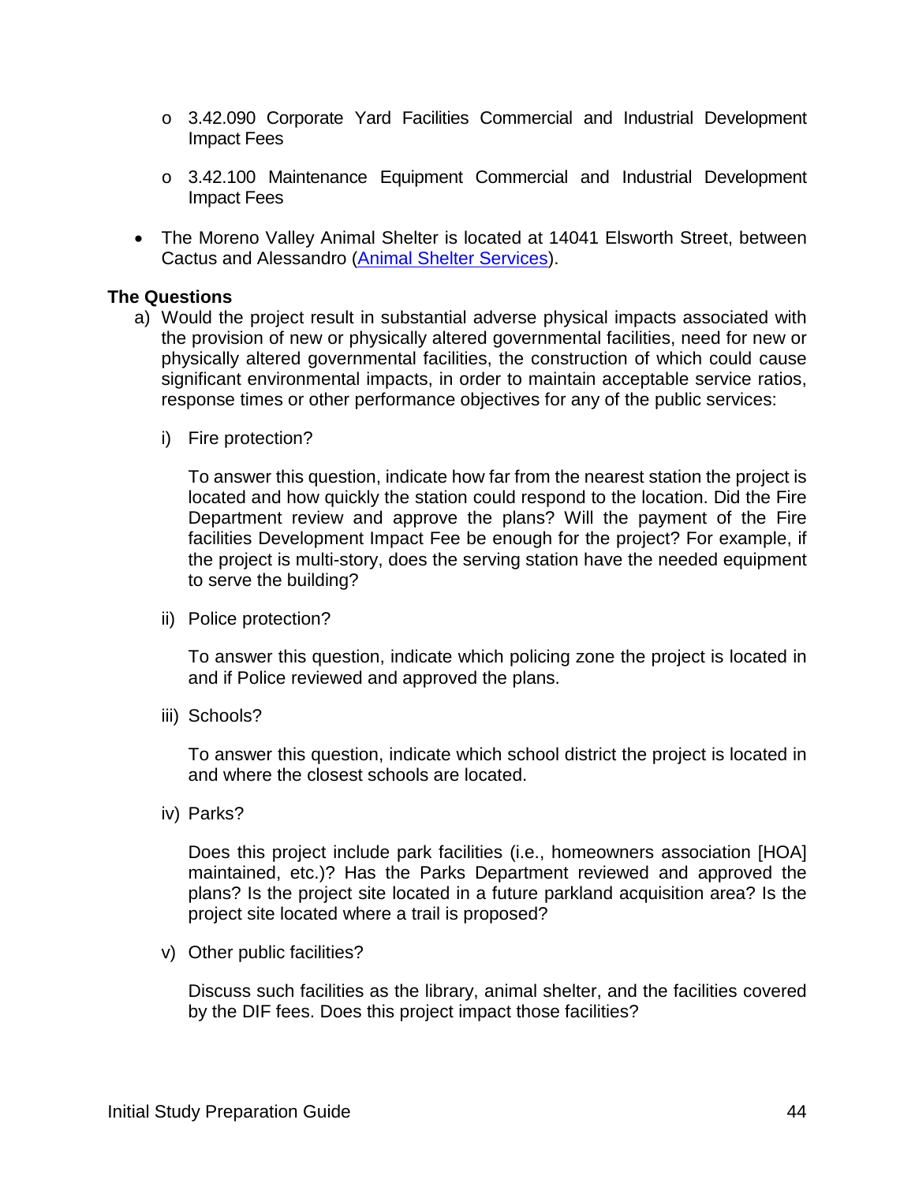- 3.42.090 Corporate Yard Facilities Commercial and Industrial Development Impact Fees
  - 3.42.100 Maintenance Equipment Commercial and Industrial Development Impact Fees
- The Moreno Valley Animal Shelter is located at 14041 Elsworth Street, between Cactus and Alessandro (Animal Shelter Services).

**The Questions**

a) Would the project result in substantial adverse physical impacts associated with the provision of new or physically altered governmental facilities, need for new or physically altered governmental facilities, the construction of which could cause significant environmental impacts, in order to maintain acceptable service ratios, response times or other performance objectives for any of the public services:

   i) Fire protection?

   To answer this question, indicate how far from the nearest station the project is located and how quickly the station could respond to the location. Did the Fire Department review and approve the plans? Will the payment of the Fire facilities Development Impact Fee be enough for the project? For example, if the project is multi-story, does the serving station have the needed equipment to serve the building?

   ii) Police protection?

   To answer this question, indicate which policing zone the project is located in and if Police reviewed and approved the plans.

   iii) Schools?

   To answer this question, indicate which school district the project is located in and where the closest schools are located.

   iv) Parks?

   Does this project include park facilities (i.e., homeowners association [HOA] maintained, etc.)? Has the Parks Department reviewed and approved the plans? Is the project site located in a future parkland acquisition area? Is the project site located where a trail is proposed?

   v) Other public facilities?

   Discuss such facilities as the library, animal shelter, and the facilities covered by the DIF fees. Does this project impact those facilities?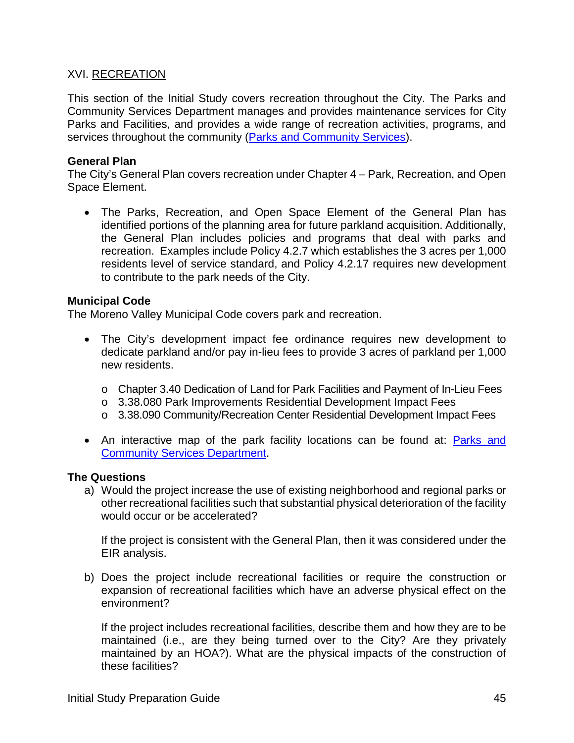## XVI. RECREATION

This section of the Initial Study covers recreation throughout the City. The Parks and Community Services Department manages and provides maintenance services for City Parks and Facilities, and provides a wide range of recreation activities, programs, and services throughout the community (Parks and Community Services).

**General Plan**
The City's General Plan covers recreation under Chapter 4 – Park, Recreation, and Open Space Element.

- The Parks, Recreation, and Open Space Element of the General Plan has identified portions of the planning area for future parkland acquisition. Additionally, the General Plan includes policies and programs that deal with parks and recreation. Examples include Policy 4.2.7 which establishes the 3 acres per 1,000 residents level of service standard, and Policy 4.2.17 requires new development to contribute to the park needs of the City.

**Municipal Code**
The Moreno Valley Municipal Code covers park and recreation.

- The City's development impact fee ordinance requires new development to dedicate parkland and/or pay in-lieu fees to provide 3 acres of parkland per 1,000 new residents.
    - Chapter 3.40 Dedication of Land for Park Facilities and Payment of In-Lieu Fees
    - 3.38.080 Park Improvements Residential Development Impact Fees
    - 3.38.090 Community/Recreation Center Residential Development Impact Fees
- An interactive map of the park facility locations can be found at: Parks and Community Services Department.

**The Questions**

a) Would the project increase the use of existing neighborhood and regional parks or other recreational facilities such that substantial physical deterioration of the facility would occur or be accelerated?

   If the project is consistent with the General Plan, then it was considered under the EIR analysis.

b) Does the project include recreational facilities or require the construction or expansion of recreational facilities which have an adverse physical effect on the environment?

   If the project includes recreational facilities, describe them and how they are to be maintained (i.e., are they being turned over to the City? Are they privately maintained by an HOA?). What are the physical impacts of the construction of these facilities?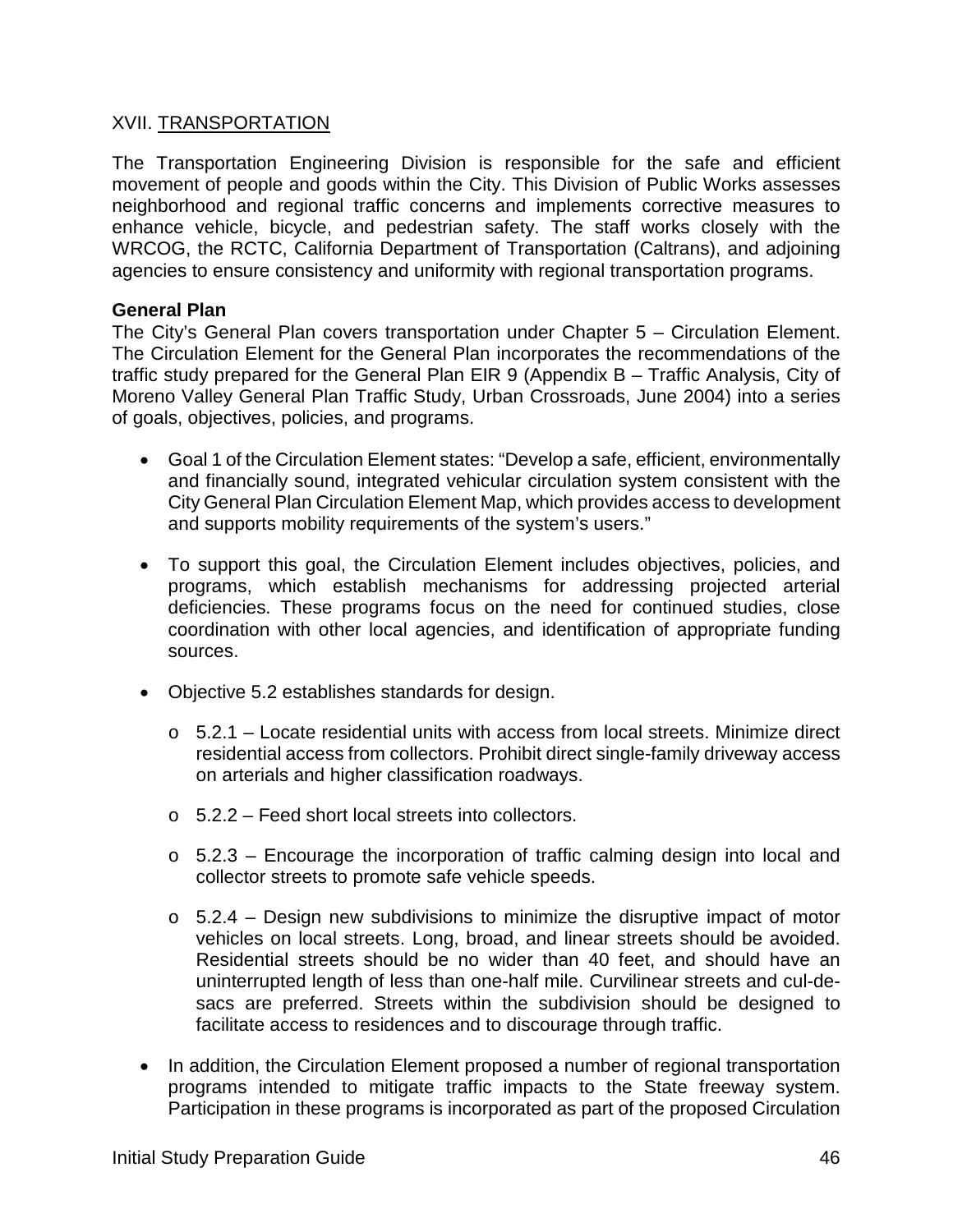XVII. TRANSPORTATION

The Transportation Engineering Division is responsible for the safe and efficient movement of people and goods within the City. This Division of Public Works assesses neighborhood and regional traffic concerns and implements corrective measures to enhance vehicle, bicycle, and pedestrian safety. The staff works closely with the WRCOG, the RCTC, California Department of Transportation (Caltrans), and adjoining agencies to ensure consistency and uniformity with regional transportation programs.

**General Plan**

The City's General Plan covers transportation under Chapter 5 – Circulation Element. The Circulation Element for the General Plan incorporates the recommendations of the traffic study prepared for the General Plan EIR 9 (Appendix B – Traffic Analysis, City of Moreno Valley General Plan Traffic Study, Urban Crossroads, June 2004) into a series of goals, objectives, policies, and programs.

- Goal 1 of the Circulation Element states: "Develop a safe, efficient, environmentally and financially sound, integrated vehicular circulation system consistent with the City General Plan Circulation Element Map, which provides access to development and supports mobility requirements of the system's users."
- To support this goal, the Circulation Element includes objectives, policies, and programs, which establish mechanisms for addressing projected arterial deficiencies. These programs focus on the need for continued studies, close coordination with other local agencies, and identification of appropriate funding sources.
- Objective 5.2 establishes standards for design.
  - 5.2.1 – Locate residential units with access from local streets. Minimize direct residential access from collectors. Prohibit direct single-family driveway access on arterials and higher classification roadways.
  - 5.2.2 – Feed short local streets into collectors.
  - 5.2.3 – Encourage the incorporation of traffic calming design into local and collector streets to promote safe vehicle speeds.
  - 5.2.4 – Design new subdivisions to minimize the disruptive impact of motor vehicles on local streets. Long, broad, and linear streets should be avoided. Residential streets should be no wider than 40 feet, and should have an uninterrupted length of less than one-half mile. Curvilinear streets and cul-de-sacs are preferred. Streets within the subdivision should be designed to facilitate access to residences and to discourage through traffic.
- In addition, the Circulation Element proposed a number of regional transportation programs intended to mitigate traffic impacts to the State freeway system. Participation in these programs is incorporated as part of the proposed Circulation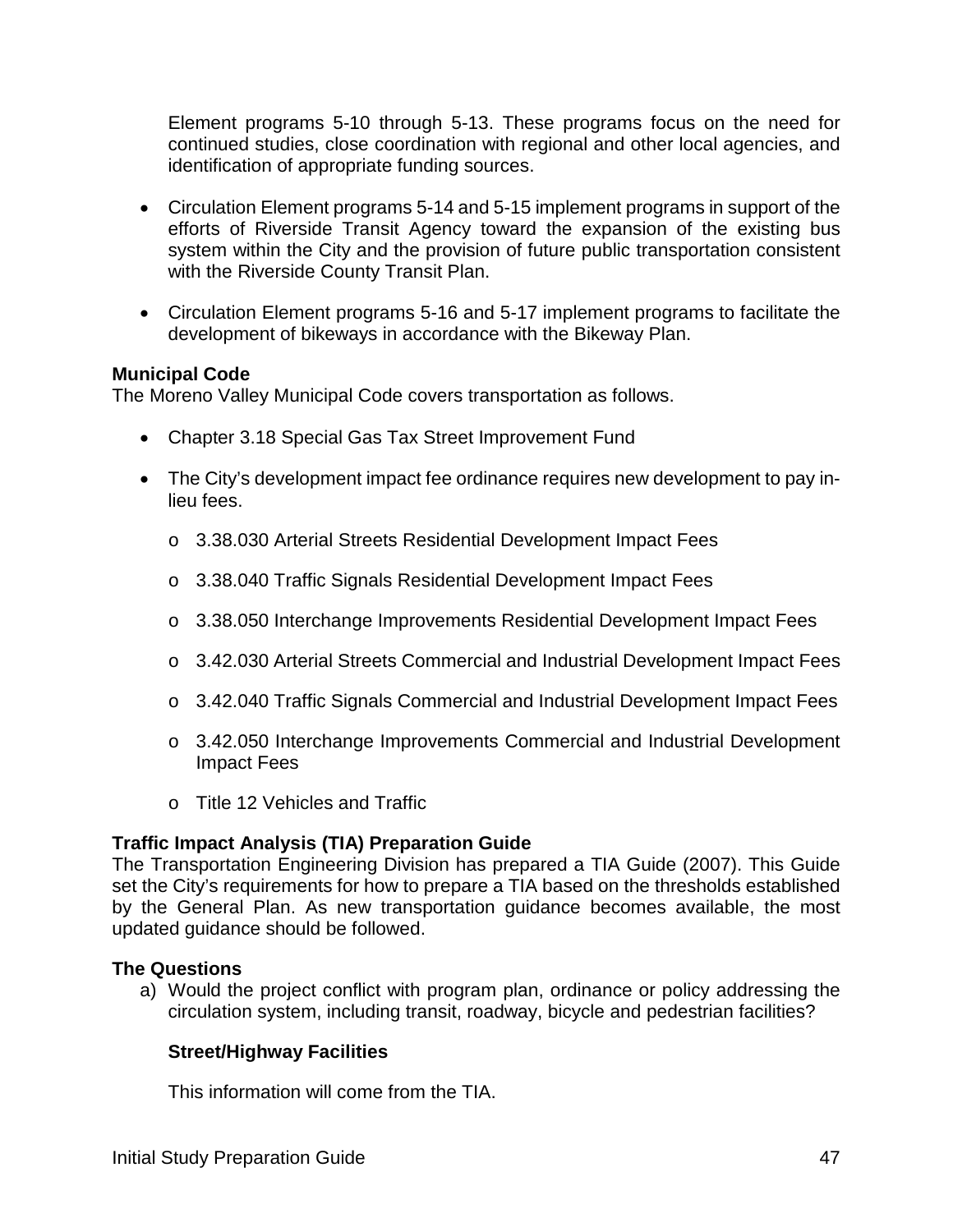Element programs 5-10 through 5-13. These programs focus on the need for continued studies, close coordination with regional and other local agencies, and identification of appropriate funding sources.

- Circulation Element programs 5-14 and 5-15 implement programs in support of the efforts of Riverside Transit Agency toward the expansion of the existing bus system within the City and the provision of future public transportation consistent with the Riverside County Transit Plan.
- Circulation Element programs 5-16 and 5-17 implement programs to facilitate the development of bikeways in accordance with the Bikeway Plan.

**Municipal Code**

The Moreno Valley Municipal Code covers transportation as follows.

- Chapter 3.18 Special Gas Tax Street Improvement Fund
- The City's development impact fee ordinance requires new development to pay in-lieu fees.
  - 3.38.030 Arterial Streets Residential Development Impact Fees
  - 3.38.040 Traffic Signals Residential Development Impact Fees
  - 3.38.050 Interchange Improvements Residential Development Impact Fees
  - 3.42.030 Arterial Streets Commercial and Industrial Development Impact Fees
  - 3.42.040 Traffic Signals Commercial and Industrial Development Impact Fees
  - 3.42.050 Interchange Improvements Commercial and Industrial Development Impact Fees
  - Title 12 Vehicles and Traffic

**Traffic Impact Analysis (TIA) Preparation Guide**

The Transportation Engineering Division has prepared a TIA Guide (2007). This Guide set the City's requirements for how to prepare a TIA based on the thresholds established by the General Plan. As new transportation guidance becomes available, the most updated guidance should be followed.

**The Questions**

a) Would the project conflict with program plan, ordinance or policy addressing the circulation system, including transit, roadway, bicycle and pedestrian facilities?

   **Street/Highway Facilities**

   This information will come from the TIA.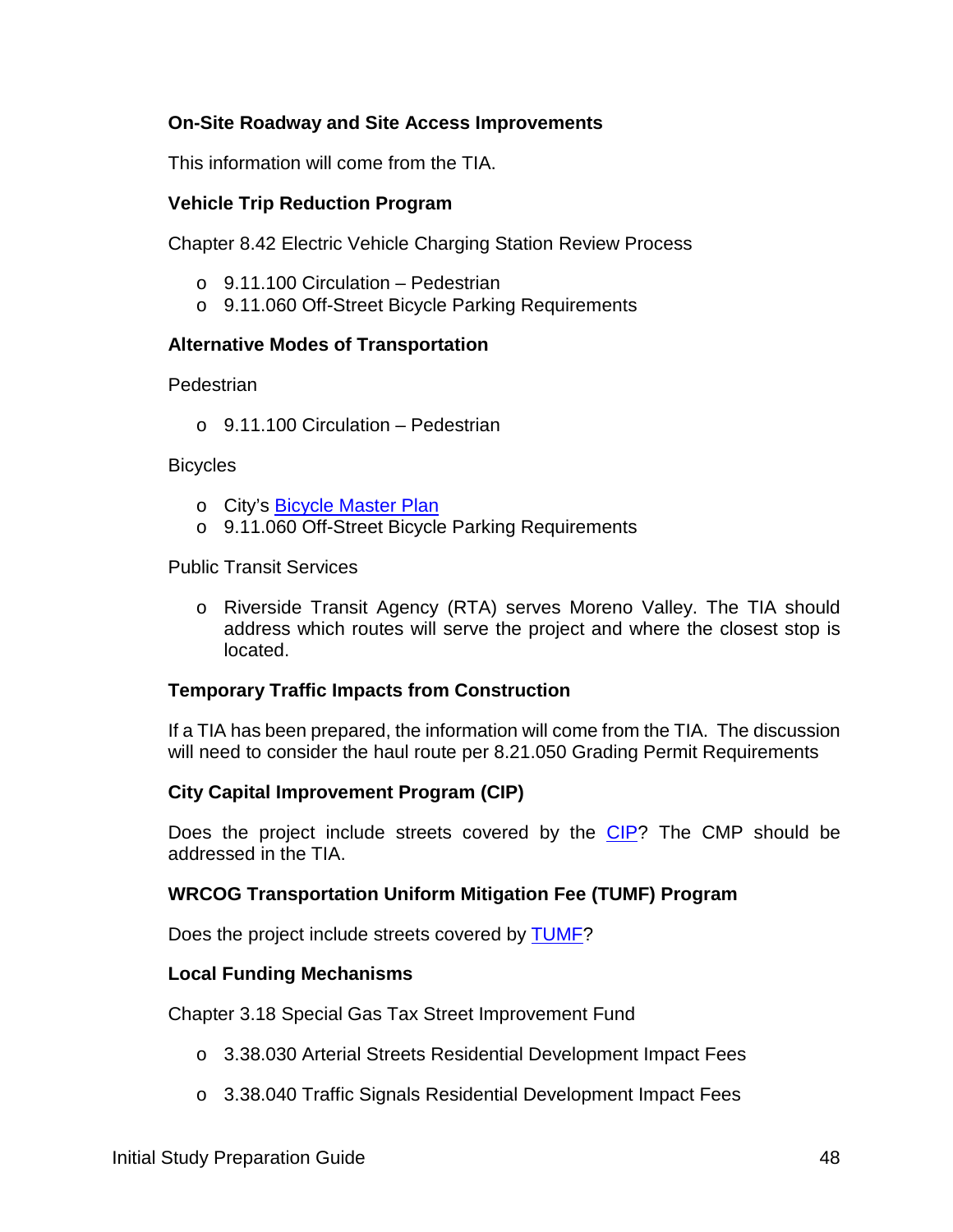**On-Site Roadway and Site Access Improvements**

This information will come from the TIA.

**Vehicle Trip Reduction Program**

Chapter 8.42 Electric Vehicle Charging Station Review Process

- 9.11.100 Circulation – Pedestrian
- 9.11.060 Off-Street Bicycle Parking Requirements

**Alternative Modes of Transportation**

Pedestrian

- 9.11.100 Circulation – Pedestrian

Bicycles

- City's Bicycle Master Plan
- 9.11.060 Off-Street Bicycle Parking Requirements

Public Transit Services

- Riverside Transit Agency (RTA) serves Moreno Valley. The TIA should address which routes will serve the project and where the closest stop is located.

**Temporary Traffic Impacts from Construction**

If a TIA has been prepared, the information will come from the TIA. The discussion will need to consider the haul route per 8.21.050 Grading Permit Requirements

**City Capital Improvement Program (CIP)**

Does the project include streets covered by the CIP? The CMP should be addressed in the TIA.

**WRCOG Transportation Uniform Mitigation Fee (TUMF) Program**

Does the project include streets covered by TUMF?

**Local Funding Mechanisms**

Chapter 3.18 Special Gas Tax Street Improvement Fund

- 3.38.030 Arterial Streets Residential Development Impact Fees
- 3.38.040 Traffic Signals Residential Development Impact Fees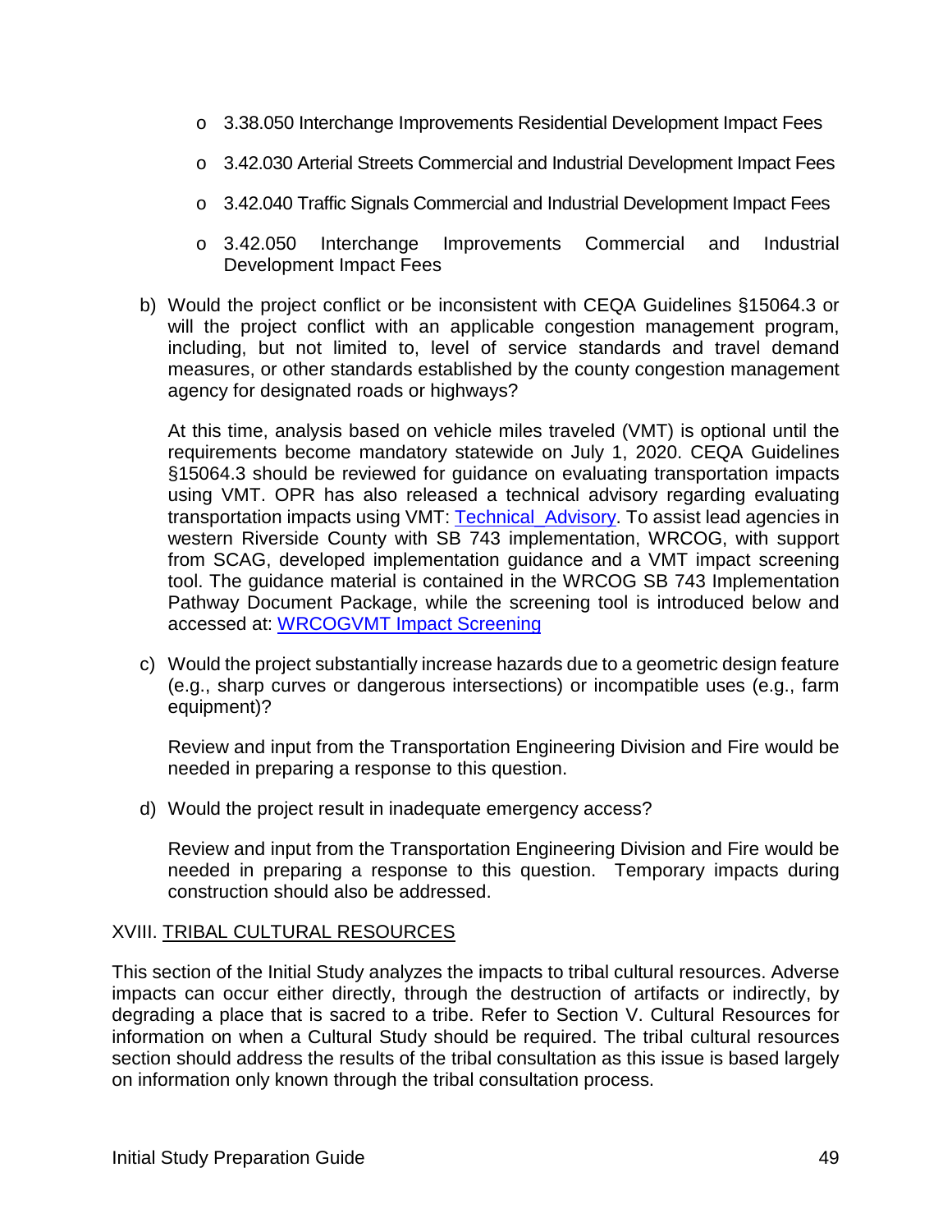- 3.38.050 Interchange Improvements Residential Development Impact Fees
- 3.42.030 Arterial Streets Commercial and Industrial Development Impact Fees
- 3.42.040 Traffic Signals Commercial and Industrial Development Impact Fees
- 3.42.050 Interchange Improvements Commercial and Industrial Development Impact Fees

b) Would the project conflict or be inconsistent with CEQA Guidelines §15064.3 or will the project conflict with an applicable congestion management program, including, but not limited to, level of service standards and travel demand measures, or other standards established by the county congestion management agency for designated roads or highways?

At this time, analysis based on vehicle miles traveled (VMT) is optional until the requirements become mandatory statewide on July 1, 2020. CEQA Guidelines §15064.3 should be reviewed for guidance on evaluating transportation impacts using VMT. OPR has also released a technical advisory regarding evaluating transportation impacts using VMT: Technical Advisory. To assist lead agencies in western Riverside County with SB 743 implementation, WRCOG, with support from SCAG, developed implementation guidance and a VMT impact screening tool. The guidance material is contained in the WRCOG SB 743 Implementation Pathway Document Package, while the screening tool is introduced below and accessed at: WRCOGVMT Impact Screening

c) Would the project substantially increase hazards due to a geometric design feature (e.g., sharp curves or dangerous intersections) or incompatible uses (e.g., farm equipment)?

Review and input from the Transportation Engineering Division and Fire would be needed in preparing a response to this question.

d) Would the project result in inadequate emergency access?

Review and input from the Transportation Engineering Division and Fire would be needed in preparing a response to this question. Temporary impacts during construction should also be addressed.

## XVIII. TRIBAL CULTURAL RESOURCES

This section of the Initial Study analyzes the impacts to tribal cultural resources. Adverse impacts can occur either directly, through the destruction of artifacts or indirectly, by degrading a place that is sacred to a tribe. Refer to Section V. Cultural Resources for information on when a Cultural Study should be required. The tribal cultural resources section should address the results of the tribal consultation as this issue is based largely on information only known through the tribal consultation process.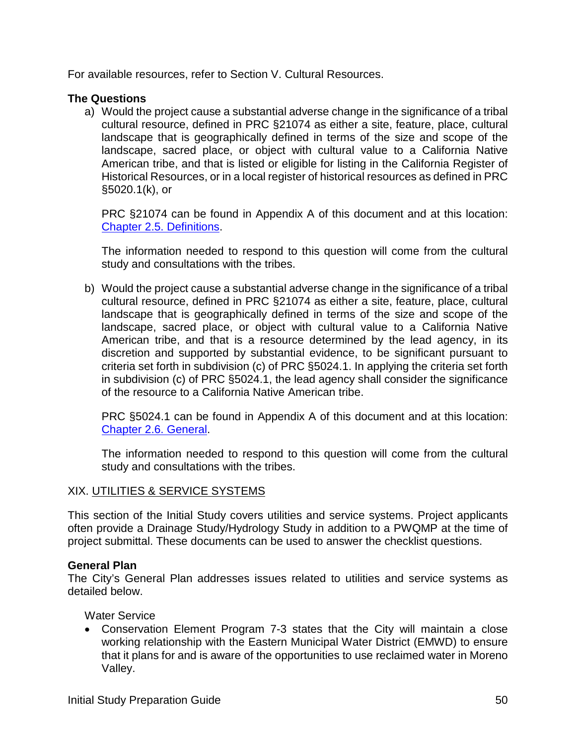For available resources, refer to Section V. Cultural Resources.

**The Questions**

a) Would the project cause a substantial adverse change in the significance of a tribal cultural resource, defined in PRC §21074 as either a site, feature, place, cultural landscape that is geographically defined in terms of the size and scope of the landscape, sacred place, or object with cultural value to a California Native American tribe, and that is listed or eligible for listing in the California Register of Historical Resources, or in a local register of historical resources as defined in PRC §5020.1(k), or

   PRC §21074 can be found in Appendix A of this document and at this location: [Chapter 2.5. Definitions](#).

   The information needed to respond to this question will come from the cultural study and consultations with the tribes.

b) Would the project cause a substantial adverse change in the significance of a tribal cultural resource, defined in PRC §21074 as either a site, feature, place, cultural landscape that is geographically defined in terms of the size and scope of the landscape, sacred place, or object with cultural value to a California Native American tribe, and that is a resource determined by the lead agency, in its discretion and supported by substantial evidence, to be significant pursuant to criteria set forth in subdivision (c) of PRC §5024.1. In applying the criteria set forth in subdivision (c) of PRC §5024.1, the lead agency shall consider the significance of the resource to a California Native American tribe.

   PRC §5024.1 can be found in Appendix A of this document and at this location: [Chapter 2.6. General](#).

   The information needed to respond to this question will come from the cultural study and consultations with the tribes.

## XIX. UTILITIES & SERVICE SYSTEMS

This section of the Initial Study covers utilities and service systems. Project applicants often provide a Drainage Study/Hydrology Study in addition to a PWQMP at the time of project submittal. These documents can be used to answer the checklist questions.

**General Plan**
The City's General Plan addresses issues related to utilities and service systems as detailed below.

Water Service

- Conservation Element Program 7-3 states that the City will maintain a close working relationship with the Eastern Municipal Water District (EMWD) to ensure that it plans for and is aware of the opportunities to use reclaimed water in Moreno Valley.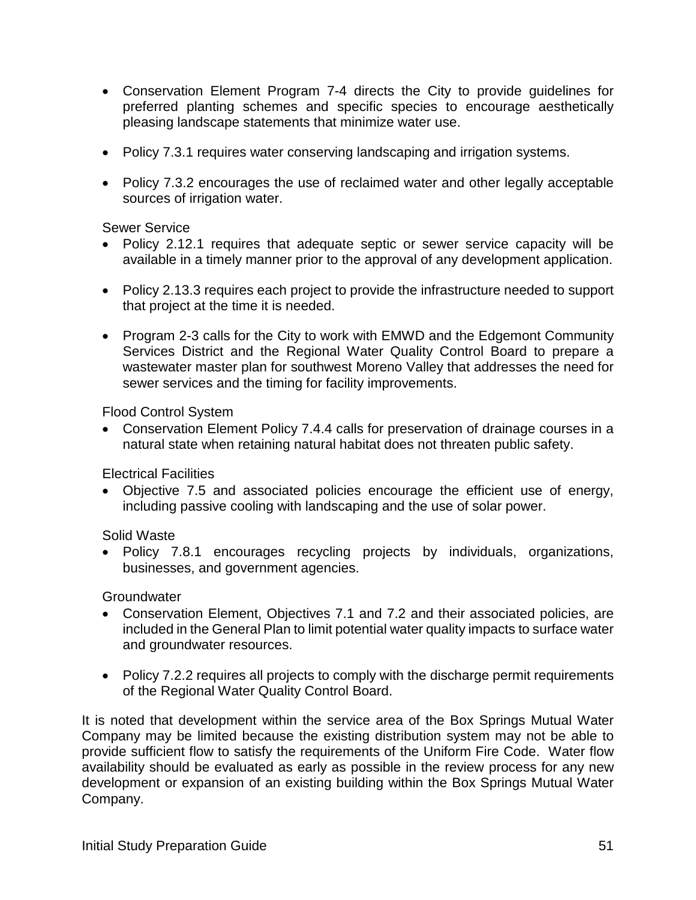- Conservation Element Program 7-4 directs the City to provide guidelines for preferred planting schemes and specific species to encourage aesthetically pleasing landscape statements that minimize water use.

- Policy 7.3.1 requires water conserving landscaping and irrigation systems.

- Policy 7.3.2 encourages the use of reclaimed water and other legally acceptable sources of irrigation water.

Sewer Service

- Policy 2.12.1 requires that adequate septic or sewer service capacity will be available in a timely manner prior to the approval of any development application.

- Policy 2.13.3 requires each project to provide the infrastructure needed to support that project at the time it is needed.

- Program 2-3 calls for the City to work with EMWD and the Edgemont Community Services District and the Regional Water Quality Control Board to prepare a wastewater master plan for southwest Moreno Valley that addresses the need for sewer services and the timing for facility improvements.

Flood Control System

- Conservation Element Policy 7.4.4 calls for preservation of drainage courses in a natural state when retaining natural habitat does not threaten public safety.

Electrical Facilities

- Objective 7.5 and associated policies encourage the efficient use of energy, including passive cooling with landscaping and the use of solar power.

Solid Waste

- Policy 7.8.1 encourages recycling projects by individuals, organizations, businesses, and government agencies.

Groundwater

- Conservation Element, Objectives 7.1 and 7.2 and their associated policies, are included in the General Plan to limit potential water quality impacts to surface water and groundwater resources.

- Policy 7.2.2 requires all projects to comply with the discharge permit requirements of the Regional Water Quality Control Board.

It is noted that development within the service area of the Box Springs Mutual Water Company may be limited because the existing distribution system may not be able to provide sufficient flow to satisfy the requirements of the Uniform Fire Code. Water flow availability should be evaluated as early as possible in the review process for any new development or expansion of an existing building within the Box Springs Mutual Water Company.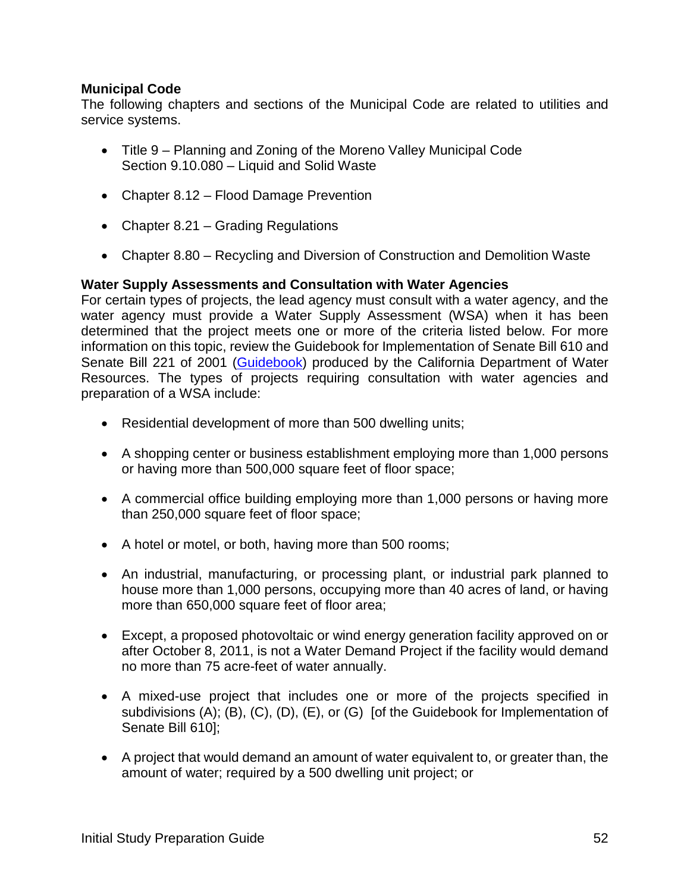**Municipal Code**

The following chapters and sections of the Municipal Code are related to utilities and service systems.

- Title 9 – Planning and Zoning of the Moreno Valley Municipal Code
  Section 9.10.080 – Liquid and Solid Waste
- Chapter 8.12 – Flood Damage Prevention
- Chapter 8.21 – Grading Regulations
- Chapter 8.80 – Recycling and Diversion of Construction and Demolition Waste

**Water Supply Assessments and Consultation with Water Agencies**

For certain types of projects, the lead agency must consult with a water agency, and the water agency must provide a Water Supply Assessment (WSA) when it has been determined that the project meets one or more of the criteria listed below. For more information on this topic, review the Guidebook for Implementation of Senate Bill 610 and Senate Bill 221 of 2001 (Guidebook) produced by the California Department of Water Resources. The types of projects requiring consultation with water agencies and preparation of a WSA include:

- Residential development of more than 500 dwelling units;
- A shopping center or business establishment employing more than 1,000 persons or having more than 500,000 square feet of floor space;
- A commercial office building employing more than 1,000 persons or having more than 250,000 square feet of floor space;
- A hotel or motel, or both, having more than 500 rooms;
- An industrial, manufacturing, or processing plant, or industrial park planned to house more than 1,000 persons, occupying more than 40 acres of land, or having more than 650,000 square feet of floor area;
- Except, a proposed photovoltaic or wind energy generation facility approved on or after October 8, 2011, is not a Water Demand Project if the facility would demand no more than 75 acre-feet of water annually.
- A mixed-use project that includes one or more of the projects specified in subdivisions (A); (B), (C), (D), (E), or (G) [of the Guidebook for Implementation of Senate Bill 610];
- A project that would demand an amount of water equivalent to, or greater than, the amount of water; required by a 500 dwelling unit project; or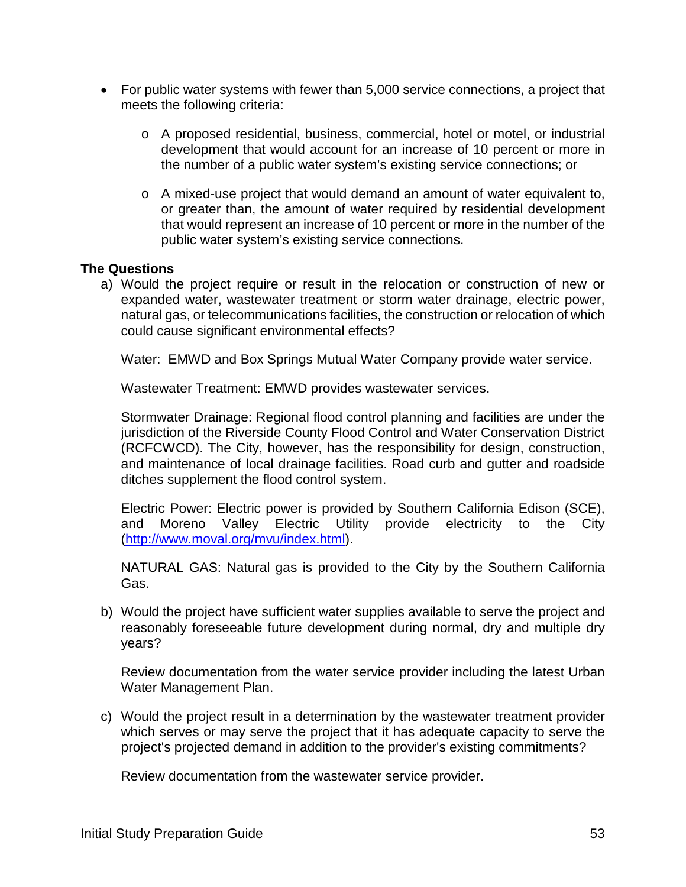- For public water systems with fewer than 5,000 service connections, a project that meets the following criteria:
  - A proposed residential, business, commercial, hotel or motel, or industrial development that would account for an increase of 10 percent or more in the number of a public water system's existing service connections; or
  - A mixed-use project that would demand an amount of water equivalent to, or greater than, the amount of water required by residential development that would represent an increase of 10 percent or more in the number of the public water system's existing service connections.

**The Questions**

a) Would the project require or result in the relocation or construction of new or expanded water, wastewater treatment or storm water drainage, electric power, natural gas, or telecommunications facilities, the construction or relocation of which could cause significant environmental effects?

   Water: EMWD and Box Springs Mutual Water Company provide water service.

   Wastewater Treatment: EMWD provides wastewater services.

   Stormwater Drainage: Regional flood control planning and facilities are under the jurisdiction of the Riverside County Flood Control and Water Conservation District (RCFCWCD). The City, however, has the responsibility for design, construction, and maintenance of local drainage facilities. Road curb and gutter and roadside ditches supplement the flood control system.

   Electric Power: Electric power is provided by Southern California Edison (SCE), and Moreno Valley Electric Utility provide electricity to the City (http://www.moval.org/mvu/index.html).

   NATURAL GAS: Natural gas is provided to the City by the Southern California Gas.

b) Would the project have sufficient water supplies available to serve the project and reasonably foreseeable future development during normal, dry and multiple dry years?

   Review documentation from the water service provider including the latest Urban Water Management Plan.

c) Would the project result in a determination by the wastewater treatment provider which serves or may serve the project that it has adequate capacity to serve the project's projected demand in addition to the provider's existing commitments?

   Review documentation from the wastewater service provider.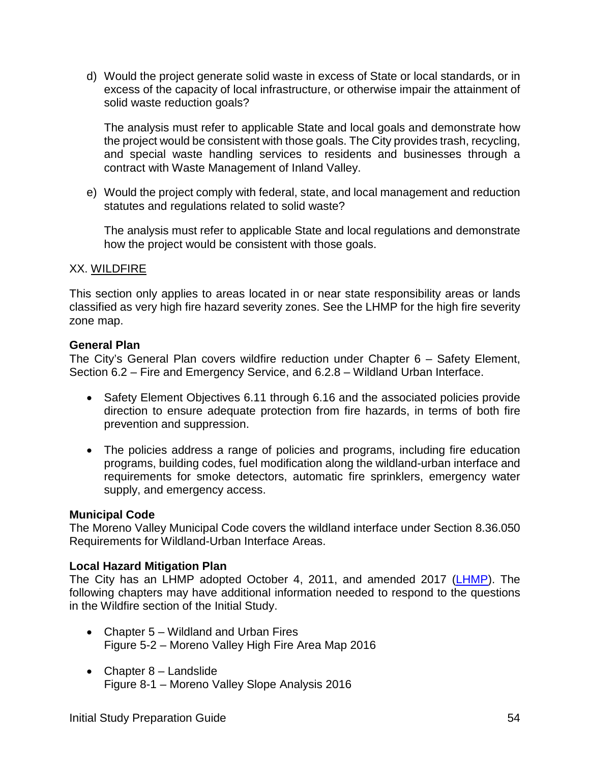d) Would the project generate solid waste in excess of State or local standards, or in excess of the capacity of local infrastructure, or otherwise impair the attainment of solid waste reduction goals?

   The analysis must refer to applicable State and local goals and demonstrate how the project would be consistent with those goals. The City provides trash, recycling, and special waste handling services to residents and businesses through a contract with Waste Management of Inland Valley.

e) Would the project comply with federal, state, and local management and reduction statutes and regulations related to solid waste?

   The analysis must refer to applicable State and local regulations and demonstrate how the project would be consistent with those goals.

XX. WILDFIRE

This section only applies to areas located in or near state responsibility areas or lands classified as very high fire hazard severity zones. See the LHMP for the high fire severity zone map.

**General Plan**
The City's General Plan covers wildfire reduction under Chapter 6 – Safety Element, Section 6.2 – Fire and Emergency Service, and 6.2.8 – Wildland Urban Interface.

- Safety Element Objectives 6.11 through 6.16 and the associated policies provide direction to ensure adequate protection from fire hazards, in terms of both fire prevention and suppression.

- The policies address a range of policies and programs, including fire education programs, building codes, fuel modification along the wildland-urban interface and requirements for smoke detectors, automatic fire sprinklers, emergency water supply, and emergency access.

**Municipal Code**
The Moreno Valley Municipal Code covers the wildland interface under Section 8.36.050 Requirements for Wildland-Urban Interface Areas.

**Local Hazard Mitigation Plan**
The City has an LHMP adopted October 4, 2011, and amended 2017 (LHMP). The following chapters may have additional information needed to respond to the questions in the Wildfire section of the Initial Study.

- Chapter 5 – Wildland and Urban Fires
  Figure 5-2 – Moreno Valley High Fire Area Map 2016

- Chapter 8 – Landslide
  Figure 8-1 – Moreno Valley Slope Analysis 2016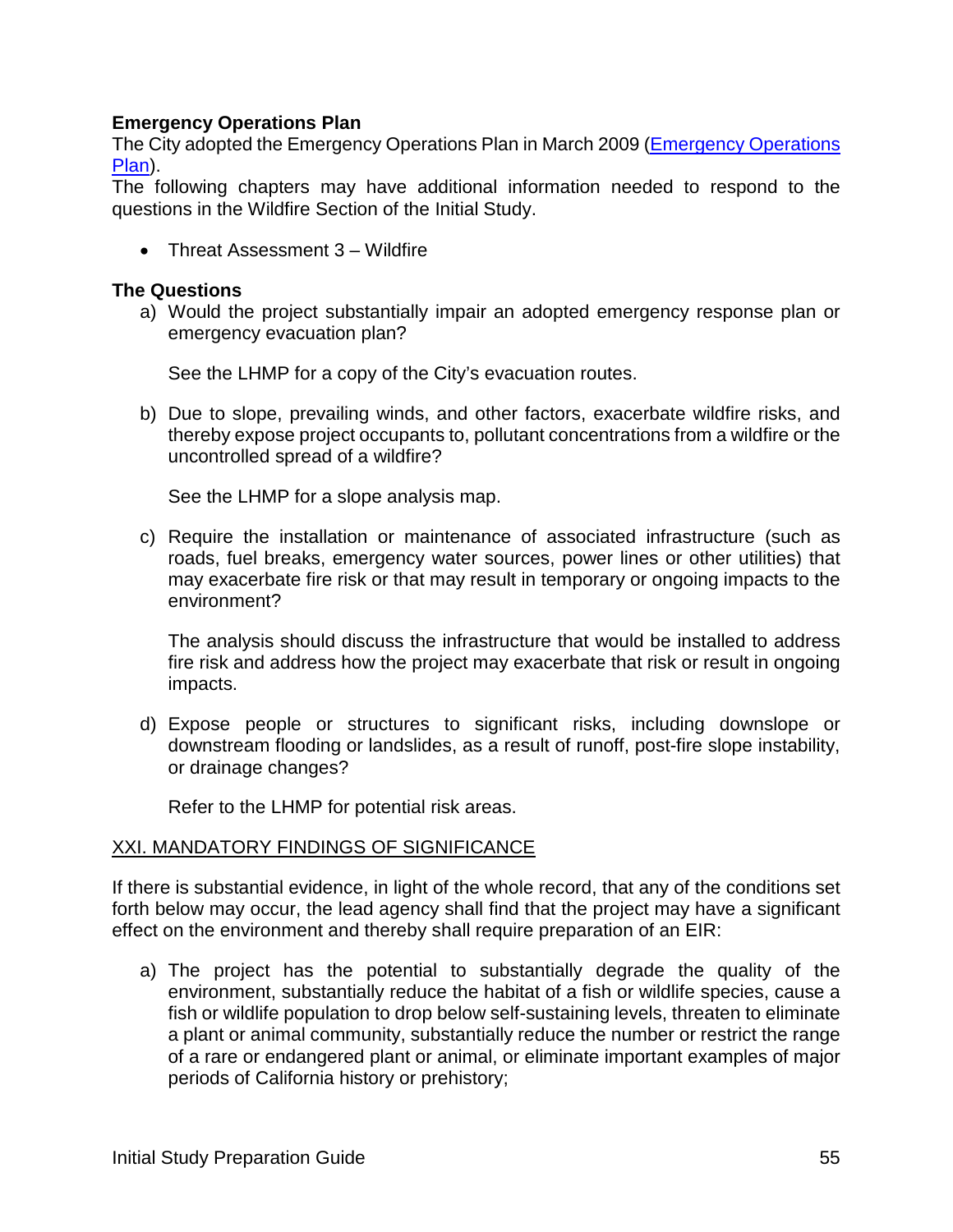**Emergency Operations Plan**

The City adopted the Emergency Operations Plan in March 2009 ([Emergency Operations Plan]()).

The following chapters may have additional information needed to respond to the questions in the Wildfire Section of the Initial Study.

- Threat Assessment 3 – Wildfire

**The Questions**

a) Would the project substantially impair an adopted emergency response plan or emergency evacuation plan?

   See the LHMP for a copy of the City's evacuation routes.

b) Due to slope, prevailing winds, and other factors, exacerbate wildfire risks, and thereby expose project occupants to, pollutant concentrations from a wildfire or the uncontrolled spread of a wildfire?

   See the LHMP for a slope analysis map.

c) Require the installation or maintenance of associated infrastructure (such as roads, fuel breaks, emergency water sources, power lines or other utilities) that may exacerbate fire risk or that may result in temporary or ongoing impacts to the environment?

   The analysis should discuss the infrastructure that would be installed to address fire risk and address how the project may exacerbate that risk or result in ongoing impacts.

d) Expose people or structures to significant risks, including downslope or downstream flooding or landslides, as a result of runoff, post-fire slope instability, or drainage changes?

   Refer to the LHMP for potential risk areas.

<u>XXI. MANDATORY FINDINGS OF SIGNIFICANCE</u>

If there is substantial evidence, in light of the whole record, that any of the conditions set forth below may occur, the lead agency shall find that the project may have a significant effect on the environment and thereby shall require preparation of an EIR:

a) The project has the potential to substantially degrade the quality of the environment, substantially reduce the habitat of a fish or wildlife species, cause a fish or wildlife population to drop below self-sustaining levels, threaten to eliminate a plant or animal community, substantially reduce the number or restrict the range of a rare or endangered plant or animal, or eliminate important examples of major periods of California history or prehistory;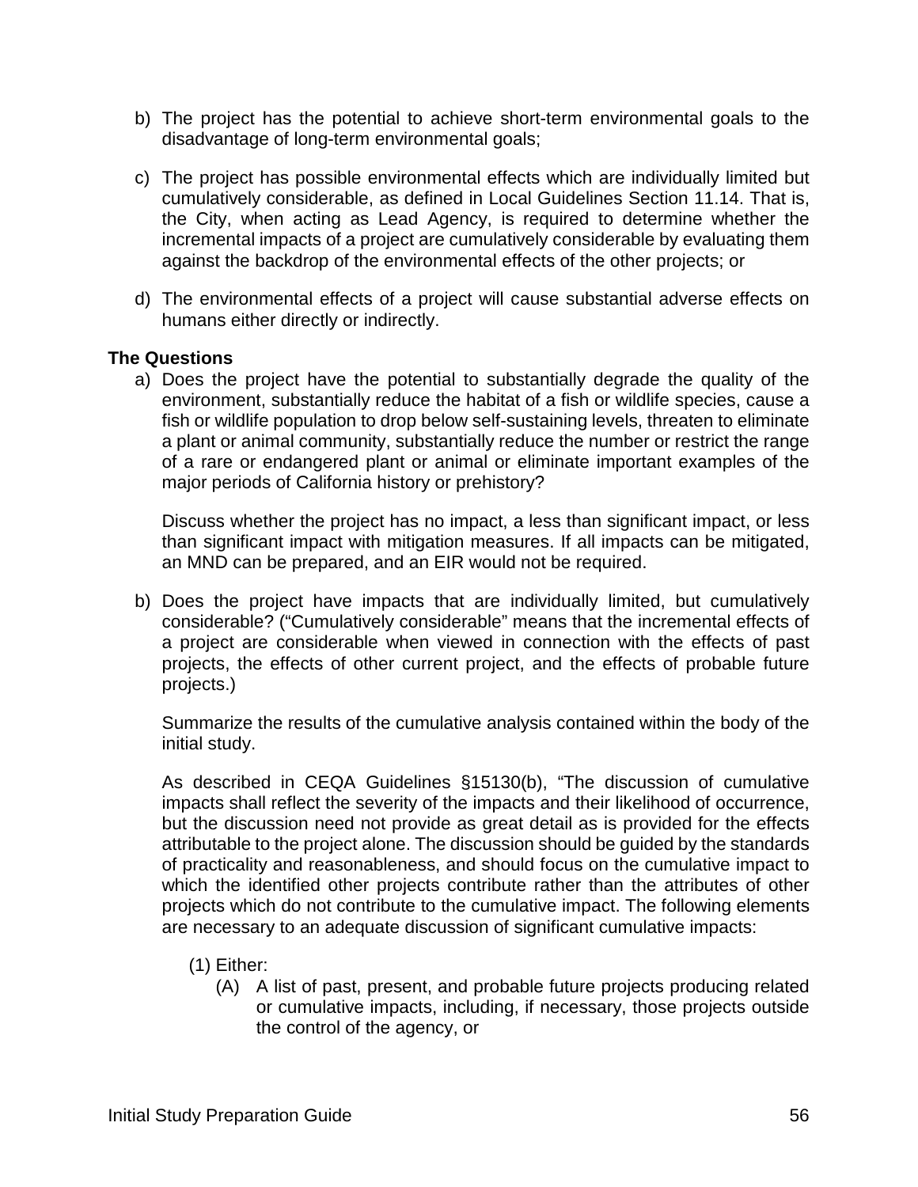b) The project has the potential to achieve short-term environmental goals to the disadvantage of long-term environmental goals;

c) The project has possible environmental effects which are individually limited but cumulatively considerable, as defined in Local Guidelines Section 11.14. That is, the City, when acting as Lead Agency, is required to determine whether the incremental impacts of a project are cumulatively considerable by evaluating them against the backdrop of the environmental effects of the other projects; or

d) The environmental effects of a project will cause substantial adverse effects on humans either directly or indirectly.

**The Questions**

a) Does the project have the potential to substantially degrade the quality of the environment, substantially reduce the habitat of a fish or wildlife species, cause a fish or wildlife population to drop below self-sustaining levels, threaten to eliminate a plant or animal community, substantially reduce the number or restrict the range of a rare or endangered plant or animal or eliminate important examples of the major periods of California history or prehistory?

   Discuss whether the project has no impact, a less than significant impact, or less than significant impact with mitigation measures. If all impacts can be mitigated, an MND can be prepared, and an EIR would not be required.

b) Does the project have impacts that are individually limited, but cumulatively considerable? ("Cumulatively considerable" means that the incremental effects of a project are considerable when viewed in connection with the effects of past projects, the effects of other current project, and the effects of probable future projects.)

   Summarize the results of the cumulative analysis contained within the body of the initial study.

   As described in CEQA Guidelines §15130(b), "The discussion of cumulative impacts shall reflect the severity of the impacts and their likelihood of occurrence, but the discussion need not provide as great detail as is provided for the effects attributable to the project alone. The discussion should be guided by the standards of practicality and reasonableness, and should focus on the cumulative impact to which the identified other projects contribute rather than the attributes of other projects which do not contribute to the cumulative impact. The following elements are necessary to an adequate discussion of significant cumulative impacts:

   (1) Either:

      (A) A list of past, present, and probable future projects producing related or cumulative impacts, including, if necessary, those projects outside the control of the agency, or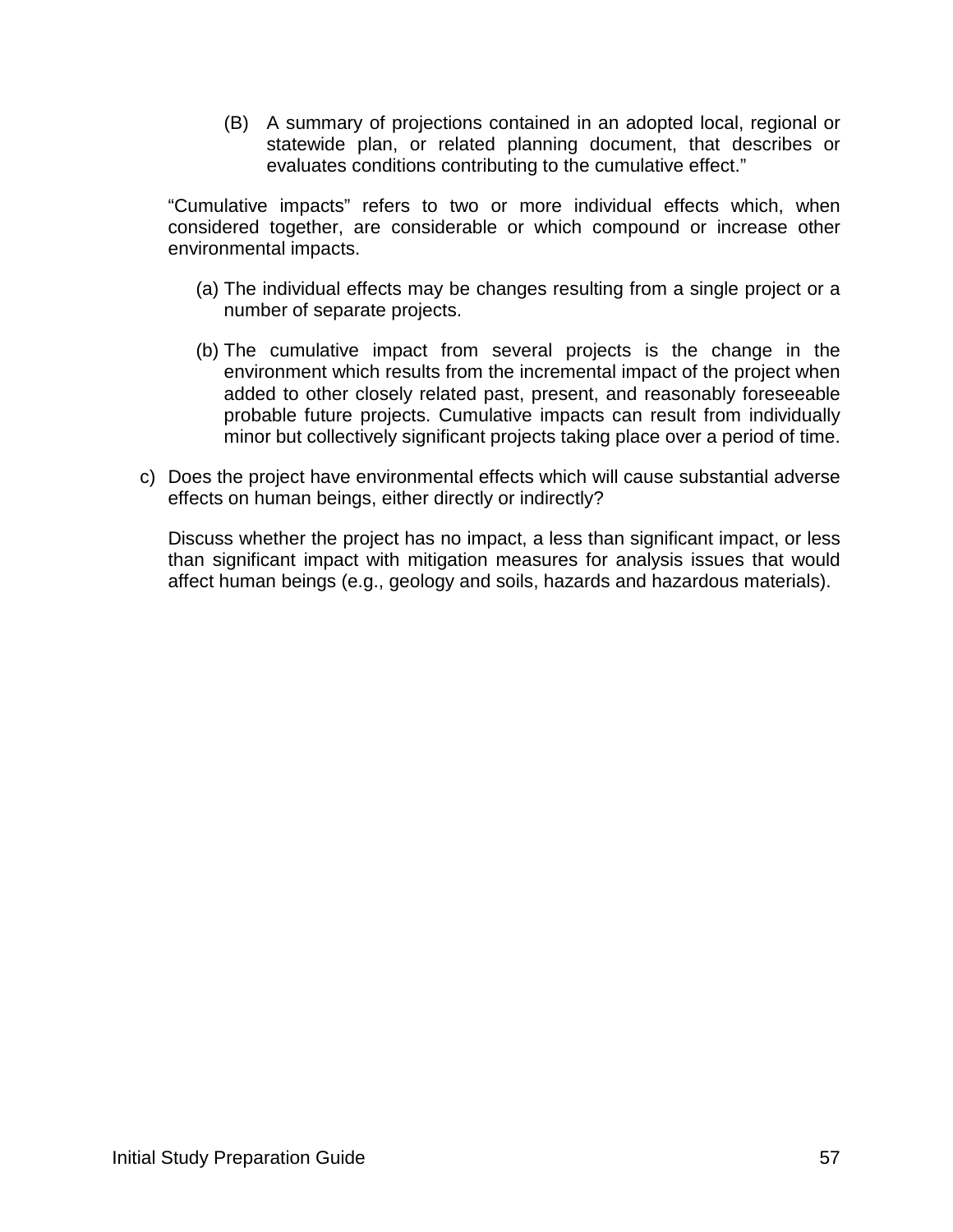(B) A summary of projections contained in an adopted local, regional or statewide plan, or related planning document, that describes or evaluates conditions contributing to the cumulative effect."

"Cumulative impacts" refers to two or more individual effects which, when considered together, are considerable or which compound or increase other environmental impacts.

(a) The individual effects may be changes resulting from a single project or a number of separate projects.

(b) The cumulative impact from several projects is the change in the environment which results from the incremental impact of the project when added to other closely related past, present, and reasonably foreseeable probable future projects. Cumulative impacts can result from individually minor but collectively significant projects taking place over a period of time.

c) Does the project have environmental effects which will cause substantial adverse effects on human beings, either directly or indirectly?

Discuss whether the project has no impact, a less than significant impact, or less than significant impact with mitigation measures for analysis issues that would affect human beings (e.g., geology and soils, hazards and hazardous materials).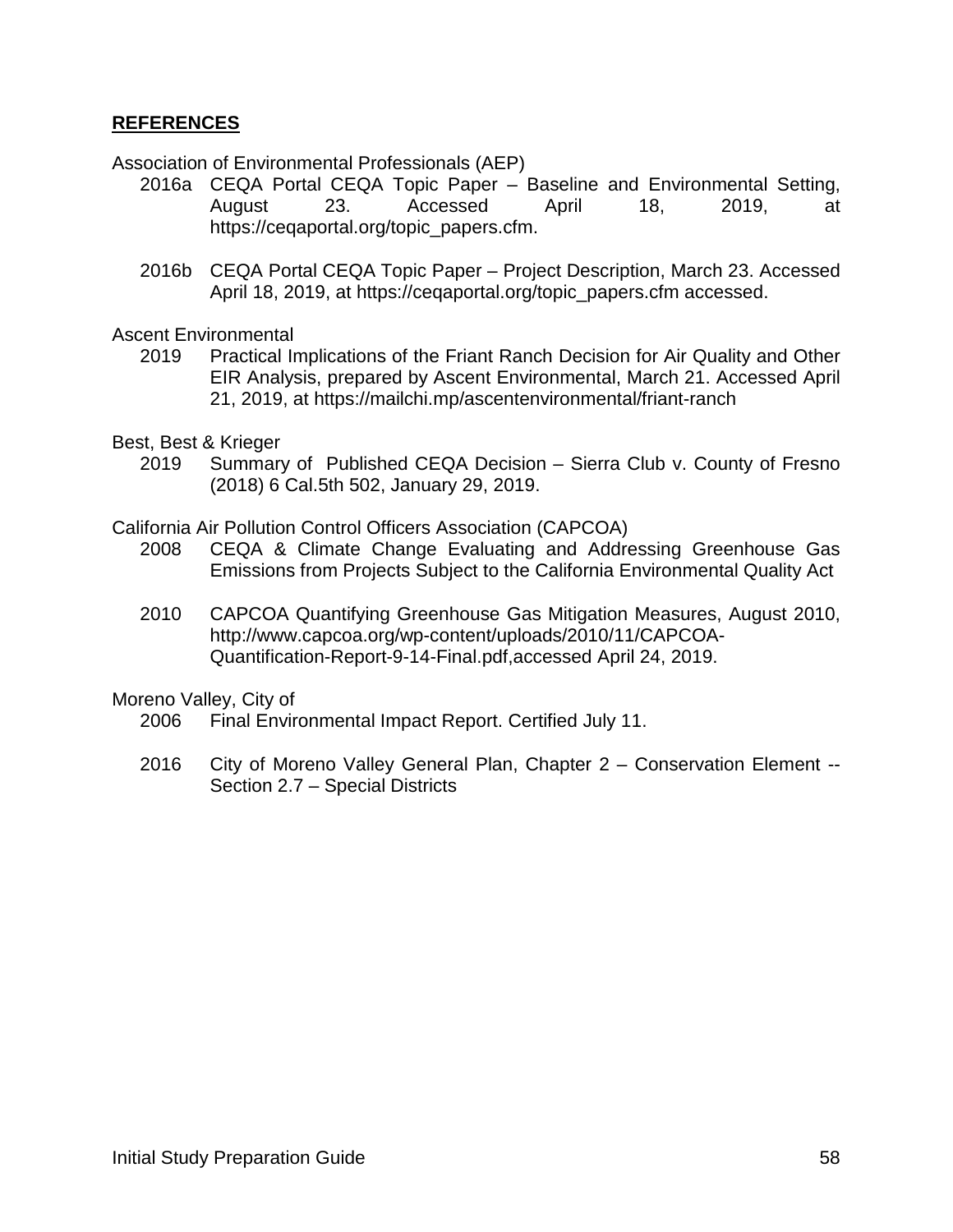**REFERENCES**

Association of Environmental Professionals (AEP)

2016a CEQA Portal CEQA Topic Paper – Baseline and Environmental Setting, August 23. Accessed April 18, 2019, at https://ceqaportal.org/topic_papers.cfm.

2016b CEQA Portal CEQA Topic Paper – Project Description, March 23. Accessed April 18, 2019, at https://ceqaportal.org/topic_papers.cfm accessed.

Ascent Environmental

2019 Practical Implications of the Friant Ranch Decision for Air Quality and Other EIR Analysis, prepared by Ascent Environmental, March 21. Accessed April 21, 2019, at https://mailchi.mp/ascentenvironmental/friant-ranch

Best, Best & Krieger

2019 Summary of Published CEQA Decision – Sierra Club v. County of Fresno (2018) 6 Cal.5th 502, January 29, 2019.

California Air Pollution Control Officers Association (CAPCOA)

2008 CEQA & Climate Change Evaluating and Addressing Greenhouse Gas Emissions from Projects Subject to the California Environmental Quality Act

2010 CAPCOA Quantifying Greenhouse Gas Mitigation Measures, August 2010, http://www.capcoa.org/wp-content/uploads/2010/11/CAPCOA-Quantification-Report-9-14-Final.pdf,accessed April 24, 2019.

Moreno Valley, City of

2006 Final Environmental Impact Report. Certified July 11.

2016 City of Moreno Valley General Plan, Chapter 2 – Conservation Element -- Section 2.7 – Special Districts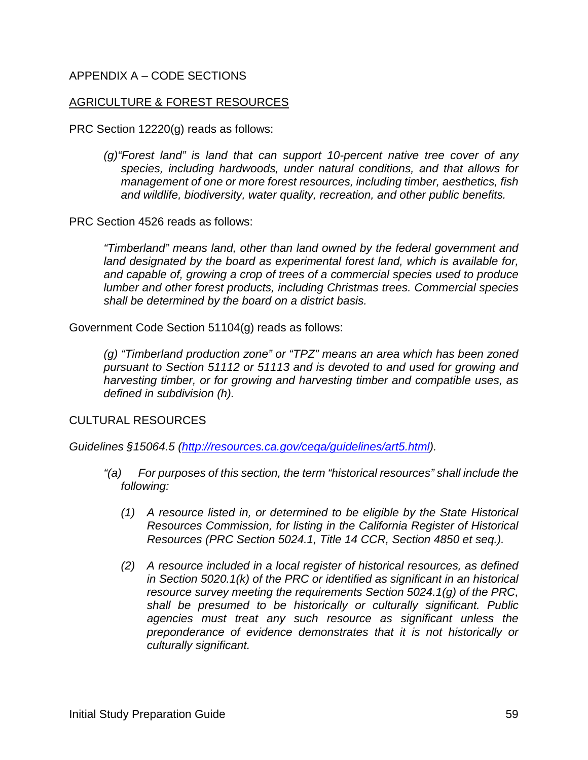# APPENDIX A – CODE SECTIONS

## AGRICULTURE & FOREST RESOURCES

PRC Section 12220(g) reads as follows:

> *(g)"Forest land" is land that can support 10-percent native tree cover of any species, including hardwoods, under natural conditions, and that allows for management of one or more forest resources, including timber, aesthetics, fish and wildlife, biodiversity, water quality, recreation, and other public benefits.*

PRC Section 4526 reads as follows:

> *"Timberland" means land, other than land owned by the federal government and land designated by the board as experimental forest land, which is available for, and capable of, growing a crop of trees of a commercial species used to produce lumber and other forest products, including Christmas trees. Commercial species shall be determined by the board on a district basis.*

Government Code Section 51104(g) reads as follows:

> *(g) "Timberland production zone" or "TPZ" means an area which has been zoned pursuant to Section 51112 or 51113 and is devoted to and used for growing and harvesting timber, or for growing and harvesting timber and compatible uses, as defined in subdivision (h).*

## CULTURAL RESOURCES

*Guidelines §15064.5 (http://resources.ca.gov/ceqa/guidelines/art5.html).*

> *"(a) For purposes of this section, the term "historical resources" shall include the following:*
>
> *(1) A resource listed in, or determined to be eligible by the State Historical Resources Commission, for listing in the California Register of Historical Resources (PRC Section 5024.1, Title 14 CCR, Section 4850 et seq.).*
>
> *(2) A resource included in a local register of historical resources, as defined in Section 5020.1(k) of the PRC or identified as significant in an historical resource survey meeting the requirements Section 5024.1(g) of the PRC, shall be presumed to be historically or culturally significant. Public agencies must treat any such resource as significant unless the preponderance of evidence demonstrates that it is not historically or culturally significant.*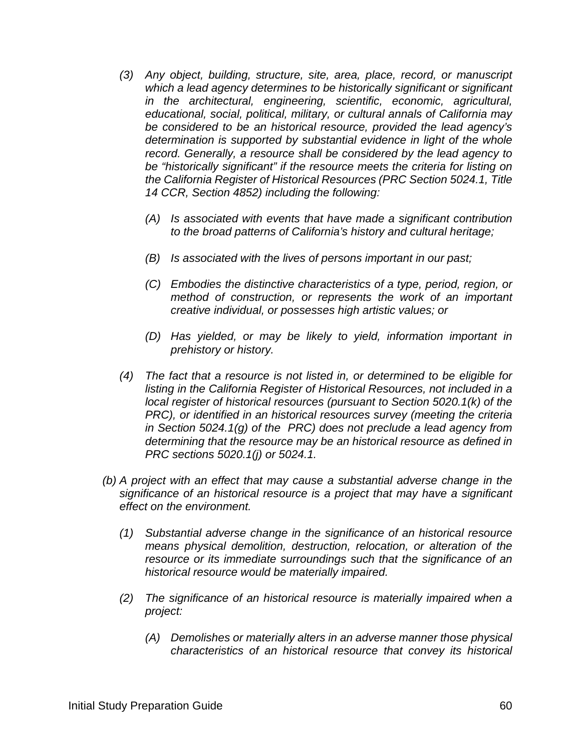*(3) Any object, building, structure, site, area, place, record, or manuscript which a lead agency determines to be historically significant or significant in the architectural, engineering, scientific, economic, agricultural, educational, social, political, military, or cultural annals of California may be considered to be an historical resource, provided the lead agency's determination is supported by substantial evidence in light of the whole record. Generally, a resource shall be considered by the lead agency to be "historically significant" if the resource meets the criteria for listing on the California Register of Historical Resources (PRC Section 5024.1, Title 14 CCR, Section 4852) including the following:*

*(A) Is associated with events that have made a significant contribution to the broad patterns of California's history and cultural heritage;*

*(B) Is associated with the lives of persons important in our past;*

*(C) Embodies the distinctive characteristics of a type, period, region, or method of construction, or represents the work of an important creative individual, or possesses high artistic values; or*

*(D) Has yielded, or may be likely to yield, information important in prehistory or history.*

*(4) The fact that a resource is not listed in, or determined to be eligible for listing in the California Register of Historical Resources, not included in a local register of historical resources (pursuant to Section 5020.1(k) of the PRC), or identified in an historical resources survey (meeting the criteria in Section 5024.1(g) of the PRC) does not preclude a lead agency from determining that the resource may be an historical resource as defined in PRC sections 5020.1(j) or 5024.1.*

*(b) A project with an effect that may cause a substantial adverse change in the significance of an historical resource is a project that may have a significant effect on the environment.*

*(1) Substantial adverse change in the significance of an historical resource means physical demolition, destruction, relocation, or alteration of the resource or its immediate surroundings such that the significance of an historical resource would be materially impaired.*

*(2) The significance of an historical resource is materially impaired when a project:*

*(A) Demolishes or materially alters in an adverse manner those physical characteristics of an historical resource that convey its historical*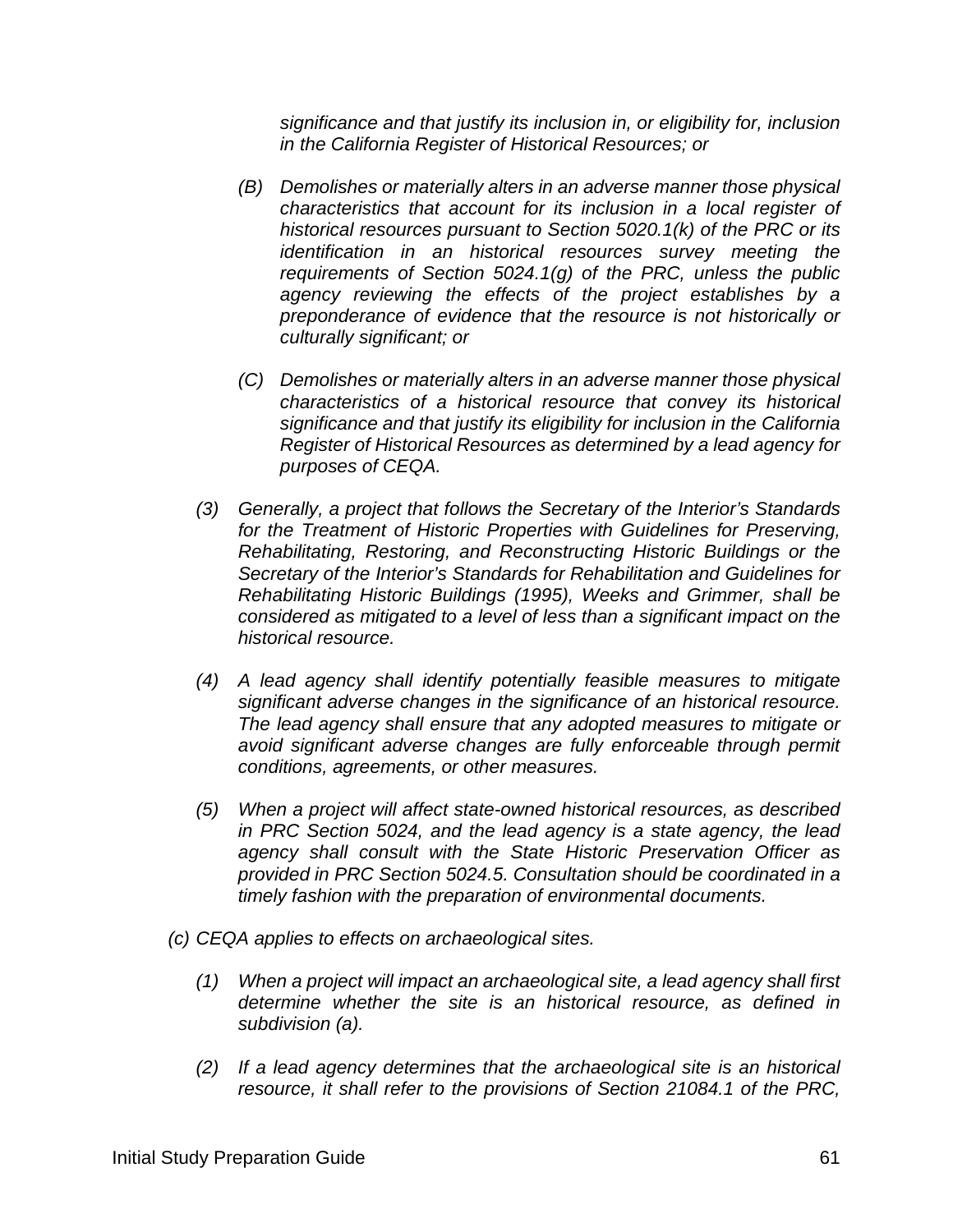*significance and that justify its inclusion in, or eligibility for, inclusion in the California Register of Historical Resources; or*

*(B) Demolishes or materially alters in an adverse manner those physical characteristics that account for its inclusion in a local register of historical resources pursuant to Section 5020.1(k) of the PRC or its identification in an historical resources survey meeting the requirements of Section 5024.1(g) of the PRC, unless the public agency reviewing the effects of the project establishes by a preponderance of evidence that the resource is not historically or culturally significant; or*

*(C) Demolishes or materially alters in an adverse manner those physical characteristics of a historical resource that convey its historical significance and that justify its eligibility for inclusion in the California Register of Historical Resources as determined by a lead agency for purposes of CEQA.*

*(3) Generally, a project that follows the Secretary of the Interior's Standards for the Treatment of Historic Properties with Guidelines for Preserving, Rehabilitating, Restoring, and Reconstructing Historic Buildings or the Secretary of the Interior's Standards for Rehabilitation and Guidelines for Rehabilitating Historic Buildings (1995), Weeks and Grimmer, shall be considered as mitigated to a level of less than a significant impact on the historical resource.*

*(4) A lead agency shall identify potentially feasible measures to mitigate significant adverse changes in the significance of an historical resource. The lead agency shall ensure that any adopted measures to mitigate or avoid significant adverse changes are fully enforceable through permit conditions, agreements, or other measures.*

*(5) When a project will affect state-owned historical resources, as described in PRC Section 5024, and the lead agency is a state agency, the lead agency shall consult with the State Historic Preservation Officer as provided in PRC Section 5024.5. Consultation should be coordinated in a timely fashion with the preparation of environmental documents.*

*(c) CEQA applies to effects on archaeological sites.*

*(1) When a project will impact an archaeological site, a lead agency shall first determine whether the site is an historical resource, as defined in subdivision (a).*

*(2) If a lead agency determines that the archaeological site is an historical resource, it shall refer to the provisions of Section 21084.1 of the PRC,*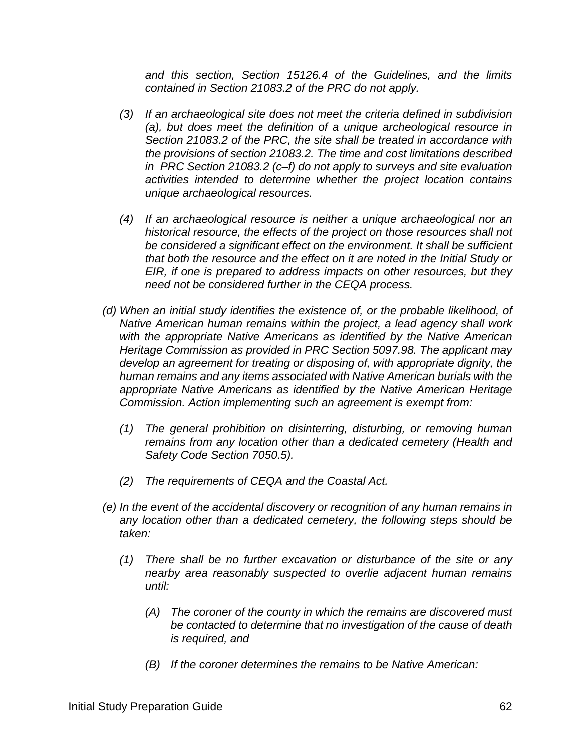*and this section, Section 15126.4 of the Guidelines, and the limits contained in Section 21083.2 of the PRC do not apply.*

*(3) If an archaeological site does not meet the criteria defined in subdivision (a), but does meet the definition of a unique archeological resource in Section 21083.2 of the PRC, the site shall be treated in accordance with the provisions of section 21083.2. The time and cost limitations described in PRC Section 21083.2 (c–f) do not apply to surveys and site evaluation activities intended to determine whether the project location contains unique archaeological resources.*

*(4) If an archaeological resource is neither a unique archaeological nor an historical resource, the effects of the project on those resources shall not be considered a significant effect on the environment. It shall be sufficient that both the resource and the effect on it are noted in the Initial Study or EIR, if one is prepared to address impacts on other resources, but they need not be considered further in the CEQA process.*

*(d) When an initial study identifies the existence of, or the probable likelihood, of Native American human remains within the project, a lead agency shall work with the appropriate Native Americans as identified by the Native American Heritage Commission as provided in PRC Section 5097.98. The applicant may develop an agreement for treating or disposing of, with appropriate dignity, the human remains and any items associated with Native American burials with the appropriate Native Americans as identified by the Native American Heritage Commission. Action implementing such an agreement is exempt from:*

*(1) The general prohibition on disinterring, disturbing, or removing human remains from any location other than a dedicated cemetery (Health and Safety Code Section 7050.5).*

*(2) The requirements of CEQA and the Coastal Act.*

*(e) In the event of the accidental discovery or recognition of any human remains in any location other than a dedicated cemetery, the following steps should be taken:*

*(1) There shall be no further excavation or disturbance of the site or any nearby area reasonably suspected to overlie adjacent human remains until:*

*(A) The coroner of the county in which the remains are discovered must be contacted to determine that no investigation of the cause of death is required, and*

*(B) If the coroner determines the remains to be Native American:*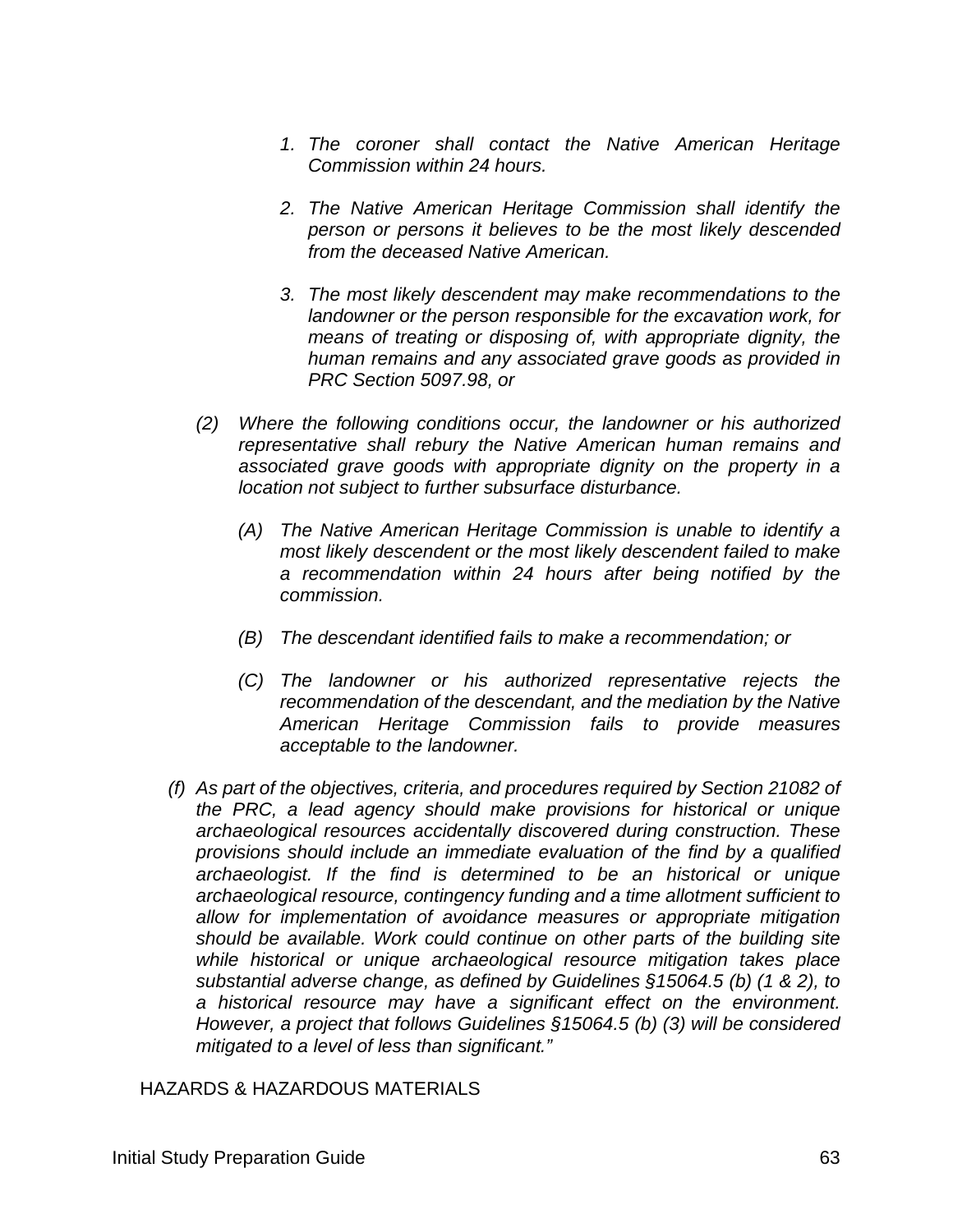1. *The coroner shall contact the Native American Heritage Commission within 24 hours.*

2. *The Native American Heritage Commission shall identify the person or persons it believes to be the most likely descended from the deceased Native American.*

3. *The most likely descendent may make recommendations to the landowner or the person responsible for the excavation work, for means of treating or disposing of, with appropriate dignity, the human remains and any associated grave goods as provided in PRC Section 5097.98, or*

*(2) Where the following conditions occur, the landowner or his authorized representative shall rebury the Native American human remains and associated grave goods with appropriate dignity on the property in a location not subject to further subsurface disturbance.*

*(A) The Native American Heritage Commission is unable to identify a most likely descendent or the most likely descendent failed to make a recommendation within 24 hours after being notified by the commission.*

*(B) The descendant identified fails to make a recommendation; or*

*(C) The landowner or his authorized representative rejects the recommendation of the descendant, and the mediation by the Native American Heritage Commission fails to provide measures acceptable to the landowner.*

*(f) As part of the objectives, criteria, and procedures required by Section 21082 of the PRC, a lead agency should make provisions for historical or unique archaeological resources accidentally discovered during construction. These provisions should include an immediate evaluation of the find by a qualified archaeologist. If the find is determined to be an historical or unique archaeological resource, contingency funding and a time allotment sufficient to allow for implementation of avoidance measures or appropriate mitigation should be available. Work could continue on other parts of the building site while historical or unique archaeological resource mitigation takes place substantial adverse change, as defined by Guidelines §15064.5 (b) (1 & 2), to a historical resource may have a significant effect on the environment. However, a project that follows Guidelines §15064.5 (b) (3) will be considered mitigated to a level of less than significant."*

HAZARDS & HAZARDOUS MATERIALS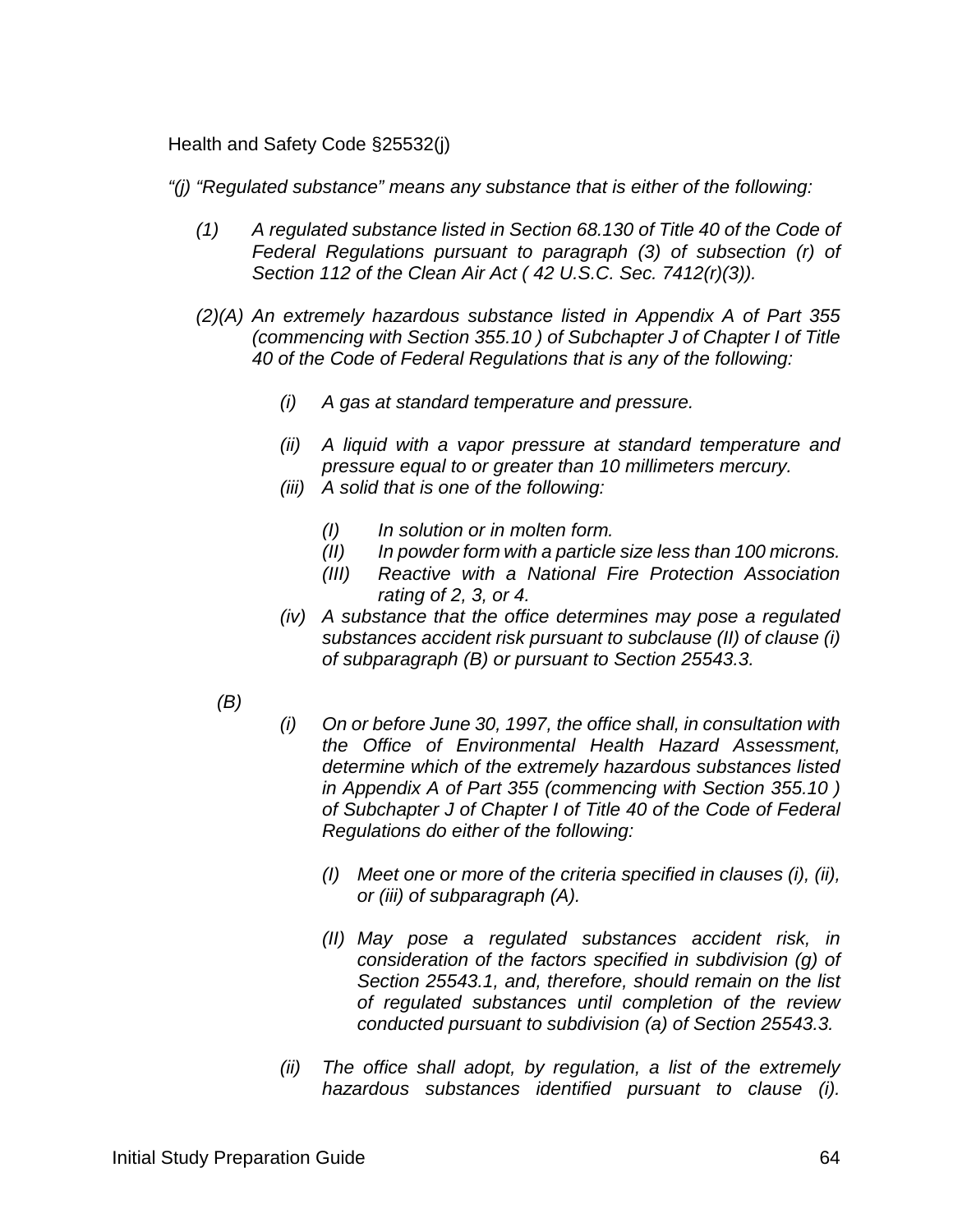Health and Safety Code §25532(j)

*"(j) "Regulated substance" means any substance that is either of the following:*

*(1) A regulated substance listed in Section 68.130 of Title 40 of the Code of Federal Regulations pursuant to paragraph (3) of subsection (r) of Section 112 of the Clean Air Act ( 42 U.S.C. Sec. 7412(r)(3)).*

*(2)(A) An extremely hazardous substance listed in Appendix A of Part 355 (commencing with Section 355.10 ) of Subchapter J of Chapter I of Title 40 of the Code of Federal Regulations that is any of the following:*

- *(i) A gas at standard temperature and pressure.*
- *(ii) A liquid with a vapor pressure at standard temperature and pressure equal to or greater than 10 millimeters mercury.*
- *(iii) A solid that is one of the following:*
  - *(I) In solution or in molten form.*
  - *(II) In powder form with a particle size less than 100 microns.*
  - *(III) Reactive with a National Fire Protection Association rating of 2, 3, or 4.*
- *(iv) A substance that the office determines may pose a regulated substances accident risk pursuant to subclause (II) of clause (i) of subparagraph (B) or pursuant to Section 25543.3.*

*(B)*

- *(i) On or before June 30, 1997, the office shall, in consultation with the Office of Environmental Health Hazard Assessment, determine which of the extremely hazardous substances listed in Appendix A of Part 355 (commencing with Section 355.10 ) of Subchapter J of Chapter I of Title 40 of the Code of Federal Regulations do either of the following:*
  - *(I) Meet one or more of the criteria specified in clauses (i), (ii), or (iii) of subparagraph (A).*
  - *(II) May pose a regulated substances accident risk, in consideration of the factors specified in subdivision (g) of Section 25543.1, and, therefore, should remain on the list of regulated substances until completion of the review conducted pursuant to subdivision (a) of Section 25543.3.*
- *(ii) The office shall adopt, by regulation, a list of the extremely hazardous substances identified pursuant to clause (i).*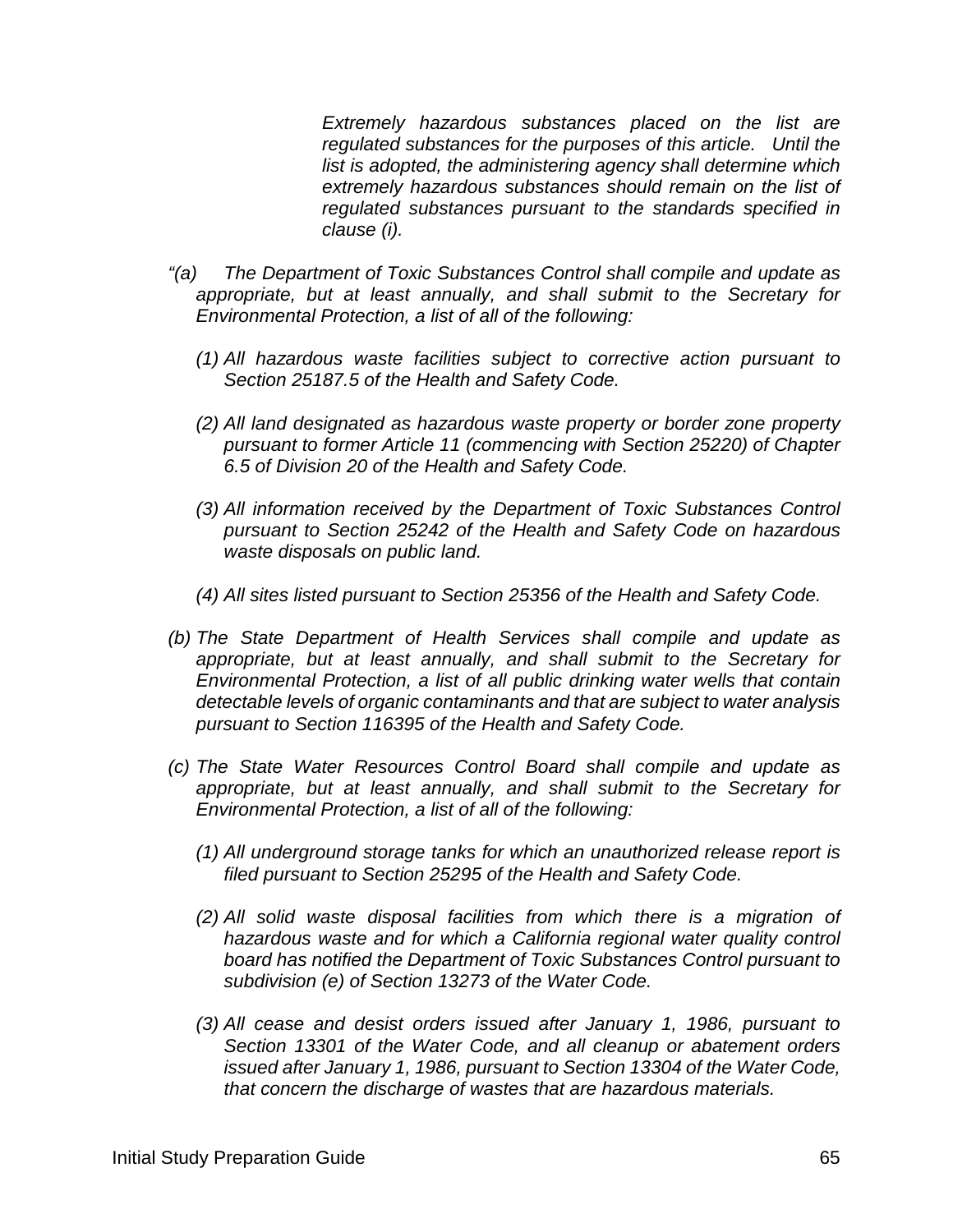*Extremely hazardous substances placed on the list are regulated substances for the purposes of this article. Until the list is adopted, the administering agency shall determine which extremely hazardous substances should remain on the list of regulated substances pursuant to the standards specified in clause (i).*

*"(a) The Department of Toxic Substances Control shall compile and update as appropriate, but at least annually, and shall submit to the Secretary for Environmental Protection, a list of all of the following:*

*(1) All hazardous waste facilities subject to corrective action pursuant to Section 25187.5 of the Health and Safety Code.*

*(2) All land designated as hazardous waste property or border zone property pursuant to former Article 11 (commencing with Section 25220) of Chapter 6.5 of Division 20 of the Health and Safety Code.*

*(3) All information received by the Department of Toxic Substances Control pursuant to Section 25242 of the Health and Safety Code on hazardous waste disposals on public land.*

*(4) All sites listed pursuant to Section 25356 of the Health and Safety Code.*

*(b) The State Department of Health Services shall compile and update as appropriate, but at least annually, and shall submit to the Secretary for Environmental Protection, a list of all public drinking water wells that contain detectable levels of organic contaminants and that are subject to water analysis pursuant to Section 116395 of the Health and Safety Code.*

*(c) The State Water Resources Control Board shall compile and update as appropriate, but at least annually, and shall submit to the Secretary for Environmental Protection, a list of all of the following:*

*(1) All underground storage tanks for which an unauthorized release report is filed pursuant to Section 25295 of the Health and Safety Code.*

*(2) All solid waste disposal facilities from which there is a migration of hazardous waste and for which a California regional water quality control board has notified the Department of Toxic Substances Control pursuant to subdivision (e) of Section 13273 of the Water Code.*

*(3) All cease and desist orders issued after January 1, 1986, pursuant to Section 13301 of the Water Code, and all cleanup or abatement orders issued after January 1, 1986, pursuant to Section 13304 of the Water Code, that concern the discharge of wastes that are hazardous materials.*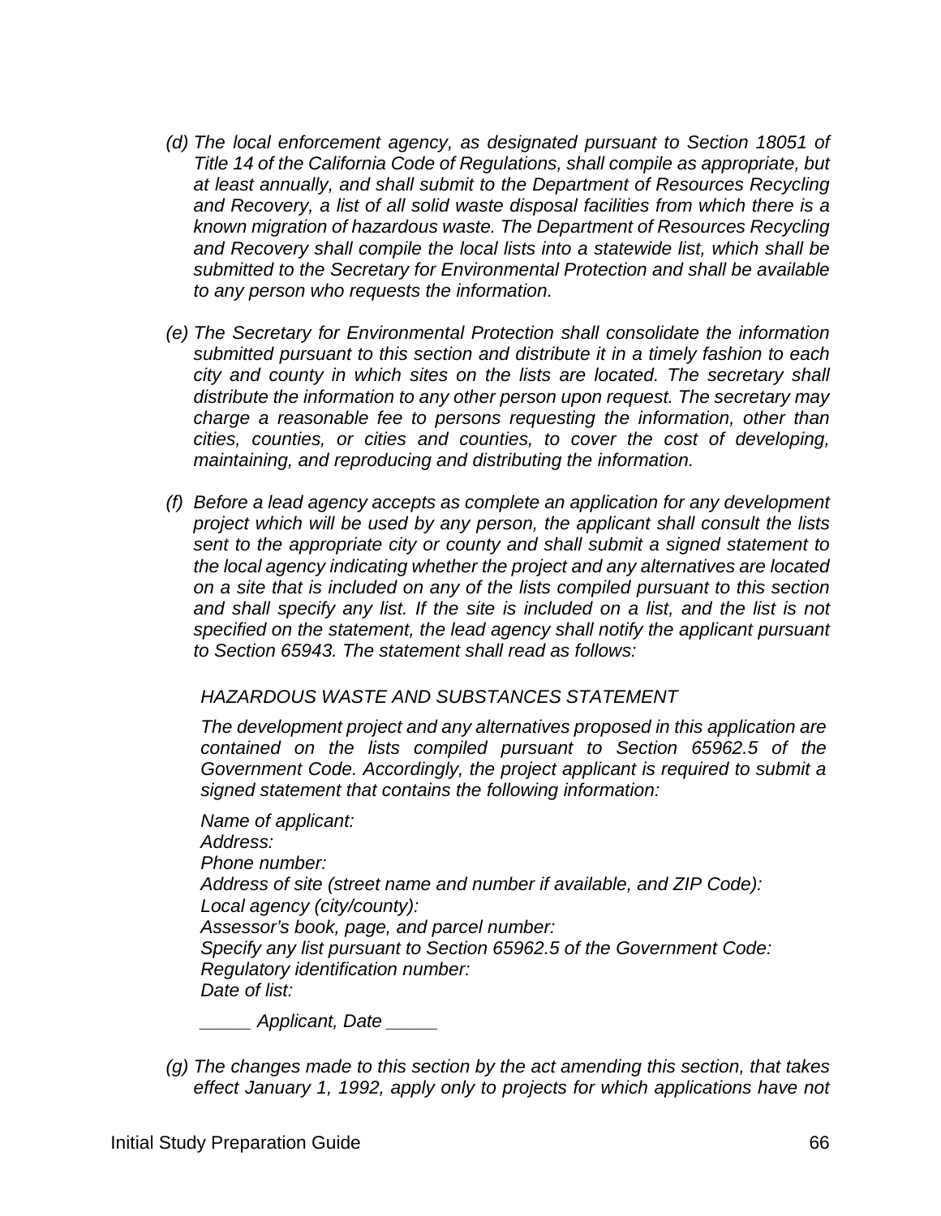*(d) The local enforcement agency, as designated pursuant to Section 18051 of Title 14 of the California Code of Regulations, shall compile as appropriate, but at least annually, and shall submit to the Department of Resources Recycling and Recovery, a list of all solid waste disposal facilities from which there is a known migration of hazardous waste. The Department of Resources Recycling and Recovery shall compile the local lists into a statewide list, which shall be submitted to the Secretary for Environmental Protection and shall be available to any person who requests the information.*

*(e) The Secretary for Environmental Protection shall consolidate the information submitted pursuant to this section and distribute it in a timely fashion to each city and county in which sites on the lists are located. The secretary shall distribute the information to any other person upon request. The secretary may charge a reasonable fee to persons requesting the information, other than cities, counties, or cities and counties, to cover the cost of developing, maintaining, and reproducing and distributing the information.*

*(f) Before a lead agency accepts as complete an application for any development project which will be used by any person, the applicant shall consult the lists sent to the appropriate city or county and shall submit a signed statement to the local agency indicating whether the project and any alternatives are located on a site that is included on any of the lists compiled pursuant to this section and shall specify any list. If the site is included on a list, and the list is not specified on the statement, the lead agency shall notify the applicant pursuant to Section 65943. The statement shall read as follows:*

*HAZARDOUS WASTE AND SUBSTANCES STATEMENT*

*The development project and any alternatives proposed in this application are contained on the lists compiled pursuant to Section 65962.5 of the Government Code. Accordingly, the project applicant is required to submit a signed statement that contains the following information:*

*Name of applicant:*
*Address:*
*Phone number:*
*Address of site (street name and number if available, and ZIP Code):*
*Local agency (city/county):*
*Assessor's book, page, and parcel number:*
*Specify any list pursuant to Section 65962.5 of the Government Code:*
*Regulatory identification number:*
*Date of list:*

*_____ Applicant, Date _____*

*(g) The changes made to this section by the act amending this section, that takes effect January 1, 1992, apply only to projects for which applications have not*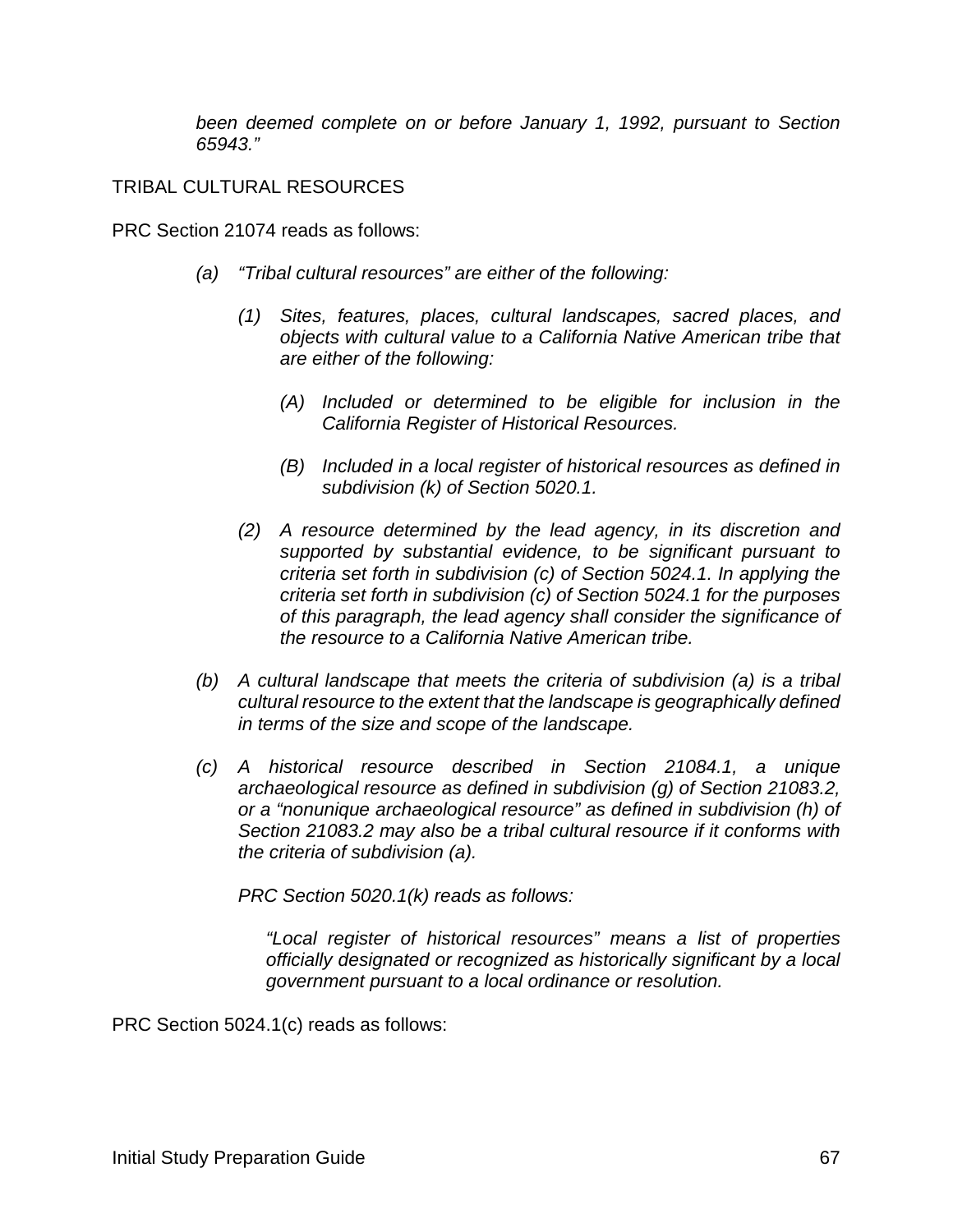*been deemed complete on or before January 1, 1992, pursuant to Section 65943."*

TRIBAL CULTURAL RESOURCES

PRC Section 21074 reads as follows:

> *(a) "Tribal cultural resources" are either of the following:*
>
> > *(1) Sites, features, places, cultural landscapes, sacred places, and objects with cultural value to a California Native American tribe that are either of the following:*
> >
> > > *(A) Included or determined to be eligible for inclusion in the California Register of Historical Resources.*
> > >
> > > *(B) Included in a local register of historical resources as defined in subdivision (k) of Section 5020.1.*
> >
> > *(2) A resource determined by the lead agency, in its discretion and supported by substantial evidence, to be significant pursuant to criteria set forth in subdivision (c) of Section 5024.1. In applying the criteria set forth in subdivision (c) of Section 5024.1 for the purposes of this paragraph, the lead agency shall consider the significance of the resource to a California Native American tribe.*
>
> *(b) A cultural landscape that meets the criteria of subdivision (a) is a tribal cultural resource to the extent that the landscape is geographically defined in terms of the size and scope of the landscape.*
>
> *(c) A historical resource described in Section 21084.1, a unique archaeological resource as defined in subdivision (g) of Section 21083.2, or a "nonunique archaeological resource" as defined in subdivision (h) of Section 21083.2 may also be a tribal cultural resource if it conforms with the criteria of subdivision (a).*
>
> *PRC Section 5020.1(k) reads as follows:*
>
> > *"Local register of historical resources" means a list of properties officially designated or recognized as historically significant by a local government pursuant to a local ordinance or resolution.*

PRC Section 5024.1(c) reads as follows: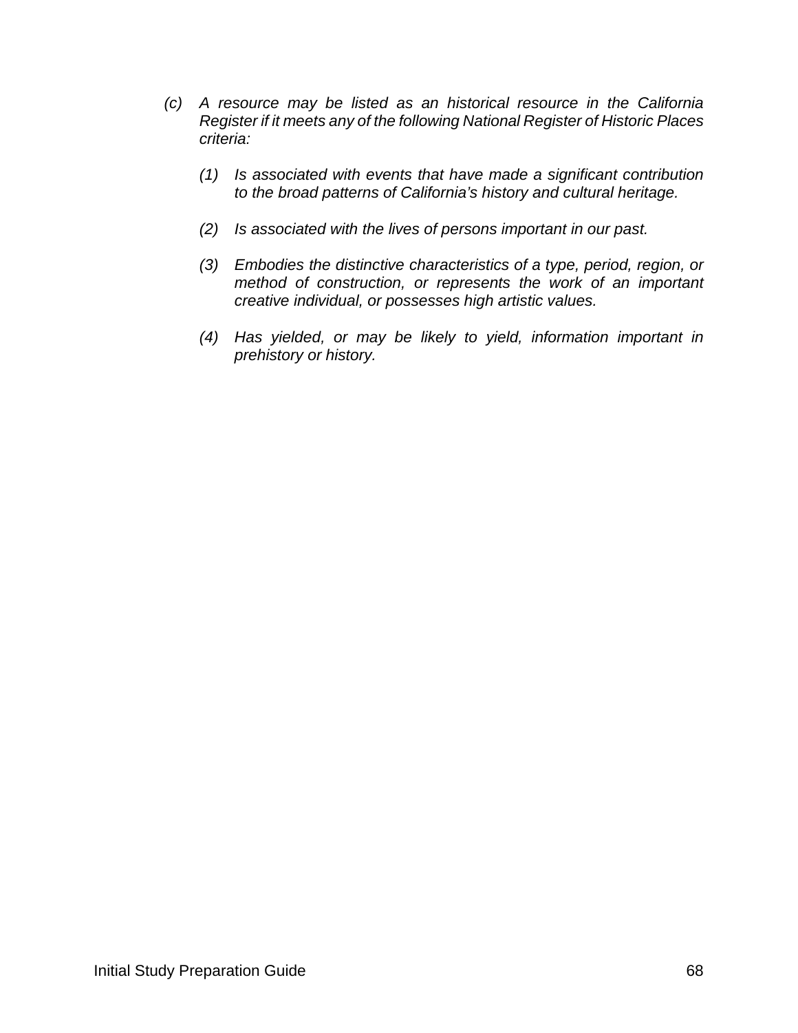*(c) A resource may be listed as an historical resource in the California Register if it meets any of the following National Register of Historic Places criteria:*

*(1) Is associated with events that have made a significant contribution to the broad patterns of California's history and cultural heritage.*

*(2) Is associated with the lives of persons important in our past.*

*(3) Embodies the distinctive characteristics of a type, period, region, or method of construction, or represents the work of an important creative individual, or possesses high artistic values.*

*(4) Has yielded, or may be likely to yield, information important in prehistory or history.*